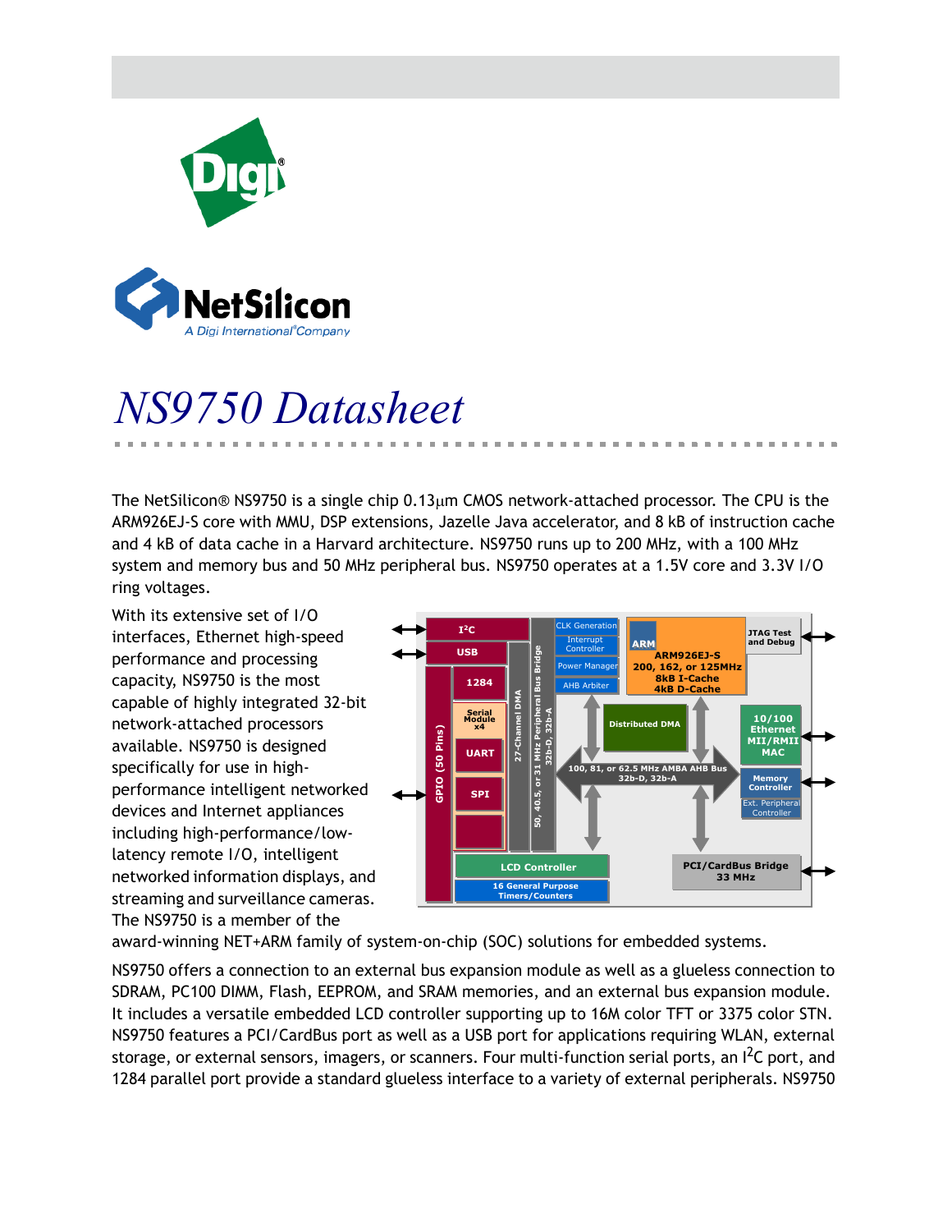# NS9750 Datasheet

The NetSilicon® NS9750 is a single chip 0.13μm CMOS network-attached processor. The CPU is the ARM926EJ-S core with MMU, DSP extensions, Jazelle Java accelerator, and 8 kB of instruction cache and 4 kB of data cache in a Harvard architecture. NS9750 runs up to 200 MHz, with a 100 MHz system and memory bus and 50 MHz peripheral bus. NS9750 operates at a 1.5V core and 3.3V I/O ring voltages.

With its extensive set of I/O interfaces, Ethernet high-speed performance and processing capacity, NS9750 is the most capable of highly integrated 32-bit network-attached processors available. NS9750 is designed specifically for use in high-performance intelligent networked devices and Internet appliances including high-performance/low-latency remote I/O, intelligent networked information displays, and streaming and surveillance cameras. The NS9750 is a member of the award-winning NET+ARM family of system-on-chip (SOC) solutions for embedded systems.

NS9750 offers a connection to an external bus expansion module as well as a glueless connection to SDRAM, PC100 DIMM, Flash, EEPROM, and SRAM memories, and an external bus expansion module. It includes a versatile embedded LCD controller supporting up to 16M color TFT or 3375 color STN. NS9750 features a PCI/CardBus port as well as a USB port for applications requiring WLAN, external storage, or external sensors, imagers, or scanners. Four multi-function serial ports, an I²C port, and 1284 parallel port provide a standard glueless interface to a variety of external peripherals. NS9750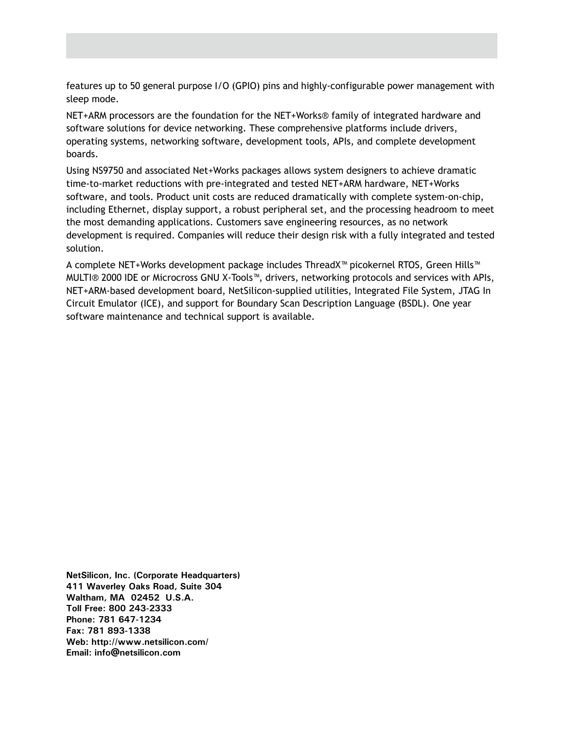features up to 50 general purpose I/O (GPIO) pins and highly-configurable power management with sleep mode.

NET+ARM processors are the foundation for the NET+Works® family of integrated hardware and software solutions for device networking. These comprehensive platforms include drivers, operating systems, networking software, development tools, APIs, and complete development boards.

Using NS9750 and associated Net+Works packages allows system designers to achieve dramatic time-to-market reductions with pre-integrated and tested NET+ARM hardware, NET+Works software, and tools. Product unit costs are reduced dramatically with complete system-on-chip, including Ethernet, display support, a robust peripheral set, and the processing headroom to meet the most demanding applications. Customers save engineering resources, as no network development is required. Companies will reduce their design risk with a fully integrated and tested solution.

A complete NET+Works development package includes ThreadX™ picokernel RTOS, Green Hills™ MULTI® 2000 IDE or Microcross GNU X-Tools™, drivers, networking protocols and services with APIs, NET+ARM-based development board, NetSilicon-supplied utilities, Integrated File System, JTAG In Circuit Emulator (ICE), and support for Boundary Scan Description Language (BSDL). One year software maintenance and technical support is available.

**NetSilicon, Inc. (Corporate Headquarters)**
**411 Waverley Oaks Road, Suite 304**
**Waltham, MA 02452 U.S.A.**
**Toll Free: 800 243-2333**
**Phone: 781 647-1234**
**Fax: 781 893-1338**
**Web: http://www.netsilicon.com/**
**Email: info@netsilicon.com**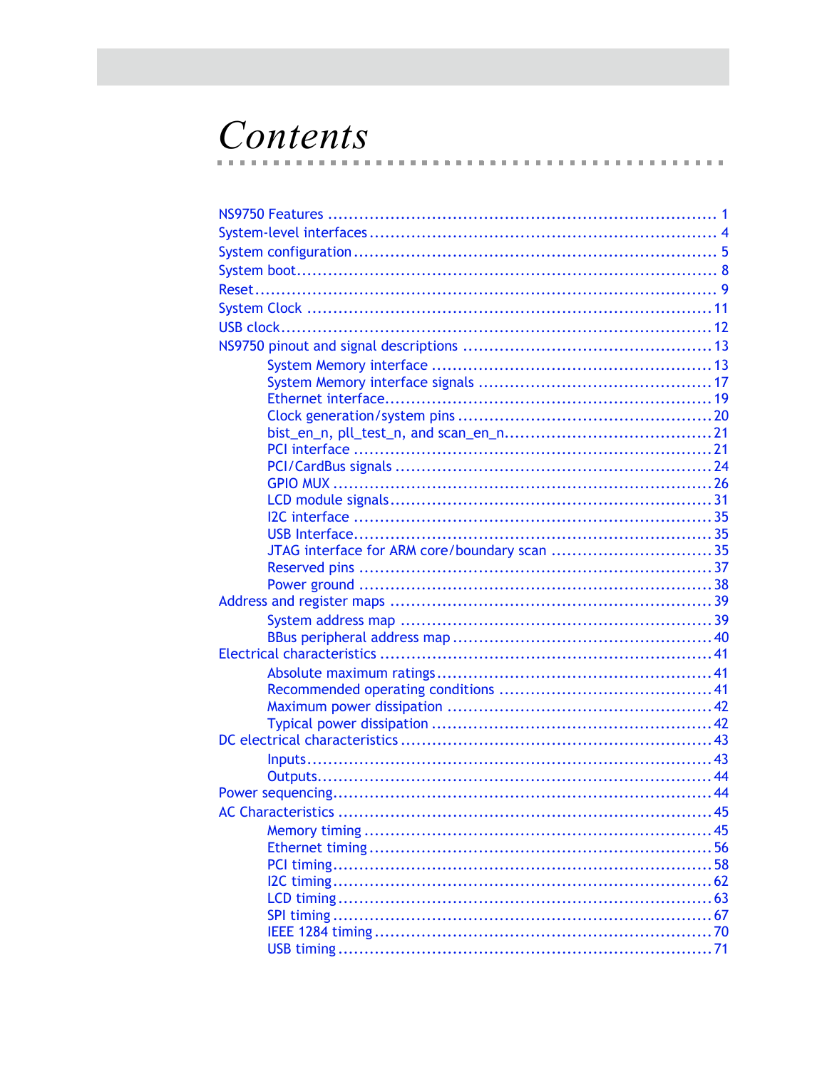# Contents

NS9750 Features .......................................................................... 1
System-level interfaces ................................................................. 4
System configuration .................................................................... 5
System boot................................................................................ 8
Reset........................................................................................ 9
System Clock ............................................................................ 11
USB clock................................................................................. 12
NS9750 pinout and signal descriptions ............................................... 13
- System Memory interface ..................................................... 13
- System Memory interface signals ............................................ 17
- Ethernet interface.............................................................. 19
- Clock generation/system pins ................................................ 20
- bist_en_n, pll_test_n, and scan_en_n....................................... 21
- PCI interface ................................................................... 21
- PCI/CardBus signals ........................................................... 24
- GPIO MUX ....................................................................... 26
- LCD module signals............................................................ 31
- I2C interface ................................................................... 35
- USB Interface................................................................... 35
- JTAG interface for ARM core/boundary scan ............................... 35
- Reserved pins .................................................................. 37
- Power ground .................................................................. 38

Address and register maps ............................................................. 39
- System address map .......................................................... 39
- BBus peripheral address map ................................................ 40

Electrical characteristics ............................................................... 41
- Absolute maximum ratings.................................................... 41
- Recommended operating conditions ........................................ 41
- Maximum power dissipation .................................................. 42
- Typical power dissipation ..................................................... 42

DC electrical characteristics ........................................................... 43
- Inputs............................................................................ 43
- Outputs.......................................................................... 44

Power sequencing....................................................................... 44
AC Characteristics ...................................................................... 45
- Memory timing ................................................................. 45
- Ethernet timing ................................................................ 56
- PCI timing....................................................................... 58
- I2C timing....................................................................... 62
- LCD timing ...................................................................... 63
- SPI timing ....................................................................... 67
- IEEE 1284 timing ............................................................... 70
- USB timing ...................................................................... 71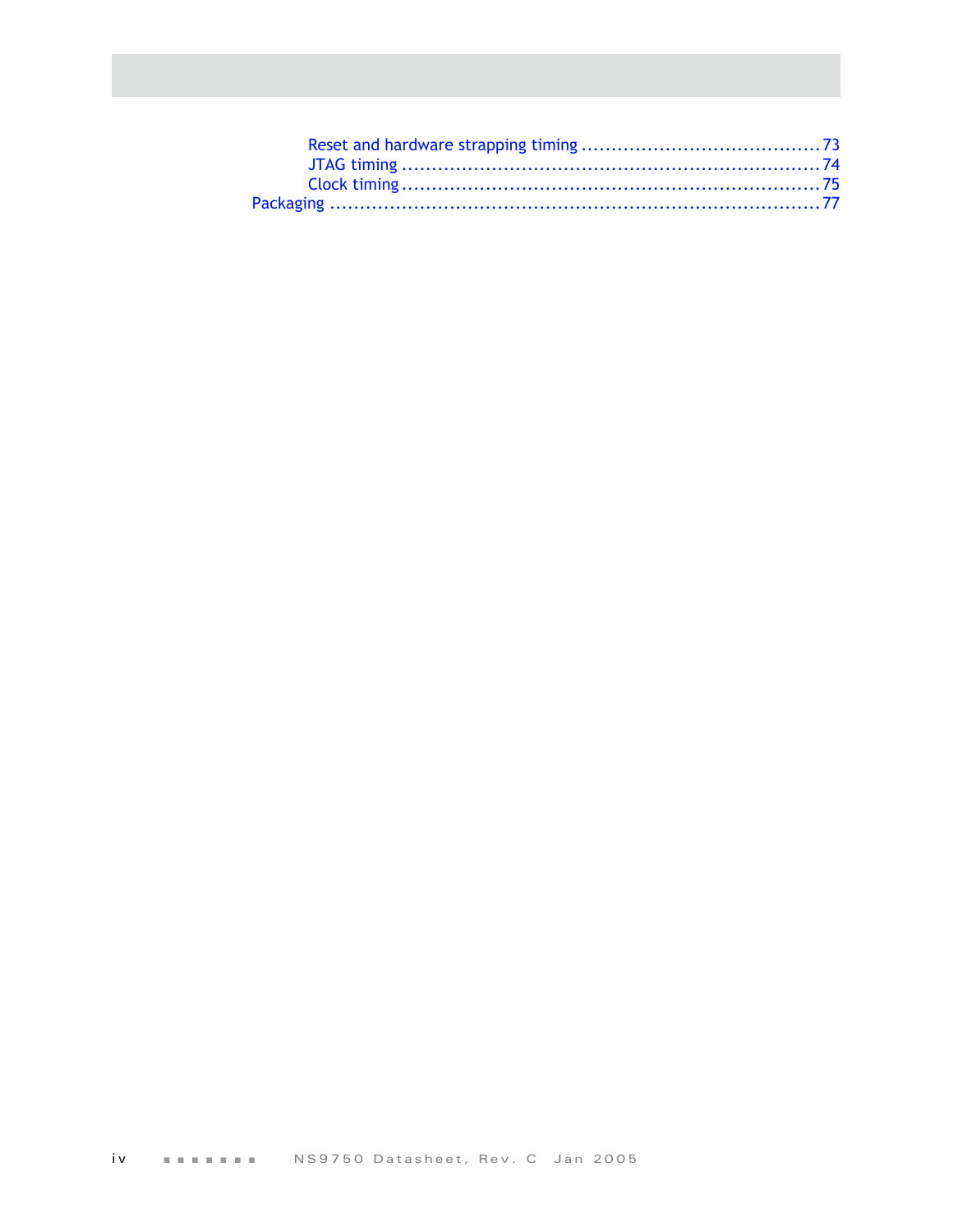Reset and hardware strapping timing ........................................ 73
JTAG timing ........................................................................ 74
Clock timing ........................................................................ 75
Packaging ................................................................................ 77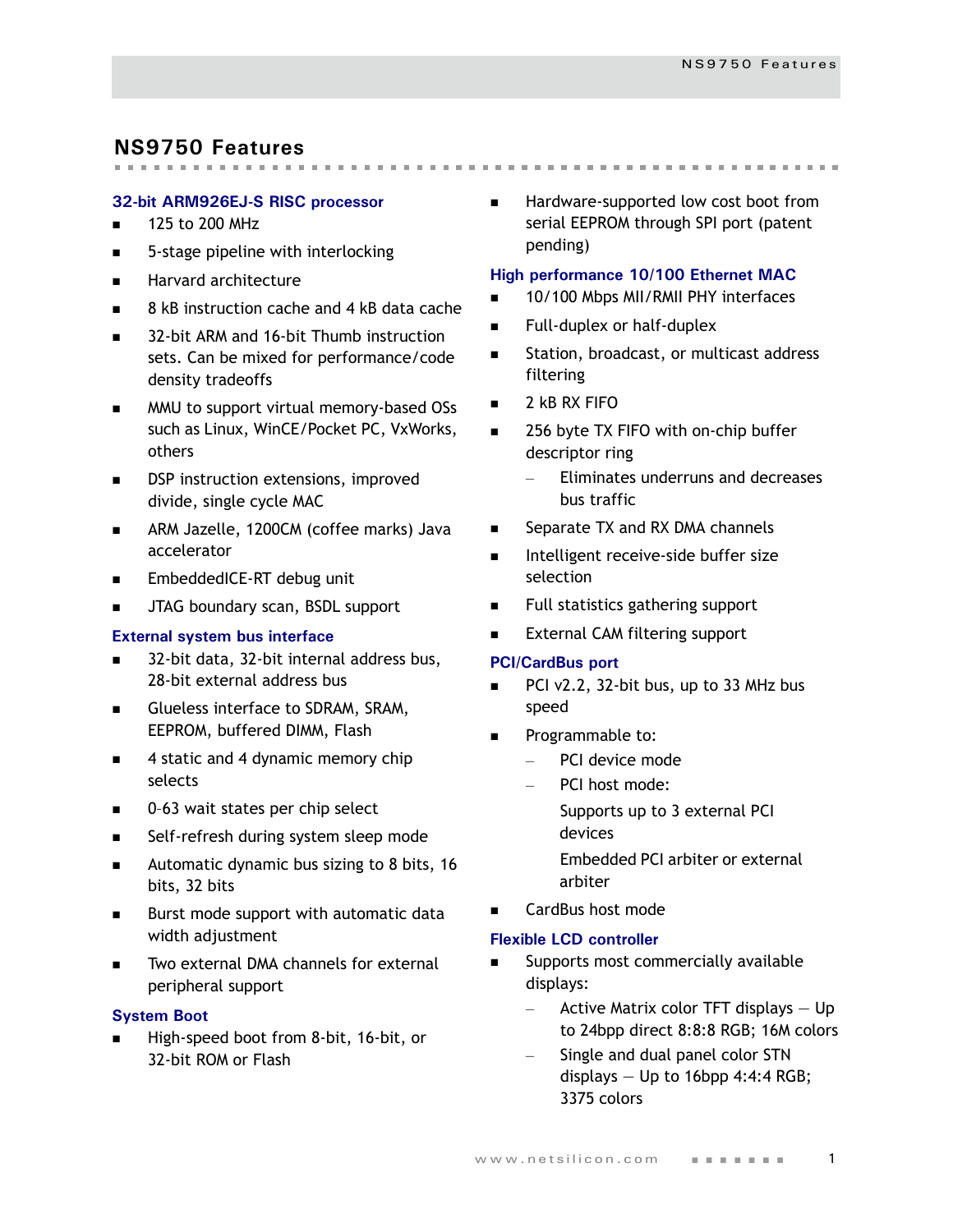## NS9750 Features

### 32-bit ARM926EJ-S RISC processor

- 125 to 200 MHz
- 5-stage pipeline with interlocking
- Harvard architecture
- 8 kB instruction cache and 4 kB data cache
- 32-bit ARM and 16-bit Thumb instruction sets. Can be mixed for performance/code density tradeoffs
- MMU to support virtual memory-based OSs such as Linux, WinCE/Pocket PC, VxWorks, others
- DSP instruction extensions, improved divide, single cycle MAC
- ARM Jazelle, 1200CM (coffee marks) Java accelerator
- EmbeddedICE-RT debug unit
- JTAG boundary scan, BSDL support

### External system bus interface

- 32-bit data, 32-bit internal address bus, 28-bit external address bus
- Glueless interface to SDRAM, SRAM, EEPROM, buffered DIMM, Flash
- 4 static and 4 dynamic memory chip selects
- 0–63 wait states per chip select
- Self-refresh during system sleep mode
- Automatic dynamic bus sizing to 8 bits, 16 bits, 32 bits
- Burst mode support with automatic data width adjustment
- Two external DMA channels for external peripheral support

### System Boot

- High-speed boot from 8-bit, 16-bit, or 32-bit ROM or Flash
- Hardware-supported low cost boot from serial EEPROM through SPI port (patent pending)

### High performance 10/100 Ethernet MAC

- 10/100 Mbps MII/RMII PHY interfaces
- Full-duplex or half-duplex
- Station, broadcast, or multicast address filtering
- 2 kB RX FIFO
- 256 byte TX FIFO with on-chip buffer descriptor ring
  - Eliminates underruns and decreases bus traffic
- Separate TX and RX DMA channels
- Intelligent receive-side buffer size selection
- Full statistics gathering support
- External CAM filtering support

### PCI/CardBus port

- PCI v2.2, 32-bit bus, up to 33 MHz bus speed
- Programmable to:
  - PCI device mode
  - PCI host mode:

    Supports up to 3 external PCI devices

    Embedded PCI arbiter or external arbiter
- CardBus host mode

### Flexible LCD controller

- Supports most commercially available displays:
  - Active Matrix color TFT displays — Up to 24bpp direct 8:8:8 RGB; 16M colors
  - Single and dual panel color STN displays — Up to 16bpp 4:4:4 RGB; 3375 colors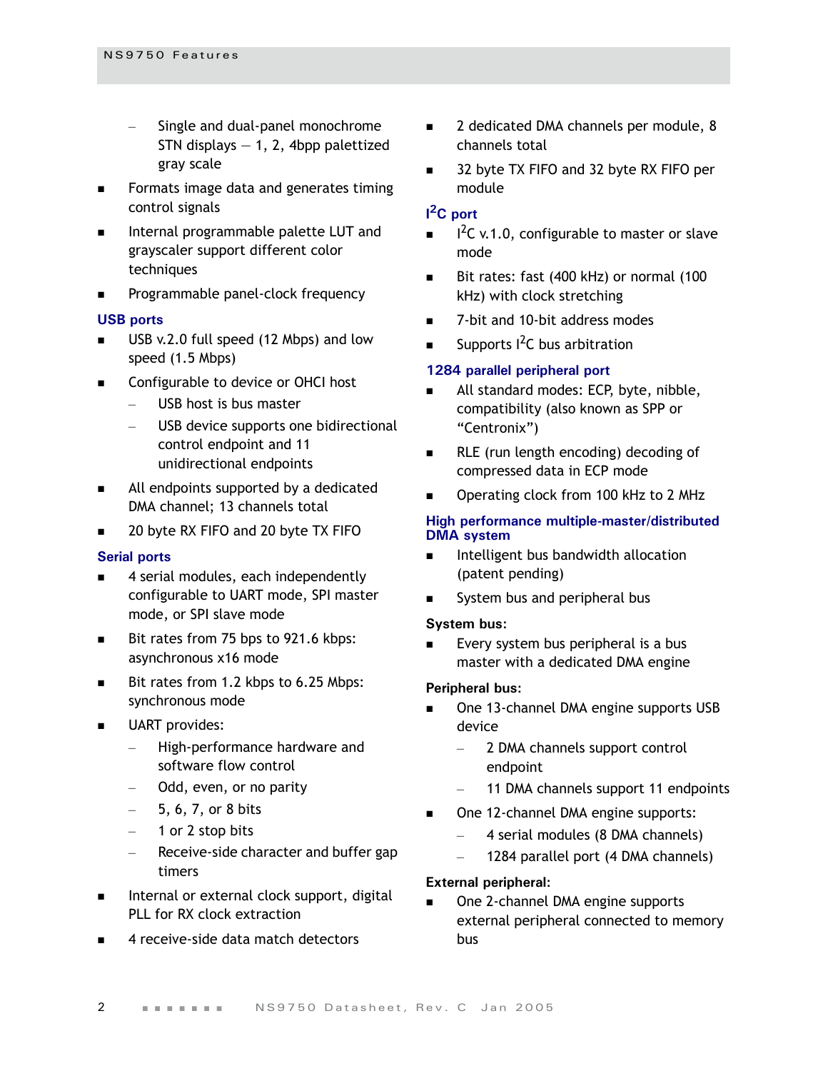- Single and dual-panel monochrome STN displays — 1, 2, 4bpp palettized gray scale

- Formats image data and generates timing control signals
- Internal programmable palette LUT and grayscaler support different color techniques
- Programmable panel-clock frequency

### USB ports

- USB v.2.0 full speed (12 Mbps) and low speed (1.5 Mbps)
- Configurable to device or OHCI host
  - USB host is bus master
  - USB device supports one bidirectional control endpoint and 11 unidirectional endpoints
- All endpoints supported by a dedicated DMA channel; 13 channels total
- 20 byte RX FIFO and 20 byte TX FIFO

### Serial ports

- 4 serial modules, each independently configurable to UART mode, SPI master mode, or SPI slave mode
- Bit rates from 75 bps to 921.6 kbps: asynchronous x16 mode
- Bit rates from 1.2 kbps to 6.25 Mbps: synchronous mode
- UART provides:
  - High-performance hardware and software flow control
  - Odd, even, or no parity
  - 5, 6, 7, or 8 bits
  - 1 or 2 stop bits
  - Receive-side character and buffer gap timers
- Internal or external clock support, digital PLL for RX clock extraction
- 4 receive-side data match detectors
- 2 dedicated DMA channels per module, 8 channels total
- 32 byte TX FIFO and 32 byte RX FIFO per module

### I$^2$C port

- I$^2$C v.1.0, configurable to master or slave mode
- Bit rates: fast (400 kHz) or normal (100 kHz) with clock stretching
- 7-bit and 10-bit address modes
- Supports I$^2$C bus arbitration

### 1284 parallel peripheral port

- All standard modes: ECP, byte, nibble, compatibility (also known as SPP or “Centronix”)
- RLE (run length encoding) decoding of compressed data in ECP mode
- Operating clock from 100 kHz to 2 MHz

### High performance multiple-master/distributed DMA system

- Intelligent bus bandwidth allocation (patent pending)
- System bus and peripheral bus

**System bus:**

- Every system bus peripheral is a bus master with a dedicated DMA engine

**Peripheral bus:**

- One 13-channel DMA engine supports USB device
  - 2 DMA channels support control endpoint
  - 11 DMA channels support 11 endpoints
- One 12-channel DMA engine supports:
  - 4 serial modules (8 DMA channels)
  - 1284 parallel port (4 DMA channels)

**External peripheral:**

- One 2-channel DMA engine supports external peripheral connected to memory bus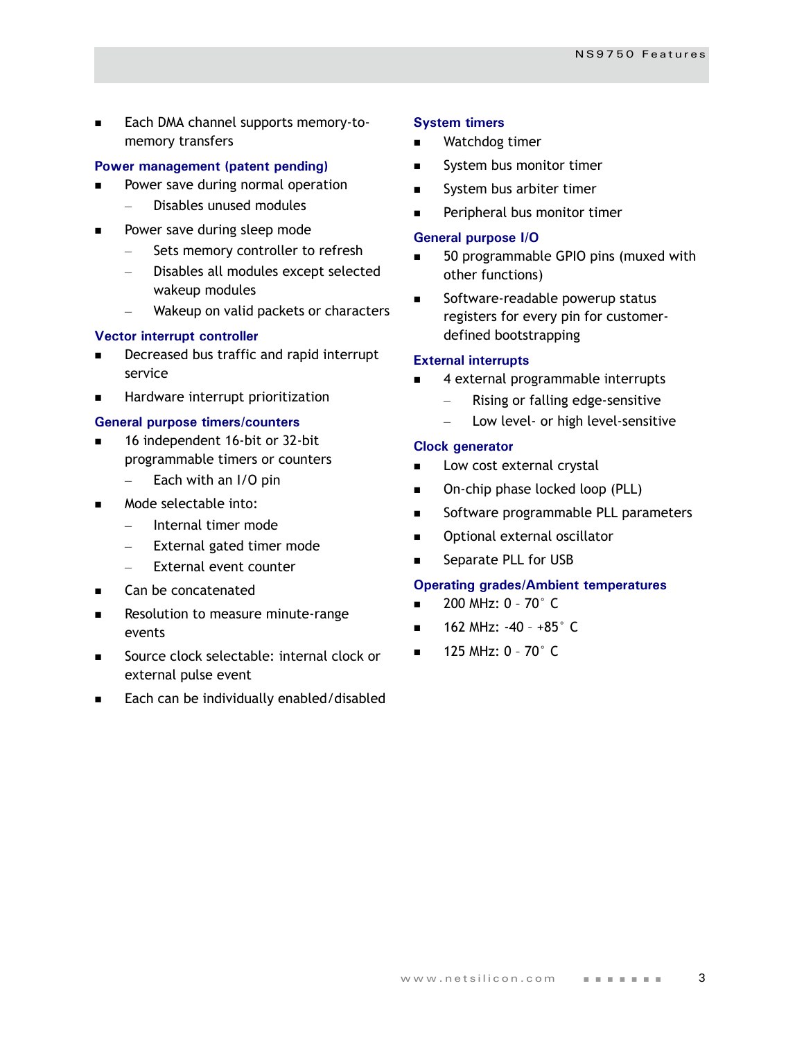- Each DMA channel supports memory-to-memory transfers

### Power management (patent pending)

- Power save during normal operation
  - Disables unused modules
- Power save during sleep mode
  - Sets memory controller to refresh
  - Disables all modules except selected wakeup modules
  - Wakeup on valid packets or characters

### Vector interrupt controller

- Decreased bus traffic and rapid interrupt service
- Hardware interrupt prioritization

### General purpose timers/counters

- 16 independent 16-bit or 32-bit programmable timers or counters
  - Each with an I/O pin
- Mode selectable into:
  - Internal timer mode
  - External gated timer mode
  - External event counter
- Can be concatenated
- Resolution to measure minute-range events
- Source clock selectable: internal clock or external pulse event
- Each can be individually enabled/disabled

### System timers

- Watchdog timer
- System bus monitor timer
- System bus arbiter timer
- Peripheral bus monitor timer

### General purpose I/O

- 50 programmable GPIO pins (muxed with other functions)
- Software-readable powerup status registers for every pin for customer-defined bootstrapping

### External interrupts

- 4 external programmable interrupts
  - Rising or falling edge-sensitive
  - Low level- or high level-sensitive

### Clock generator

- Low cost external crystal
- On-chip phase locked loop (PLL)
- Software programmable PLL parameters
- Optional external oscillator
- Separate PLL for USB

### Operating grades/Ambient temperatures

- 200 MHz: 0 - 70° C
- 162 MHz: -40 - +85° C
- 125 MHz: 0 - 70° C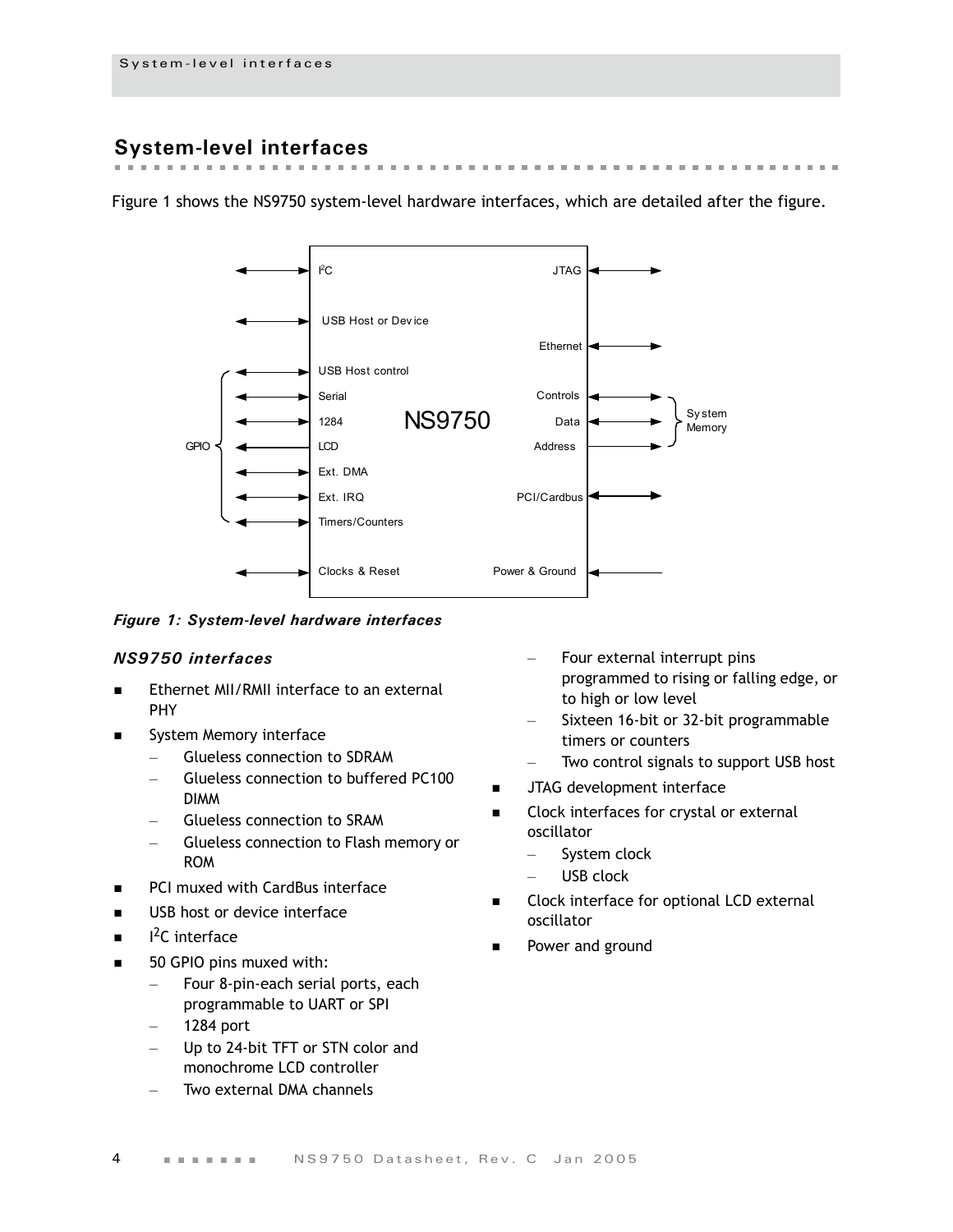## System-level interfaces

Figure 1 shows the NS9750 system-level hardware interfaces, which are detailed after the figure.

*Figure 1: System-level hardware interfaces*

### *NS9750 interfaces*

- Ethernet MII/RMII interface to an external PHY
- System Memory interface
  - Glueless connection to SDRAM
  - Glueless connection to buffered PC100 DIMM
  - Glueless connection to SRAM
  - Glueless connection to Flash memory or ROM
- PCI muxed with CardBus interface
- USB host or device interface
- I$^2$C interface
- 50 GPIO pins muxed with:
  - Four 8-pin-each serial ports, each programmable to UART or SPI
  - 1284 port
  - Up to 24-bit TFT or STN color and monochrome LCD controller
  - Two external DMA channels
  - Four external interrupt pins programmed to rising or falling edge, or to high or low level
  - Sixteen 16-bit or 32-bit programmable timers or counters
  - Two control signals to support USB host
- JTAG development interface
- Clock interfaces for crystal or external oscillator
  - System clock
  - USB clock
- Clock interface for optional LCD external oscillator
- Power and ground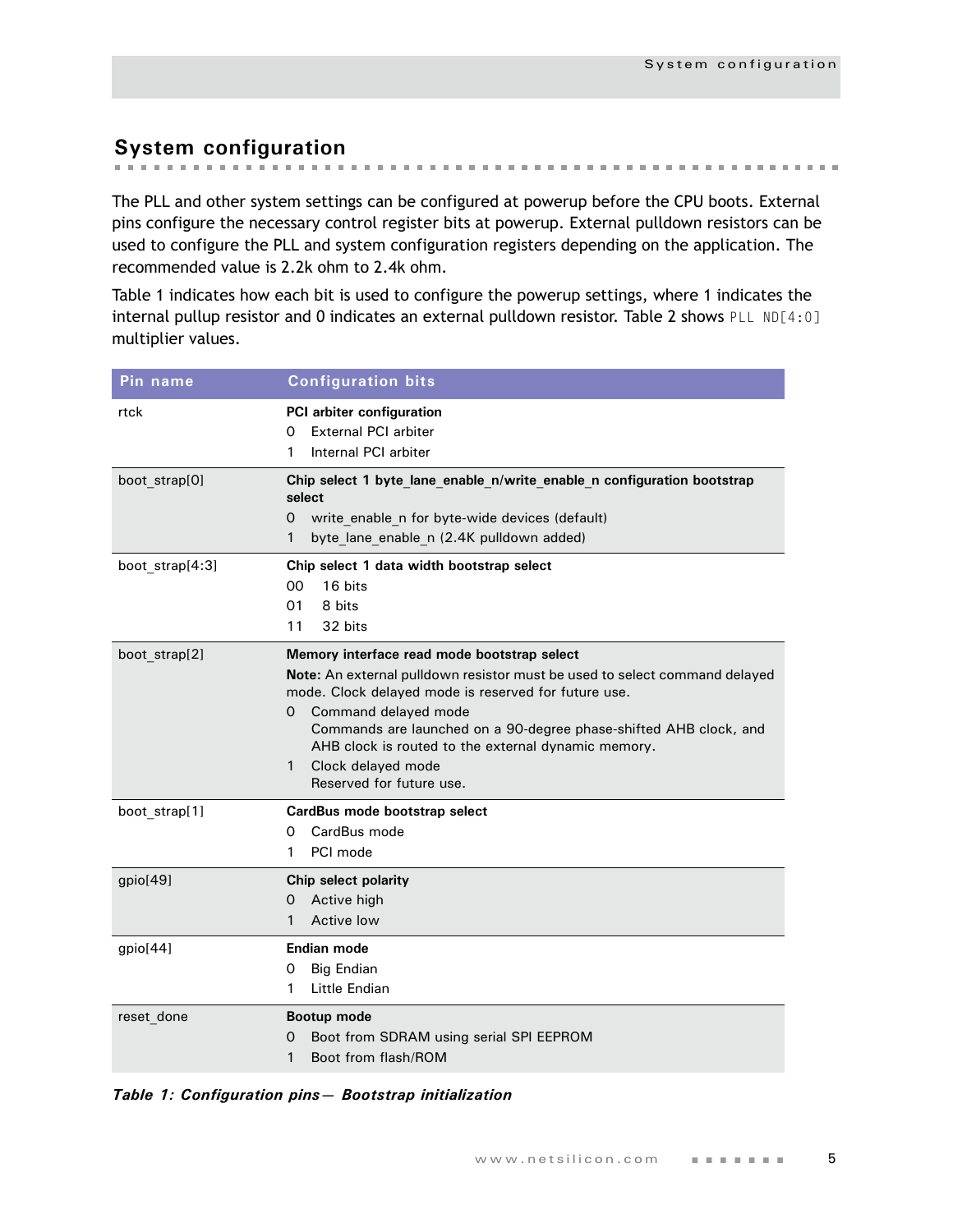## System configuration

The PLL and other system settings can be configured at powerup before the CPU boots. External pins configure the necessary control register bits at powerup. External pulldown resistors can be used to configure the PLL and system configuration registers depending on the application. The recommended value is 2.2k ohm to 2.4k ohm.

Table 1 indicates how each bit is used to configure the powerup settings, where 1 indicates the internal pullup resistor and 0 indicates an external pulldown resistor. Table 2 shows `PLL ND[4:0]` multiplier values.

| Pin name | Configuration bits |
|---|---|
| rtck | **PCI arbiter configuration**<br>0 External PCI arbiter<br>1 Internal PCI arbiter |
| boot_strap[0] | **Chip select 1 byte_lane_enable_n/write_enable_n configuration bootstrap select**<br>0 write_enable_n for byte-wide devices (default)<br>1 byte_lane_enable_n (2.4K pulldown added) |
| boot_strap[4:3] | **Chip select 1 data width bootstrap select**<br>00 16 bits<br>01 8 bits<br>11 32 bits |
| boot_strap[2] | **Memory interface read mode bootstrap select**<br>**Note:** An external pulldown resistor must be used to select command delayed mode. Clock delayed mode is reserved for future use.<br>0 Command delayed mode<br>Commands are launched on a 90-degree phase-shifted AHB clock, and AHB clock is routed to the external dynamic memory.<br>1 Clock delayed mode<br>Reserved for future use. |
| boot_strap[1] | **CardBus mode bootstrap select**<br>0 CardBus mode<br>1 PCI mode |
| gpio[49] | **Chip select polarity**<br>0 Active high<br>1 Active low |
| gpio[44] | **Endian mode**<br>0 Big Endian<br>1 Little Endian |
| reset_done | **Bootup mode**<br>0 Boot from SDRAM using serial SPI EEPROM<br>1 Boot from flash/ROM |

***Table 1: Configuration pins— Bootstrap initialization***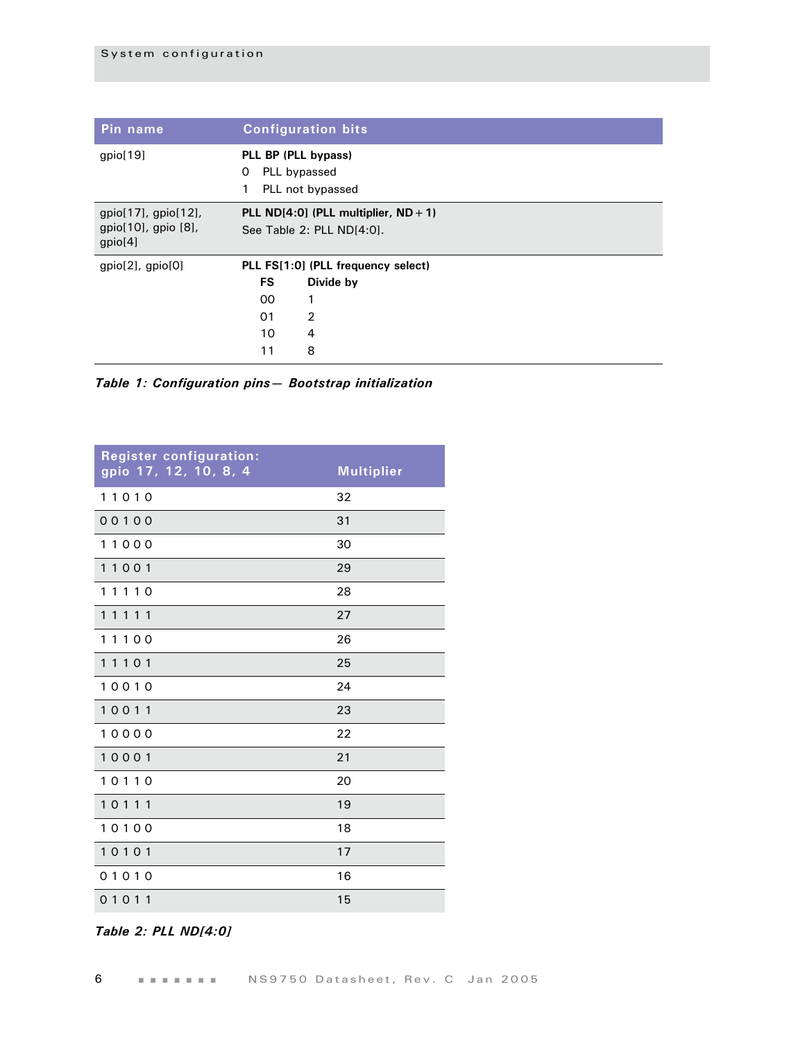| Pin name | Configuration bits |
| --- | --- |
| gpio[19] | **PLL BP (PLL bypass)**<br>0 PLL bypassed<br>1 PLL not bypassed |
| gpio[17], gpio[12], gpio[10], gpio [8], gpio[4] | **PLL ND[4:0] (PLL multiplier, ND + 1)**<br>See Table 2: PLL ND[4:0]. |
| gpio[2], gpio[0] | **PLL FS[1:0] (PLL frequency select)**<br>**FS** **Divide by**<br>00 1<br>01 2<br>10 4<br>11 8 |

*Table 1: Configuration pins— Bootstrap initialization*

| Register configuration: gpio 17, 12, 10, 8, 4 | Multiplier |
| --- | --- |
| 1 1 0 1 0 | 32 |
| 0 0 1 0 0 | 31 |
| 1 1 0 0 0 | 30 |
| 1 1 0 0 1 | 29 |
| 1 1 1 1 0 | 28 |
| 1 1 1 1 1 | 27 |
| 1 1 1 0 0 | 26 |
| 1 1 1 0 1 | 25 |
| 1 0 0 1 0 | 24 |
| 1 0 0 1 1 | 23 |
| 1 0 0 0 0 | 22 |
| 1 0 0 0 1 | 21 |
| 1 0 1 1 0 | 20 |
| 1 0 1 1 1 | 19 |
| 1 0 1 0 0 | 18 |
| 1 0 1 0 1 | 17 |
| 0 1 0 1 0 | 16 |
| 0 1 0 1 1 | 15 |

*Table 2: PLL ND[4:0]*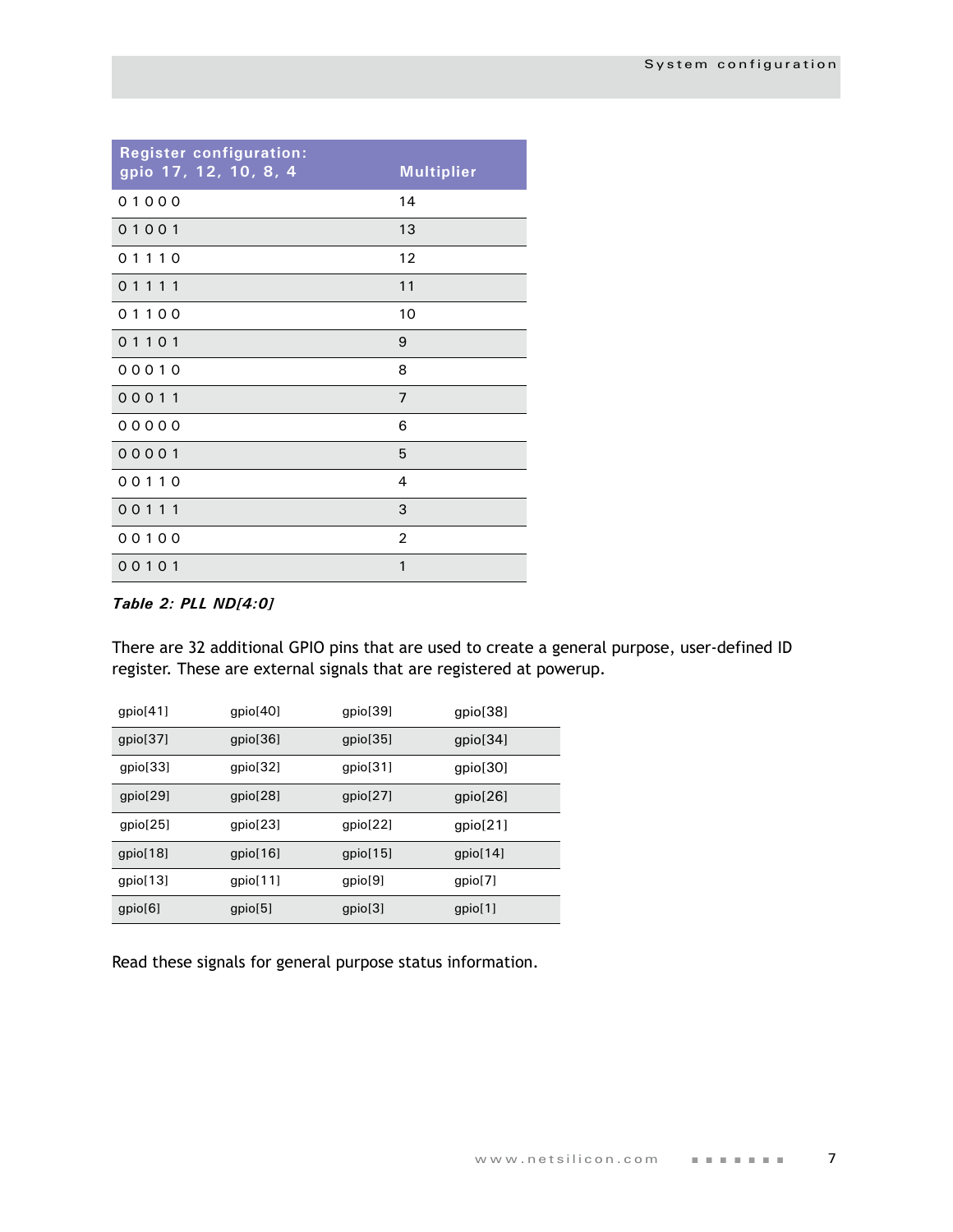| Register configuration: gpio 17, 12, 10, 8, 4 | Multiplier |
|---|---|
| 0 1 0 0 0 | 14 |
| 0 1 0 0 1 | 13 |
| 0 1 1 1 0 | 12 |
| 0 1 1 1 1 | 11 |
| 0 1 1 0 0 | 10 |
| 0 1 1 0 1 | 9 |
| 0 0 0 1 0 | 8 |
| 0 0 0 1 1 | 7 |
| 0 0 0 0 0 | 6 |
| 0 0 0 0 1 | 5 |
| 0 0 1 1 0 | 4 |
| 0 0 1 1 1 | 3 |
| 0 0 1 0 0 | 2 |
| 0 0 1 0 1 | 1 |

***Table 2: PLL ND[4:0]***

There are 32 additional GPIO pins that are used to create a general purpose, user-defined ID register. These are external signals that are registered at powerup.

| gpio[41] | gpio[40] | gpio[39] | gpio[38] |
|---|---|---|---|
| gpio[37] | gpio[36] | gpio[35] | gpio[34] |
| gpio[33] | gpio[32] | gpio[31] | gpio[30] |
| gpio[29] | gpio[28] | gpio[27] | gpio[26] |
| gpio[25] | gpio[23] | gpio[22] | gpio[21] |
| gpio[18] | gpio[16] | gpio[15] | gpio[14] |
| gpio[13] | gpio[11] | gpio[9] | gpio[7] |
| gpio[6] | gpio[5] | gpio[3] | gpio[1] |

Read these signals for general purpose status information.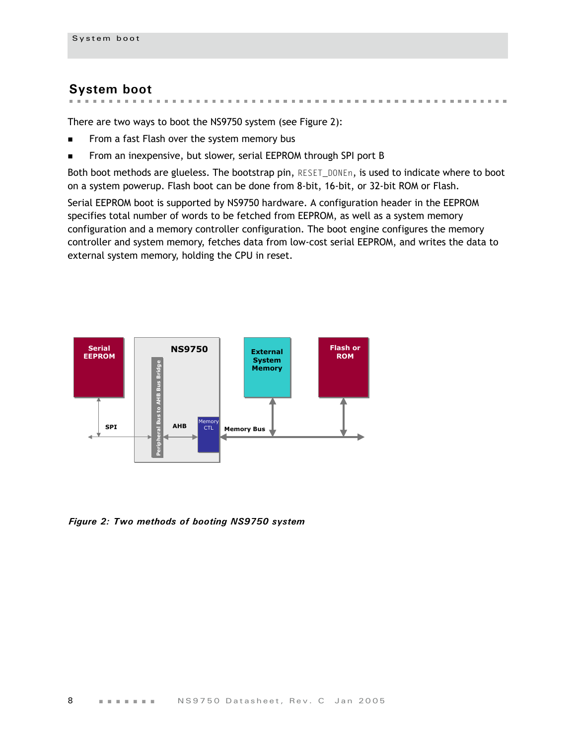## System boot

There are two ways to boot the NS9750 system (see Figure 2):

- From a fast Flash over the system memory bus
- From an inexpensive, but slower, serial EEPROM through SPI port B

Both boot methods are glueless. The bootstrap pin, RESET_DONEn, is used to indicate where to boot on a system powerup. Flash boot can be done from 8-bit, 16-bit, or 32-bit ROM or Flash.

Serial EEPROM boot is supported by NS9750 hardware. A configuration header in the EEPROM specifies total number of words to be fetched from EEPROM, as well as a system memory configuration and a memory controller configuration. The boot engine configures the memory controller and system memory, fetches data from low-cost serial EEPROM, and writes the data to external system memory, holding the CPU in reset.

Serial EEPROM

NS9750

Peripheral Bus to AHB Bus Bridge

SPI

AHB

Memory CTL

Memory Bus

External System Memory

Flash or ROM

*Figure 2: Two methods of booting NS9750 system*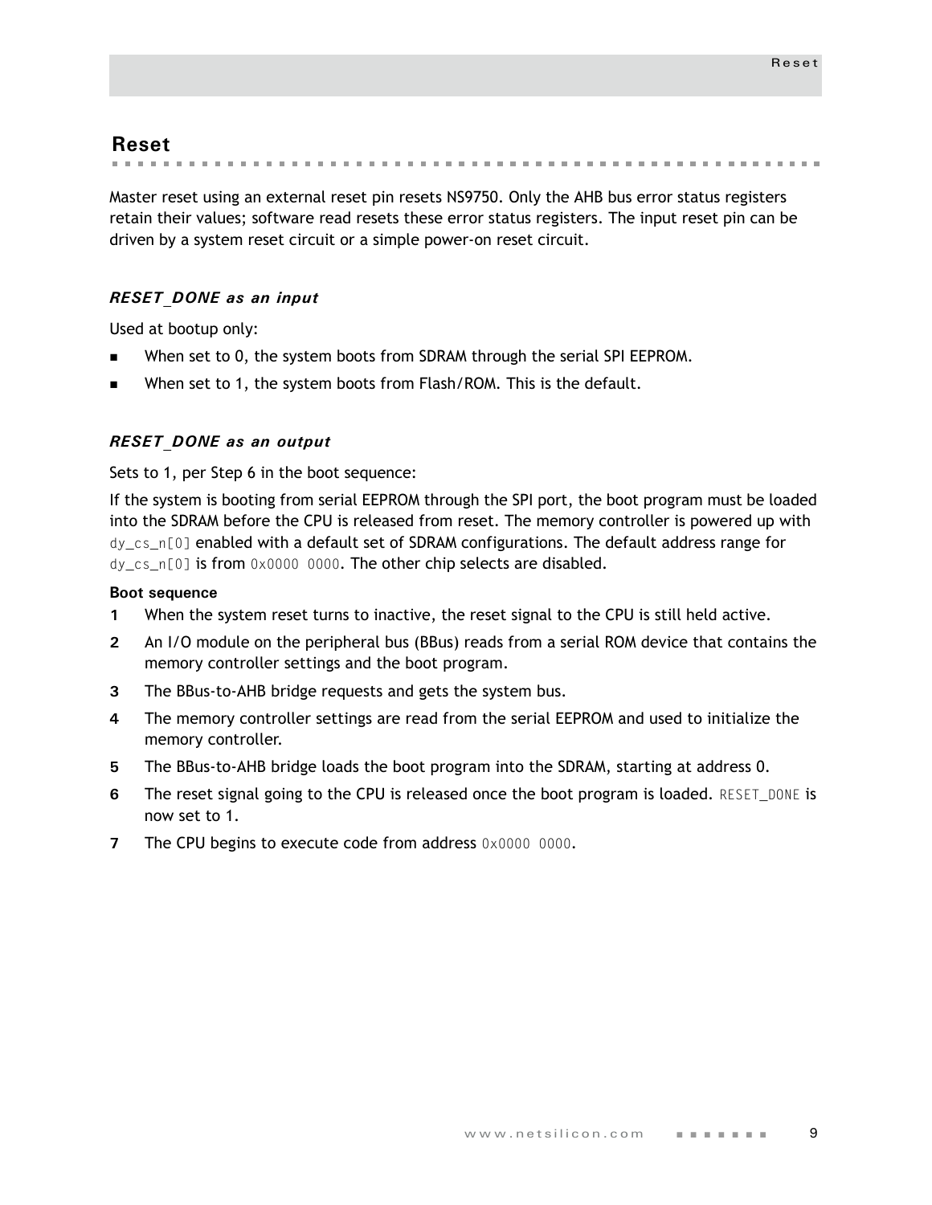## Reset

Master reset using an external reset pin resets NS9750. Only the AHB bus error status registers retain their values; software read resets these error status registers. The input reset pin can be driven by a system reset circuit or a simple power-on reset circuit.

### *RESET_DONE as an input*

Used at bootup only:

- When set to 0, the system boots from SDRAM through the serial SPI EEPROM.
- When set to 1, the system boots from Flash/ROM. This is the default.

### *RESET_DONE as an output*

Sets to 1, per Step 6 in the boot sequence:

If the system is booting from serial EEPROM through the SPI port, the boot program must be loaded into the SDRAM before the CPU is released from reset. The memory controller is powered up with `dy_cs_n[0]` enabled with a default set of SDRAM configurations. The default address range for `dy_cs_n[0]` is from `0x0000 0000`. The other chip selects are disabled.

**Boot sequence**

1. When the system reset turns to inactive, the reset signal to the CPU is still held active.
2. An I/O module on the peripheral bus (BBus) reads from a serial ROM device that contains the memory controller settings and the boot program.
3. The BBus-to-AHB bridge requests and gets the system bus.
4. The memory controller settings are read from the serial EEPROM and used to initialize the memory controller.
5. The BBus-to-AHB bridge loads the boot program into the SDRAM, starting at address 0.
6. The reset signal going to the CPU is released once the boot program is loaded. `RESET_DONE` is now set to 1.
7. The CPU begins to execute code from address `0x0000 0000`.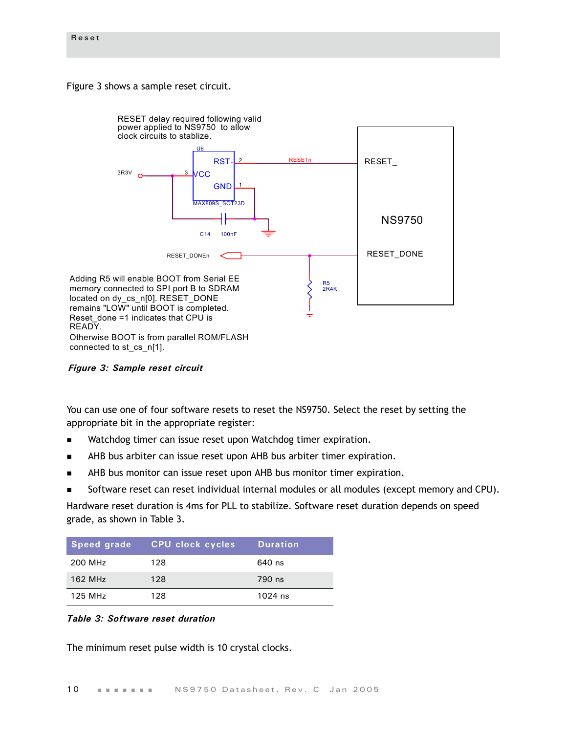Figure 3 shows a sample reset circuit.

RESET delay required following valid power applied to NS9750 to allow clock circuits to stablize.

Adding R5 will enable BOOT from Serial EE memory connected to SPI port B to SDRAM located on dy_cs_n[0]. RESET_DONE remains "LOW" until BOOT is completed. Reset_done =1 indicates that CPU is READY.
Otherwise BOOT is from parallel ROM/FLASH connected to st_cs_n[1].

***Figure 3: Sample reset circuit***

You can use one of four software resets to reset the NS9750. Select the reset by setting the appropriate bit in the appropriate register:

- Watchdog timer can issue reset upon Watchdog timer expiration.
- AHB bus arbiter can issue reset upon AHB bus arbiter timer expiration.
- AHB bus monitor can issue reset upon AHB bus monitor timer expiration.
- Software reset can reset individual internal modules or all modules (except memory and CPU).

Hardware reset duration is 4ms for PLL to stabilize. Software reset duration depends on speed grade, as shown in Table 3.

| Speed grade | CPU clock cycles | Duration |
|---|---|---|
| 200 MHz | 128 | 640 ns |
| 162 MHz | 128 | 790 ns |
| 125 MHz | 128 | 1024 ns |

***Table 3: Software reset duration***

The minimum reset pulse width is 10 crystal clocks.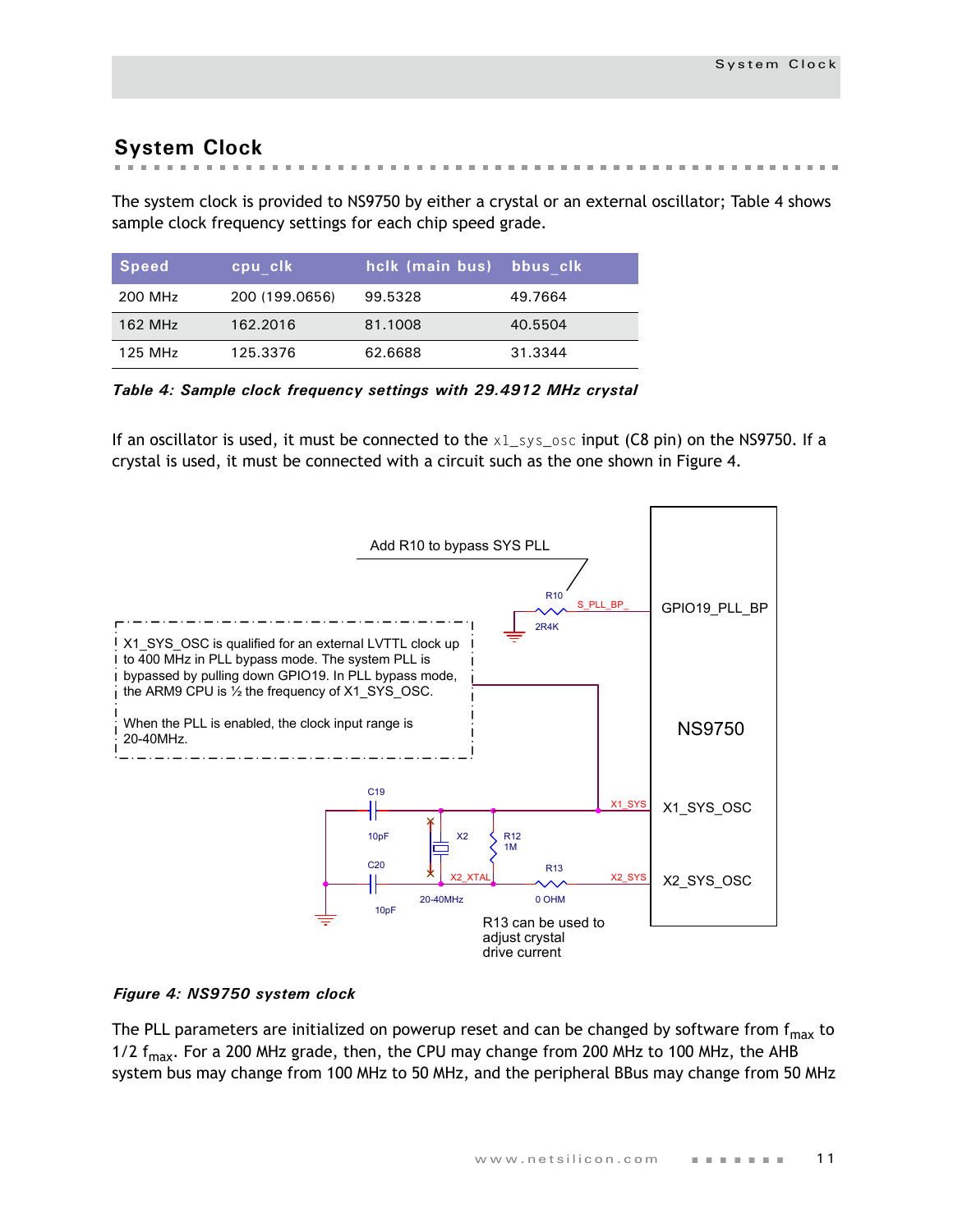## System Clock

The system clock is provided to NS9750 by either a crystal or an external oscillator; Table 4 shows sample clock frequency settings for each chip speed grade.

| Speed | cpu_clk | hclk (main bus) | bbus_clk |
|---|---|---|---|
| 200 MHz | 200 (199.0656) | 99.5328 | 49.7664 |
| 162 MHz | 162.2016 | 81.1008 | 40.5504 |
| 125 MHz | 125.3376 | 62.6688 | 31.3344 |

***Table 4: Sample clock frequency settings with 29.4912 MHz crystal***

If an oscillator is used, it must be connected to the `x1_sys_osc` input (C8 pin) on the NS9750. If a crystal is used, it must be connected with a circuit such as the one shown in Figure 4.

Add R10 to bypass SYS PLL

R10 2R4K S_PLL_BP_ GPIO19_PLL_BP

X1_SYS_OSC is qualified for an external LVTTL clock up to 400 MHz in PLL bypass mode. The system PLL is bypassed by pulling down GPIO19. In PLL bypass mode, the ARM9 CPU is ½ the frequency of X1_SYS_OSC.

When the PLL is enabled, the clock input range is 20-40MHz.

NS9750

C19 10pF X2 R12 1M X1_SYS X1_SYS_OSC

C20 10pF 20-40MHz X2_XTAL R13 0 OHM X2_SYS X2_SYS_OSC

R13 can be used to adjust crystal drive current

***Figure 4: NS9750 system clock***

The PLL parameters are initialized on powerup reset and can be changed by software from $f_{max}$ to 1/2 $f_{max}$. For a 200 MHz grade, then, the CPU may change from 200 MHz to 100 MHz, the AHB system bus may change from 100 MHz to 50 MHz, and the peripheral BBus may change from 50 MHz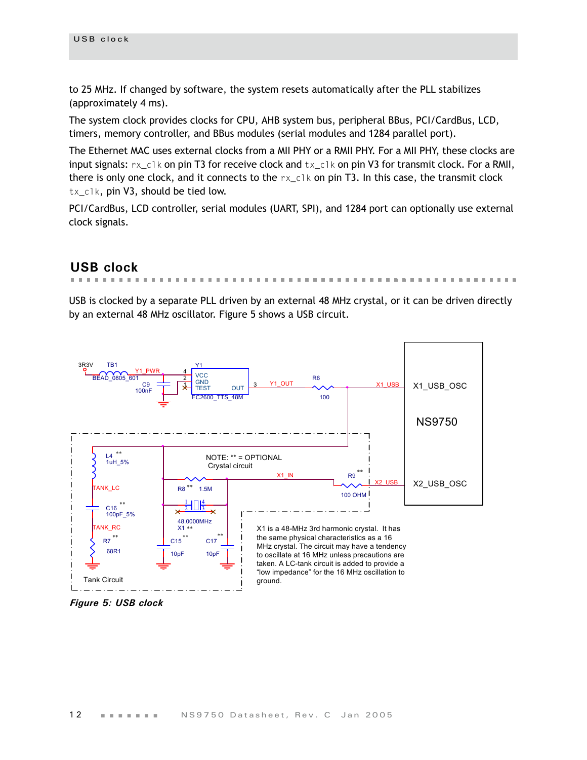to 25 MHz. If changed by software, the system resets automatically after the PLL stabilizes (approximately 4 ms).

The system clock provides clocks for CPU, AHB system bus, peripheral BBus, PCI/CardBus, LCD, timers, memory controller, and BBus modules (serial modules and 1284 parallel port).

The Ethernet MAC uses external clocks from a MII PHY or a RMII PHY. For a MII PHY, these clocks are input signals: `rx_clk` on pin T3 for receive clock and `tx_clk` on pin V3 for transmit clock. For a RMII, there is only one clock, and it connects to the `rx_clk` on pin T3. In this case, the transmit clock `tx_clk`, pin V3, should be tied low.

PCI/CardBus, LCD controller, serial modules (UART, SPI), and 1284 port can optionally use external clock signals.

## USB clock

USB is clocked by a separate PLL driven by an external 48 MHz crystal, or it can be driven directly by an external 48 MHz oscillator. Figure 5 shows a USB circuit.

3R3V TB1 BEAD_0805_601 Y1_PWR C9 100nF Y1 4 VCC 2 GND 1 TEST OUT 3 EC2600_TTS_48M Y1_OUT R6 100 X1_USB X1_USB_OSC NS9750 X2_USB_OSC

L4 ** 1uH_5% TANK_LC C16 ** 100pF_5% TANK_RC R7 ** 68R1 Tank Circuit

NOTE: ** = OPTIONAL Crystal circuit X1_IN R8 ** 1.5M R9 ** 100 OHM X2_USB 48.0000MHz X1 ** C15 ** 10pF C17 ** 10pF

X1 is a 48-MHz 3rd harmonic crystal. It has the same physical characteristics as a 16 MHz crystal. The circuit may have a tendency to oscillate at 16 MHz unless precautions are taken. A LC-tank circuit is added to provide a "low impedance" for the 16 MHz oscillation to ground.

*Figure 5: USB clock*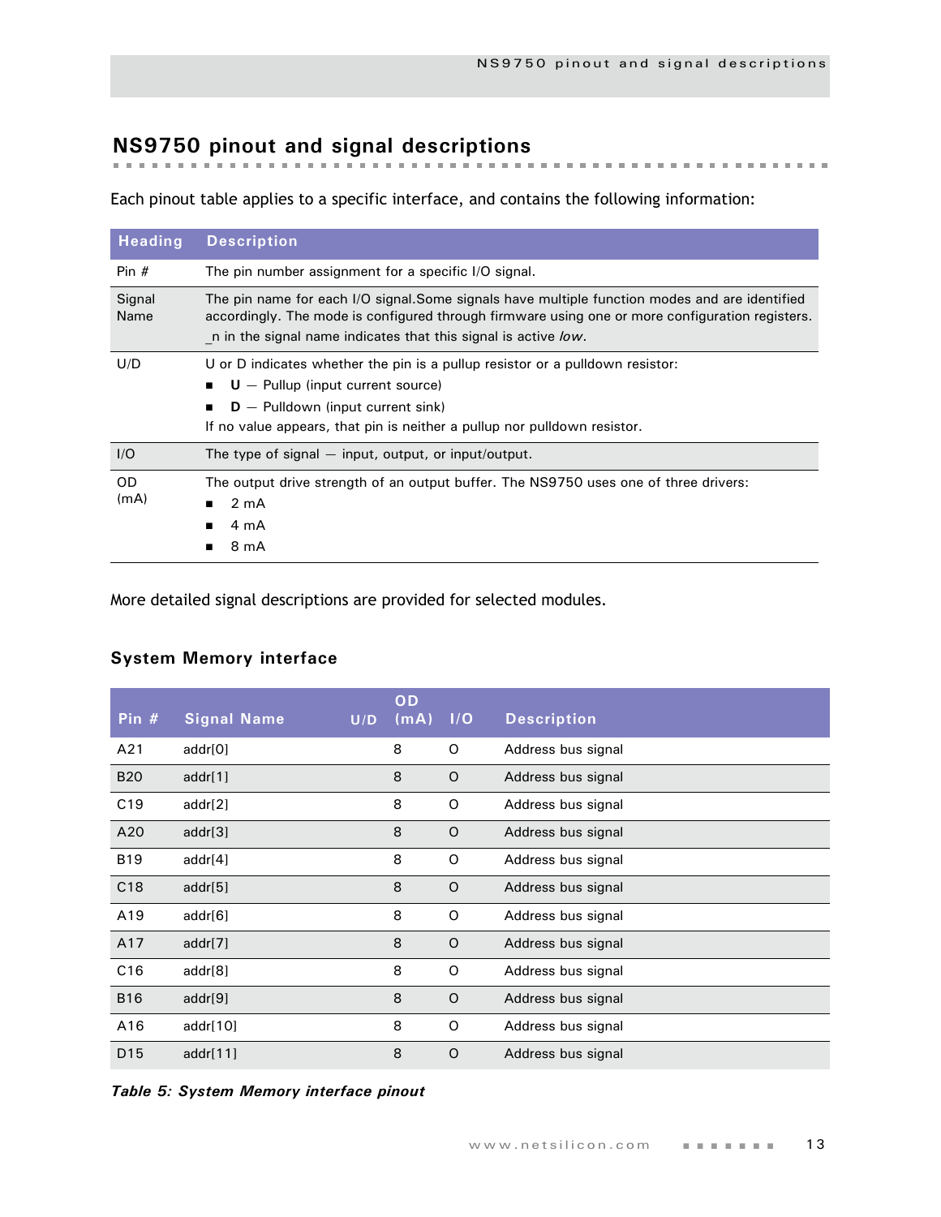## NS9750 pinout and signal descriptions

Each pinout table applies to a specific interface, and contains the following information:

| Heading | Description |
|---|---|
| Pin # | The pin number assignment for a specific I/O signal. |
| Signal Name | The pin name for each I/O signal.Some signals have multiple function modes and are identified accordingly. The mode is configured through firmware using one or more configuration registers. _n in the signal name indicates that this signal is active *low*. |
| U/D | U or D indicates whether the pin is a pullup resistor or a pulldown resistor:<br>▪ **U** — Pullup (input current source)<br>▪ **D** — Pulldown (input current sink)<br>If no value appears, that pin is neither a pullup nor pulldown resistor. |
| I/O | The type of signal — input, output, or input/output. |
| OD (mA) | The output drive strength of an output buffer. The NS9750 uses one of three drivers:<br>▪ 2 mA<br>▪ 4 mA<br>▪ 8 mA |

More detailed signal descriptions are provided for selected modules.

### System Memory interface

| Pin # | Signal Name | U/D | OD (mA) | I/O | Description |
|---|---|---|---|---|---|
| A21 | addr[0] | | 8 | O | Address bus signal |
| B20 | addr[1] | | 8 | O | Address bus signal |
| C19 | addr[2] | | 8 | O | Address bus signal |
| A20 | addr[3] | | 8 | O | Address bus signal |
| B19 | addr[4] | | 8 | O | Address bus signal |
| C18 | addr[5] | | 8 | O | Address bus signal |
| A19 | addr[6] | | 8 | O | Address bus signal |
| A17 | addr[7] | | 8 | O | Address bus signal |
| C16 | addr[8] | | 8 | O | Address bus signal |
| B16 | addr[9] | | 8 | O | Address bus signal |
| A16 | addr[10] | | 8 | O | Address bus signal |
| D15 | addr[11] | | 8 | O | Address bus signal |

***Table 5: System Memory interface pinout***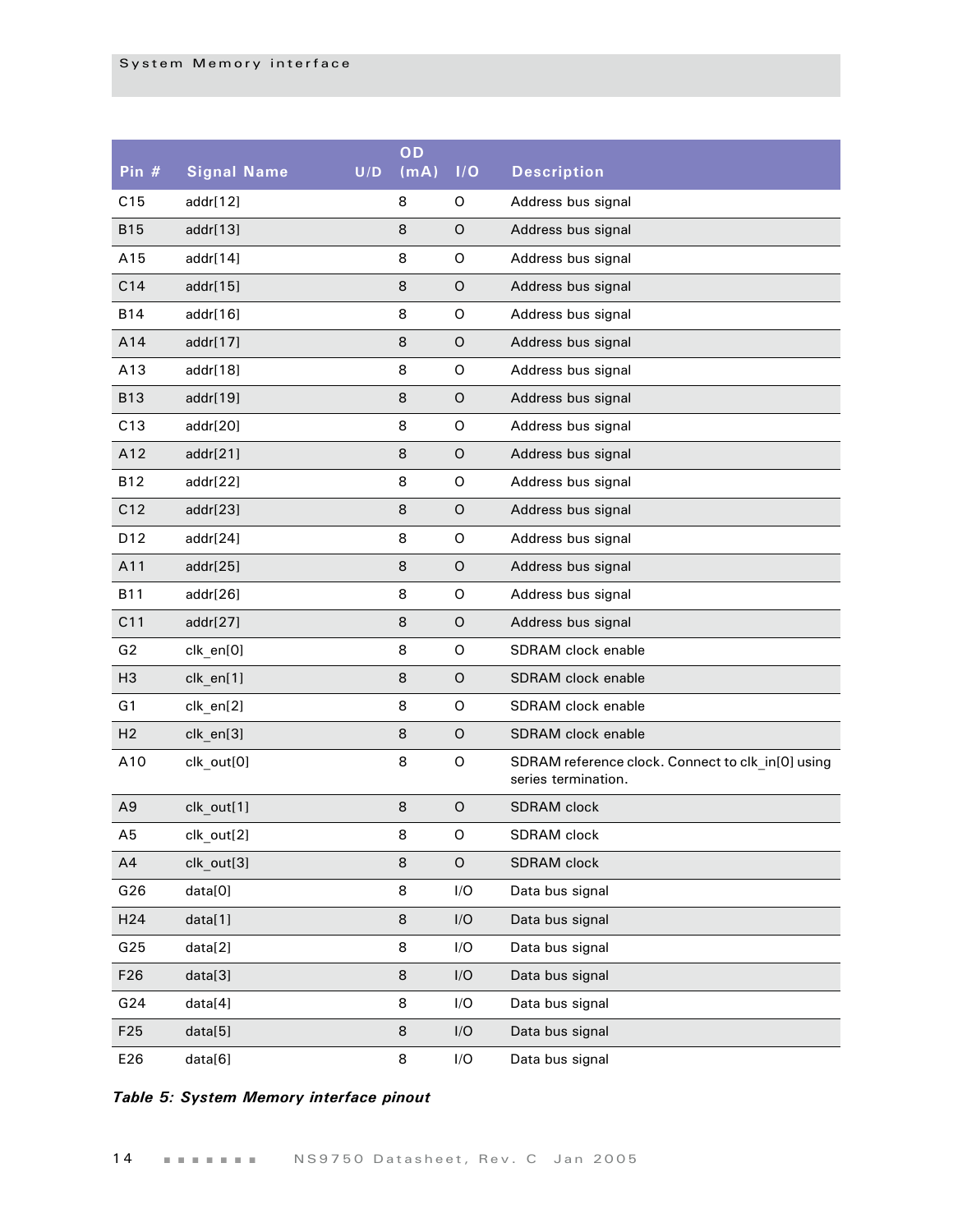| Pin # | Signal Name | U/D | OD (mA) | I/O | Description |
|---|---|---|---|---|---|
| C15 | addr[12] | | 8 | O | Address bus signal |
| B15 | addr[13] | | 8 | O | Address bus signal |
| A15 | addr[14] | | 8 | O | Address bus signal |
| C14 | addr[15] | | 8 | O | Address bus signal |
| B14 | addr[16] | | 8 | O | Address bus signal |
| A14 | addr[17] | | 8 | O | Address bus signal |
| A13 | addr[18] | | 8 | O | Address bus signal |
| B13 | addr[19] | | 8 | O | Address bus signal |
| C13 | addr[20] | | 8 | O | Address bus signal |
| A12 | addr[21] | | 8 | O | Address bus signal |
| B12 | addr[22] | | 8 | O | Address bus signal |
| C12 | addr[23] | | 8 | O | Address bus signal |
| D12 | addr[24] | | 8 | O | Address bus signal |
| A11 | addr[25] | | 8 | O | Address bus signal |
| B11 | addr[26] | | 8 | O | Address bus signal |
| C11 | addr[27] | | 8 | O | Address bus signal |
| G2 | clk_en[0] | | 8 | O | SDRAM clock enable |
| H3 | clk_en[1] | | 8 | O | SDRAM clock enable |
| G1 | clk_en[2] | | 8 | O | SDRAM clock enable |
| H2 | clk_en[3] | | 8 | O | SDRAM clock enable |
| A10 | clk_out[0] | | 8 | O | SDRAM reference clock. Connect to clk_in[0] using series termination. |
| A9 | clk_out[1] | | 8 | O | SDRAM clock |
| A5 | clk_out[2] | | 8 | O | SDRAM clock |
| A4 | clk_out[3] | | 8 | O | SDRAM clock |
| G26 | data[0] | | 8 | I/O | Data bus signal |
| H24 | data[1] | | 8 | I/O | Data bus signal |
| G25 | data[2] | | 8 | I/O | Data bus signal |
| F26 | data[3] | | 8 | I/O | Data bus signal |
| G24 | data[4] | | 8 | I/O | Data bus signal |
| F25 | data[5] | | 8 | I/O | Data bus signal |
| E26 | data[6] | | 8 | I/O | Data bus signal |

*Table 5: System Memory interface pinout*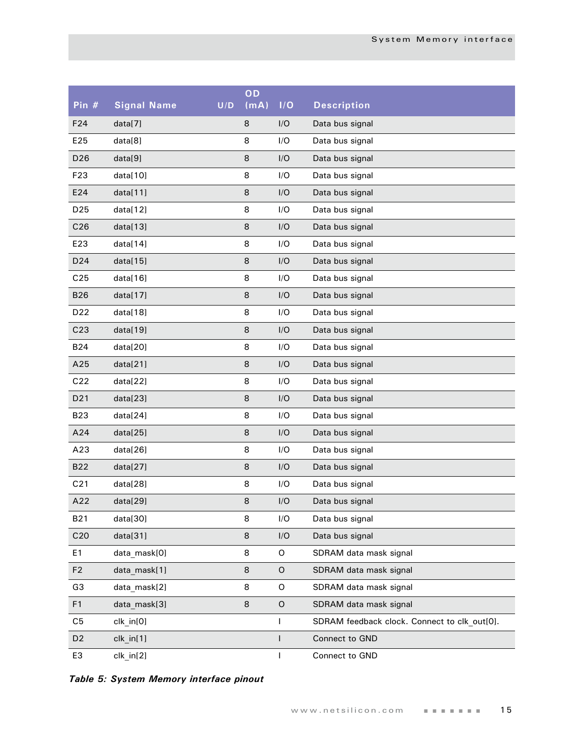| Pin # | Signal Name | U/D | OD (mA) | I/O | Description |
|---|---|---|---|---|---|
| F24 | data[7] | | 8 | I/O | Data bus signal |
| E25 | data[8] | | 8 | I/O | Data bus signal |
| D26 | data[9] | | 8 | I/O | Data bus signal |
| F23 | data[10] | | 8 | I/O | Data bus signal |
| E24 | data[11] | | 8 | I/O | Data bus signal |
| D25 | data[12] | | 8 | I/O | Data bus signal |
| C26 | data[13] | | 8 | I/O | Data bus signal |
| E23 | data[14] | | 8 | I/O | Data bus signal |
| D24 | data[15] | | 8 | I/O | Data bus signal |
| C25 | data[16] | | 8 | I/O | Data bus signal |
| B26 | data[17] | | 8 | I/O | Data bus signal |
| D22 | data[18] | | 8 | I/O | Data bus signal |
| C23 | data[19] | | 8 | I/O | Data bus signal |
| B24 | data[20] | | 8 | I/O | Data bus signal |
| A25 | data[21] | | 8 | I/O | Data bus signal |
| C22 | data[22] | | 8 | I/O | Data bus signal |
| D21 | data[23] | | 8 | I/O | Data bus signal |
| B23 | data[24] | | 8 | I/O | Data bus signal |
| A24 | data[25] | | 8 | I/O | Data bus signal |
| A23 | data[26] | | 8 | I/O | Data bus signal |
| B22 | data[27] | | 8 | I/O | Data bus signal |
| C21 | data[28] | | 8 | I/O | Data bus signal |
| A22 | data[29] | | 8 | I/O | Data bus signal |
| B21 | data[30] | | 8 | I/O | Data bus signal |
| C20 | data[31] | | 8 | I/O | Data bus signal |
| E1 | data_mask[0] | | 8 | O | SDRAM data mask signal |
| F2 | data_mask[1] | | 8 | O | SDRAM data mask signal |
| G3 | data_mask[2] | | 8 | O | SDRAM data mask signal |
| F1 | data_mask[3] | | 8 | O | SDRAM data mask signal |
| C5 | clk_in[0] | | | I | SDRAM feedback clock. Connect to clk_out[0]. |
| D2 | clk_in[1] | | | I | Connect to GND |
| E3 | clk_in[2] | | | I | Connect to GND |

***Table 5: System Memory interface pinout***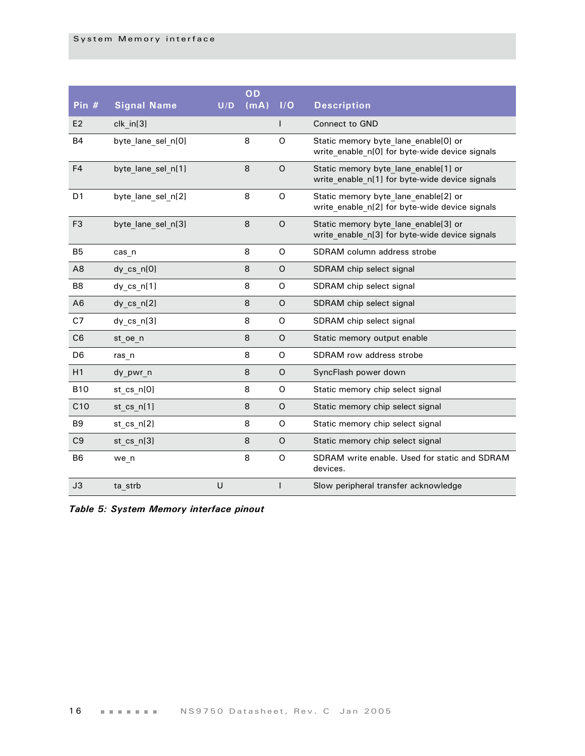| Pin # | Signal Name | U/D | OD (mA) | I/O | Description |
|---|---|---|---|---|---|
| E2 | clk_in[3] | | | I | Connect to GND |
| B4 | byte_lane_sel_n[0] | | 8 | O | Static memory byte_lane_enable[0] or write_enable_n[0] for byte-wide device signals |
| F4 | byte_lane_sel_n[1] | | 8 | O | Static memory byte_lane_enable[1] or write_enable_n[1] for byte-wide device signals |
| D1 | byte_lane_sel_n[2] | | 8 | O | Static memory byte_lane_enable[2] or write_enable_n[2] for byte-wide device signals |
| F3 | byte_lane_sel_n[3] | | 8 | O | Static memory byte_lane_enable[3] or write_enable_n[3] for byte-wide device signals |
| B5 | cas_n | | 8 | O | SDRAM column address strobe |
| A8 | dy_cs_n[0] | | 8 | O | SDRAM chip select signal |
| B8 | dy_cs_n[1] | | 8 | O | SDRAM chip select signal |
| A6 | dy_cs_n[2] | | 8 | O | SDRAM chip select signal |
| C7 | dy_cs_n[3] | | 8 | O | SDRAM chip select signal |
| C6 | st_oe_n | | 8 | O | Static memory output enable |
| D6 | ras_n | | 8 | O | SDRAM row address strobe |
| H1 | dy_pwr_n | | 8 | O | SyncFlash power down |
| B10 | st_cs_n[0] | | 8 | O | Static memory chip select signal |
| C10 | st_cs_n[1] | | 8 | O | Static memory chip select signal |
| B9 | st_cs_n[2] | | 8 | O | Static memory chip select signal |
| C9 | st_cs_n[3] | | 8 | O | Static memory chip select signal |
| B6 | we_n | | 8 | O | SDRAM write enable. Used for static and SDRAM devices. |
| J3 | ta_strb | U | | I | Slow peripheral transfer acknowledge |

***Table 5: System Memory interface pinout***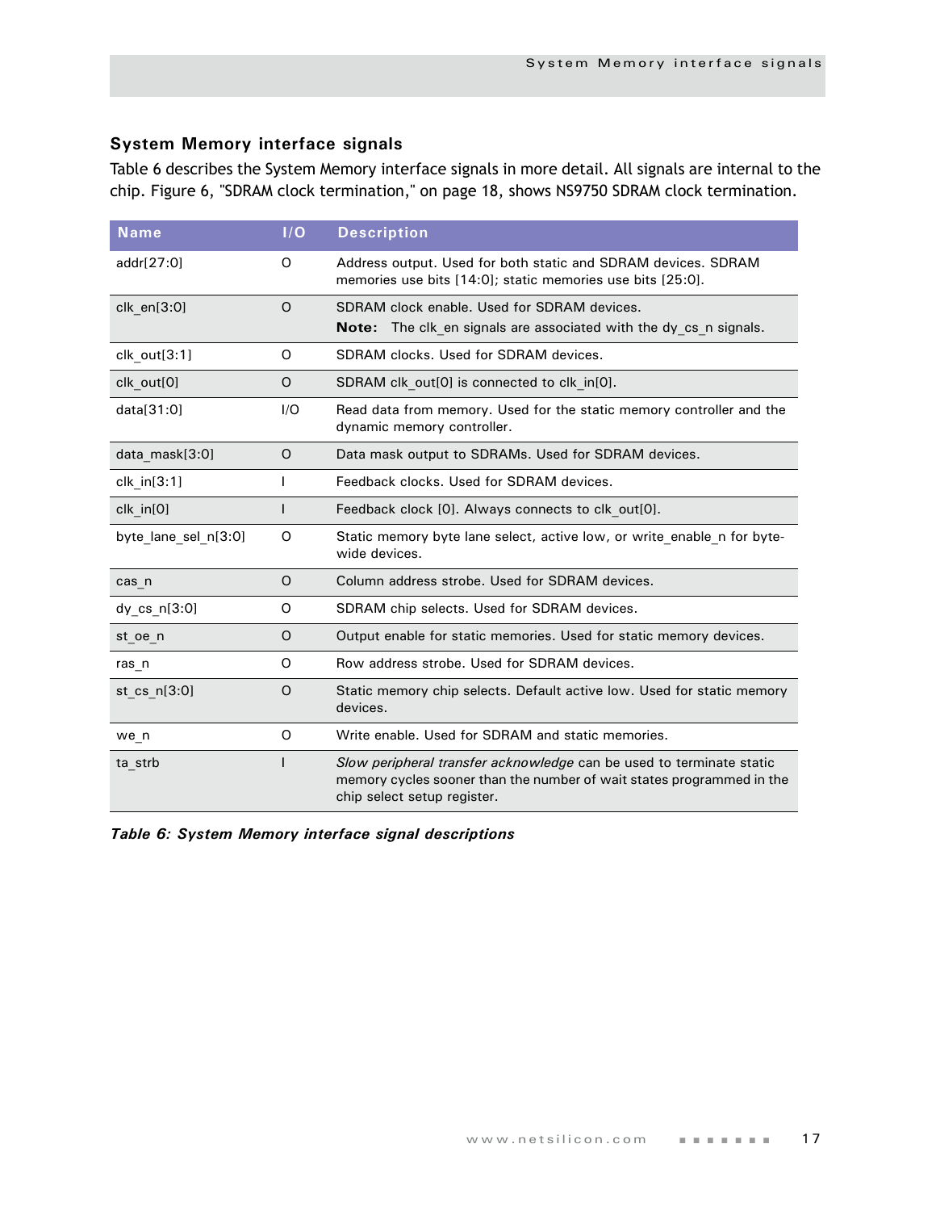## System Memory interface signals

Table 6 describes the System Memory interface signals in more detail. All signals are internal to the chip. Figure 6, "SDRAM clock termination," on page 18, shows NS9750 SDRAM clock termination.

| Name | I/O | Description |
|---|---|---|
| addr[27:0] | O | Address output. Used for both static and SDRAM devices. SDRAM memories use bits [14:0]; static memories use bits [25:0]. |
| clk_en[3:0] | O | SDRAM clock enable. Used for SDRAM devices.<br>**Note:** The clk_en signals are associated with the dy_cs_n signals. |
| clk_out[3:1] | O | SDRAM clocks. Used for SDRAM devices. |
| clk_out[0] | O | SDRAM clk_out[0] is connected to clk_in[0]. |
| data[31:0] | I/O | Read data from memory. Used for the static memory controller and the dynamic memory controller. |
| data_mask[3:0] | O | Data mask output to SDRAMs. Used for SDRAM devices. |
| clk_in[3:1] | I | Feedback clocks. Used for SDRAM devices. |
| clk_in[0] | I | Feedback clock [0]. Always connects to clk_out[0]. |
| byte_lane_sel_n[3:0] | O | Static memory byte lane select, active low, or write_enable_n for byte-wide devices. |
| cas_n | O | Column address strobe. Used for SDRAM devices. |
| dy_cs_n[3:0] | O | SDRAM chip selects. Used for SDRAM devices. |
| st_oe_n | O | Output enable for static memories. Used for static memory devices. |
| ras_n | O | Row address strobe. Used for SDRAM devices. |
| st_cs_n[3:0] | O | Static memory chip selects. Default active low. Used for static memory devices. |
| we_n | O | Write enable. Used for SDRAM and static memories. |
| ta_strb | I | *Slow peripheral transfer acknowledge* can be used to terminate static memory cycles sooner than the number of wait states programmed in the chip select setup register. |

***Table 6: System Memory interface signal descriptions***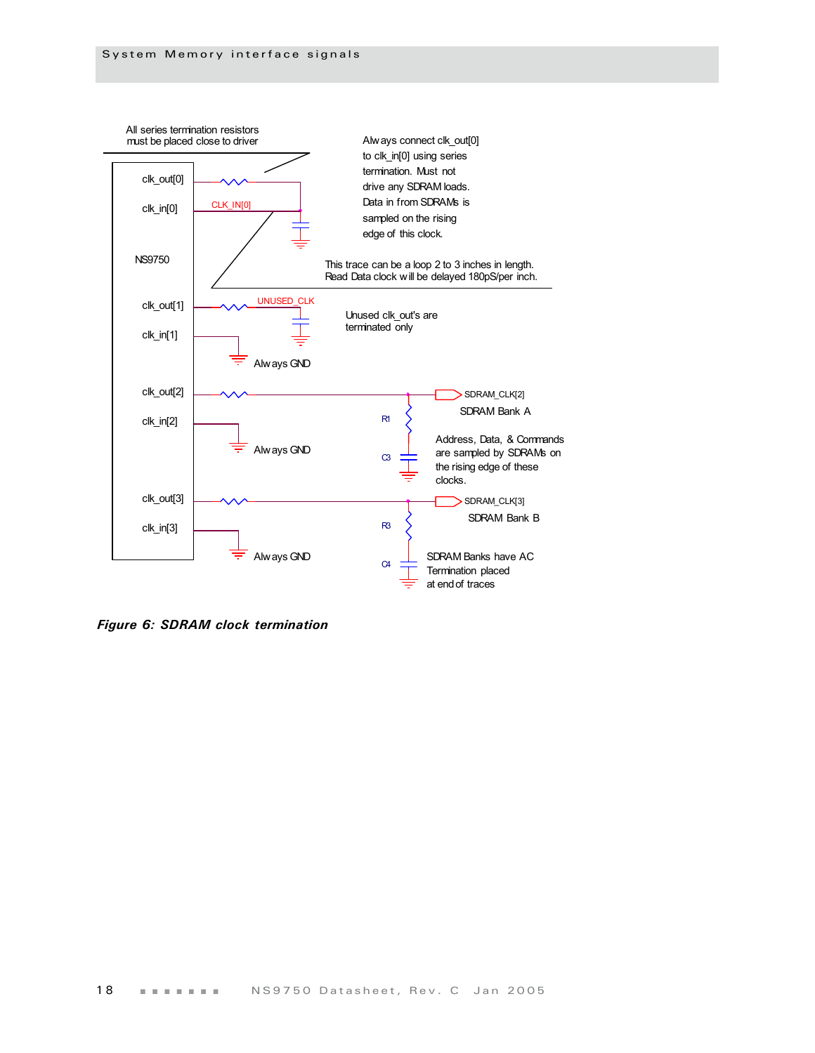All series termination resistors must be placed close to driver

Always connect clk_out[0] to clk_in[0] using series termination. Must not drive any SDRAM loads. Data in from SDRAMs is sampled on the rising edge of this clock.

clk_out[0]

clk_in[0]

CLK_IN[0]

NS9750

This trace can be a loop 2 to 3 inches in length.
Read Data clock will be delayed 180pS/per inch.

clk_out[1]

UNUSED_CLK

Unused clk_out's are terminated only

clk_in[1]

Always GND

clk_out[2]

SDRAM_CLK[2]

SDRAM Bank A

clk_in[2]

R1

Address, Data, & Commands are sampled by SDRAMs on the rising edge of these clocks.

Always GND

C3

clk_out[3]

SDRAM_CLK[3]

SDRAM Bank B

clk_in[3]

R3

Always GND

C4

SDRAM Banks have AC Termination placed at end of traces

***Figure 6: SDRAM clock termination***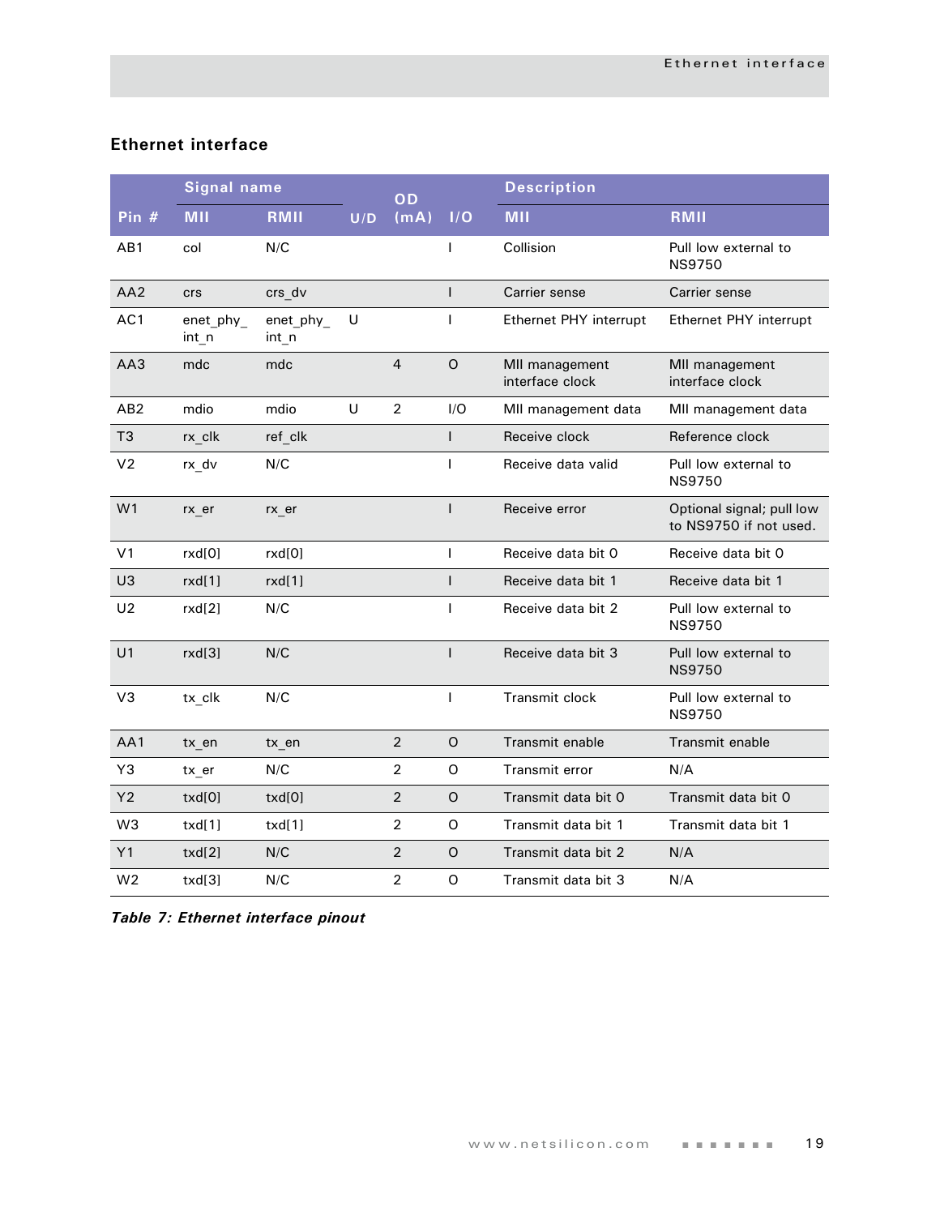## Ethernet interface

| Pin # | Signal name | | U/D | OD (mA) | I/O | Description | |
|---|---|---|---|---|---|---|---|
| | MII | RMII | | | | MII | RMII |
| AB1 | col | N/C | | | I | Collision | Pull low external to NS9750 |
| AA2 | crs | crs_dv | | | I | Carrier sense | Carrier sense |
| AC1 | enet_phy_int_n | enet_phy_int_n | U | | I | Ethernet PHY interrupt | Ethernet PHY interrupt |
| AA3 | mdc | mdc | | 4 | O | MII management interface clock | MII management interface clock |
| AB2 | mdio | mdio | U | 2 | I/O | MII management data | MII management data |
| T3 | rx_clk | ref_clk | | | I | Receive clock | Reference clock |
| V2 | rx_dv | N/C | | | I | Receive data valid | Pull low external to NS9750 |
| W1 | rx_er | rx_er | | | I | Receive error | Optional signal; pull low to NS9750 if not used. |
| V1 | rxd[0] | rxd[0] | | | I | Receive data bit 0 | Receive data bit 0 |
| U3 | rxd[1] | rxd[1] | | | I | Receive data bit 1 | Receive data bit 1 |
| U2 | rxd[2] | N/C | | | I | Receive data bit 2 | Pull low external to NS9750 |
| U1 | rxd[3] | N/C | | | I | Receive data bit 3 | Pull low external to NS9750 |
| V3 | tx_clk | N/C | | | I | Transmit clock | Pull low external to NS9750 |
| AA1 | tx_en | tx_en | | 2 | O | Transmit enable | Transmit enable |
| Y3 | tx_er | N/C | | 2 | O | Transmit error | N/A |
| Y2 | txd[0] | txd[0] | | 2 | O | Transmit data bit 0 | Transmit data bit 0 |
| W3 | txd[1] | txd[1] | | 2 | O | Transmit data bit 1 | Transmit data bit 1 |
| Y1 | txd[2] | N/C | | 2 | O | Transmit data bit 2 | N/A |
| W2 | txd[3] | N/C | | 2 | O | Transmit data bit 3 | N/A |

***Table 7: Ethernet interface pinout***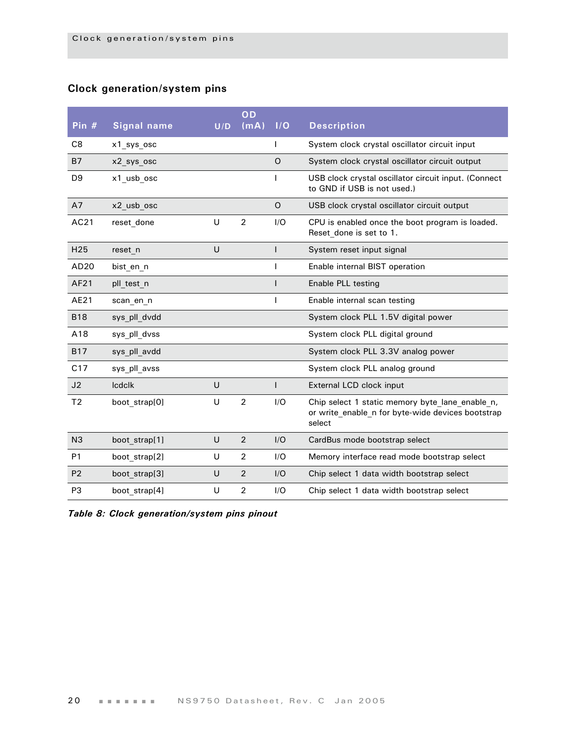## Clock generation/system pins

| Pin # | Signal name | U/D | OD (mA) | I/O | Description |
|---|---|---|---|---|---|
| C8 | x1_sys_osc | | | I | System clock crystal oscillator circuit input |
| B7 | x2_sys_osc | | | O | System clock crystal oscillator circuit output |
| D9 | x1_usb_osc | | | I | USB clock crystal oscillator circuit input. (Connect to GND if USB is not used.) |
| A7 | x2_usb_osc | | | O | USB clock crystal oscillator circuit output |
| AC21 | reset_done | U | 2 | I/O | CPU is enabled once the boot program is loaded. Reset_done is set to 1. |
| H25 | reset_n | U | | I | System reset input signal |
| AD20 | bist_en_n | | | I | Enable internal BIST operation |
| AF21 | pll_test_n | | | I | Enable PLL testing |
| AE21 | scan_en_n | | | I | Enable internal scan testing |
| B18 | sys_pll_dvdd | | | | System clock PLL 1.5V digital power |
| A18 | sys_pll_dvss | | | | System clock PLL digital ground |
| B17 | sys_pll_avdd | | | | System clock PLL 3.3V analog power |
| C17 | sys_pll_avss | | | | System clock PLL analog ground |
| J2 | lcdclk | U | | I | External LCD clock input |
| T2 | boot_strap[0] | U | 2 | I/O | Chip select 1 static memory byte_lane_enable_n, or write_enable_n for byte-wide devices bootstrap select |
| N3 | boot_strap[1] | U | 2 | I/O | CardBus mode bootstrap select |
| P1 | boot_strap[2] | U | 2 | I/O | Memory interface read mode bootstrap select |
| P2 | boot_strap[3] | U | 2 | I/O | Chip select 1 data width bootstrap select |
| P3 | boot_strap[4] | U | 2 | I/O | Chip select 1 data width bootstrap select |

***Table 8: Clock generation/system pins pinout***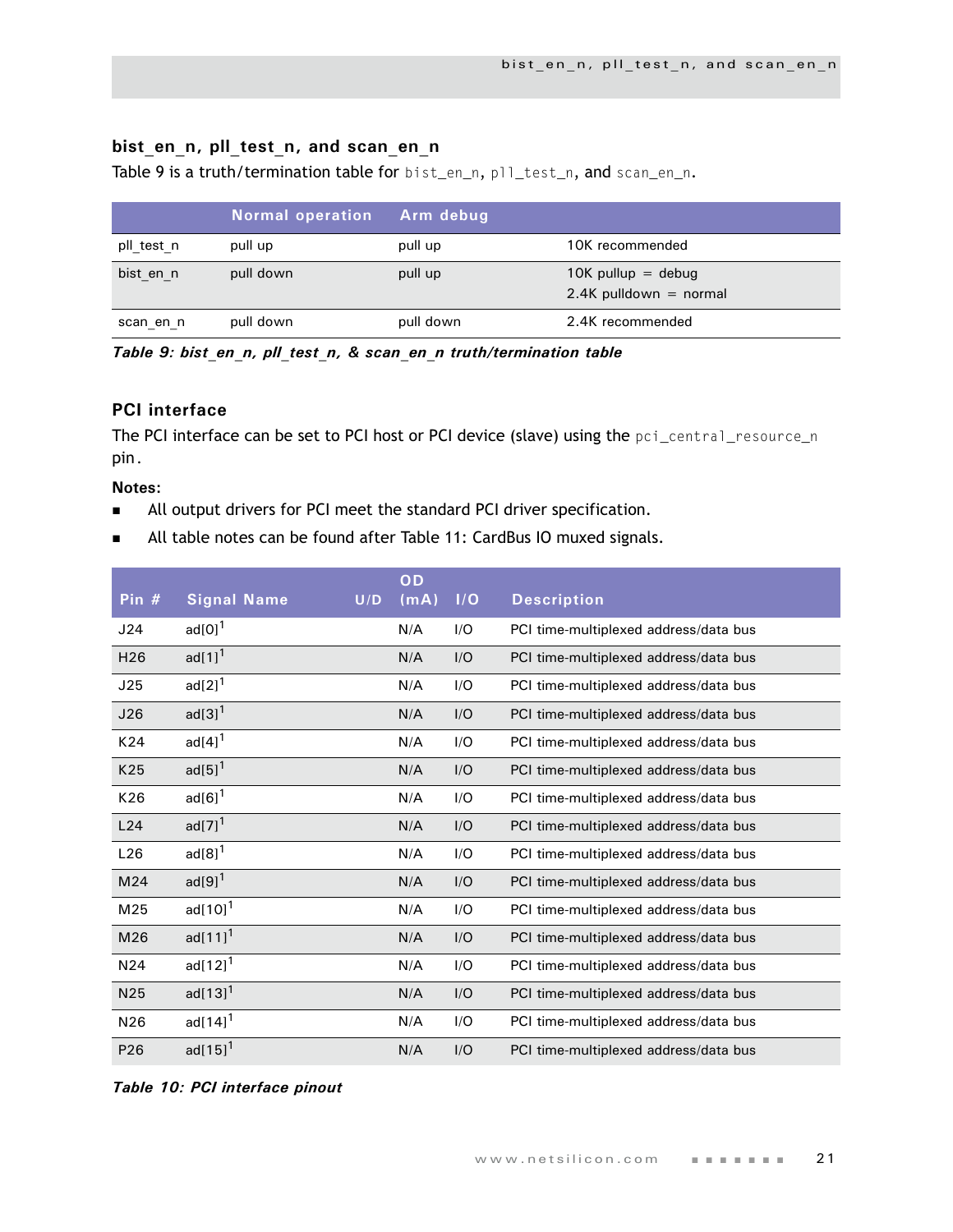## bist_en_n, pll_test_n, and scan_en_n

Table 9 is a truth/termination table for bist_en_n, pll_test_n, and scan_en_n.

| | Normal operation | Arm debug | |
|---|---|---|---|
| pll_test_n | pull up | pull up | 10K recommended |
| bist_en_n | pull down | pull up | 10K pullup = debug<br>2.4K pulldown = normal |
| scan_en_n | pull down | pull down | 2.4K recommended |

*Table 9: bist_en_n, pll_test_n, & scan_en_n truth/termination table*

## PCI interface

The PCI interface can be set to PCI host or PCI device (slave) using the pci_central_resource_n pin.

**Notes:**

- All output drivers for PCI meet the standard PCI driver specification.
- All table notes can be found after Table 11: CardBus IO muxed signals.

| Pin # | Signal Name | U/D | OD (mA) | I/O | Description |
|---|---|---|---|---|---|
| J24 | ad[0][1] | | N/A | I/O | PCI time-multiplexed address/data bus |
| H26 | ad[1][1] | | N/A | I/O | PCI time-multiplexed address/data bus |
| J25 | ad[2][1] | | N/A | I/O | PCI time-multiplexed address/data bus |
| J26 | ad[3][1] | | N/A | I/O | PCI time-multiplexed address/data bus |
| K24 | ad[4][1] | | N/A | I/O | PCI time-multiplexed address/data bus |
| K25 | ad[5][1] | | N/A | I/O | PCI time-multiplexed address/data bus |
| K26 | ad[6][1] | | N/A | I/O | PCI time-multiplexed address/data bus |
| L24 | ad[7][1] | | N/A | I/O | PCI time-multiplexed address/data bus |
| L26 | ad[8][1] | | N/A | I/O | PCI time-multiplexed address/data bus |
| M24 | ad[9][1] | | N/A | I/O | PCI time-multiplexed address/data bus |
| M25 | ad[10][1] | | N/A | I/O | PCI time-multiplexed address/data bus |
| M26 | ad[11][1] | | N/A | I/O | PCI time-multiplexed address/data bus |
| N24 | ad[12][1] | | N/A | I/O | PCI time-multiplexed address/data bus |
| N25 | ad[13][1] | | N/A | I/O | PCI time-multiplexed address/data bus |
| N26 | ad[14][1] | | N/A | I/O | PCI time-multiplexed address/data bus |
| P26 | ad[15][1] | | N/A | I/O | PCI time-multiplexed address/data bus |

*Table 10: PCI interface pinout*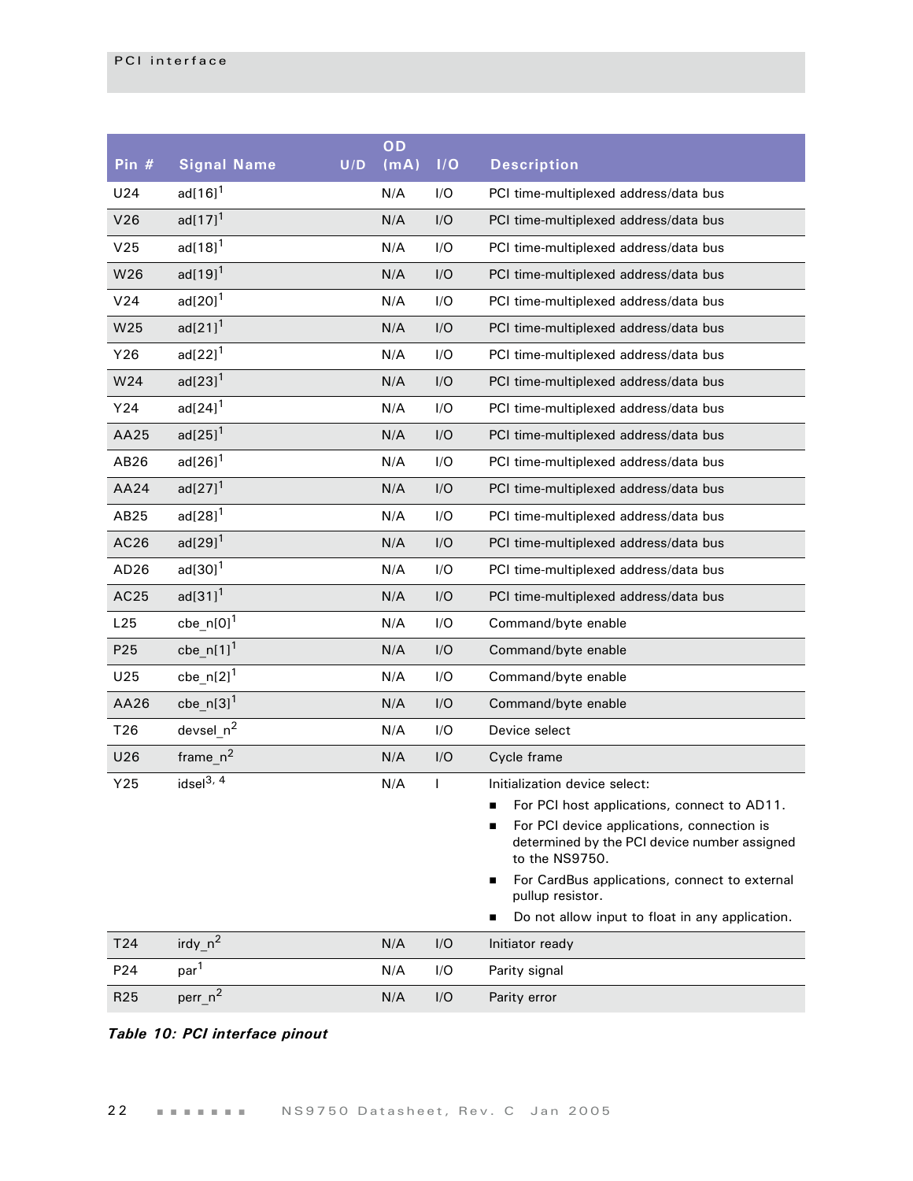| Pin # | Signal Name | U/D | OD (mA) | I/O | Description |
|---|---|---|---|---|---|
| U24 | ad[16][1] | | N/A | I/O | PCI time-multiplexed address/data bus |
| V26 | ad[17][1] | | N/A | I/O | PCI time-multiplexed address/data bus |
| V25 | ad[18][1] | | N/A | I/O | PCI time-multiplexed address/data bus |
| W26 | ad[19][1] | | N/A | I/O | PCI time-multiplexed address/data bus |
| V24 | ad[20][1] | | N/A | I/O | PCI time-multiplexed address/data bus |
| W25 | ad[21][1] | | N/A | I/O | PCI time-multiplexed address/data bus |
| Y26 | ad[22][1] | | N/A | I/O | PCI time-multiplexed address/data bus |
| W24 | ad[23][1] | | N/A | I/O | PCI time-multiplexed address/data bus |
| Y24 | ad[24][1] | | N/A | I/O | PCI time-multiplexed address/data bus |
| AA25 | ad[25][1] | | N/A | I/O | PCI time-multiplexed address/data bus |
| AB26 | ad[26][1] | | N/A | I/O | PCI time-multiplexed address/data bus |
| AA24 | ad[27][1] | | N/A | I/O | PCI time-multiplexed address/data bus |
| AB25 | ad[28][1] | | N/A | I/O | PCI time-multiplexed address/data bus |
| AC26 | ad[29][1] | | N/A | I/O | PCI time-multiplexed address/data bus |
| AD26 | ad[30][1] | | N/A | I/O | PCI time-multiplexed address/data bus |
| AC25 | ad[31][1] | | N/A | I/O | PCI time-multiplexed address/data bus |
| L25 | cbe_n[0][1] | | N/A | I/O | Command/byte enable |
| P25 | cbe_n[1][1] | | N/A | I/O | Command/byte enable |
| U25 | cbe_n[2][1] | | N/A | I/O | Command/byte enable |
| AA26 | cbe_n[3][1] | | N/A | I/O | Command/byte enable |
| T26 | devsel_n[2] | | N/A | I/O | Device select |
| U26 | frame_n[2] | | N/A | I/O | Cycle frame |
| Y25 | idsel[3, 4] | | N/A | I | Initialization device select:<br>■ For PCI host applications, connect to AD11.<br>■ For PCI device applications, connection is determined by the PCI device number assigned to the NS9750.<br>■ For CardBus applications, connect to external pullup resistor.<br>■ Do not allow input to float in any application. |
| T24 | irdy_n[2] | | N/A | I/O | Initiator ready |
| P24 | par[1] | | N/A | I/O | Parity signal |
| R25 | perr_n[2] | | N/A | I/O | Parity error |

***Table 10: PCI interface pinout***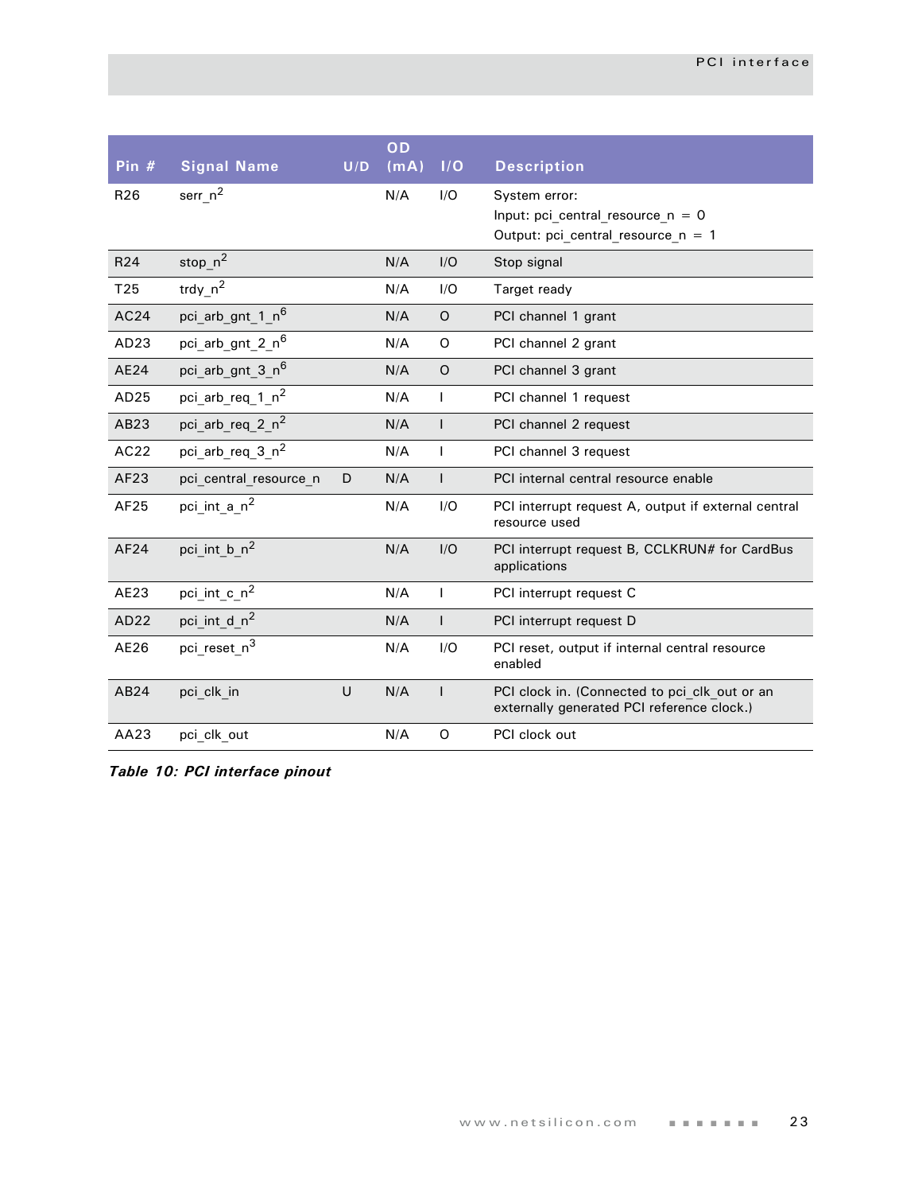| Pin # | Signal Name | U/D | OD (mA) | I/O | Description |
|---|---|---|---|---|---|
| R26 | serr_n[2] | | N/A | I/O | System error:<br>Input: pci_central_resource_n = 0<br>Output: pci_central_resource_n = 1 |
| R24 | stop_n[2] | | N/A | I/O | Stop signal |
| T25 | trdy_n[2] | | N/A | I/O | Target ready |
| AC24 | pci_arb_gnt_1_n[6] | | N/A | O | PCI channel 1 grant |
| AD23 | pci_arb_gnt_2_n[6] | | N/A | O | PCI channel 2 grant |
| AE24 | pci_arb_gnt_3_n[6] | | N/A | O | PCI channel 3 grant |
| AD25 | pci_arb_req_1_n[2] | | N/A | I | PCI channel 1 request |
| AB23 | pci_arb_req_2_n[2] | | N/A | I | PCI channel 2 request |
| AC22 | pci_arb_req_3_n[2] | | N/A | I | PCI channel 3 request |
| AF23 | pci_central_resource_n | D | N/A | I | PCI internal central resource enable |
| AF25 | pci_int_a_n[2] | | N/A | I/O | PCI interrupt request A, output if external central resource used |
| AF24 | pci_int_b_n[2] | | N/A | I/O | PCI interrupt request B, CCLKRUN# for CardBus applications |
| AE23 | pci_int_c_n[2] | | N/A | I | PCI interrupt request C |
| AD22 | pci_int_d_n[2] | | N/A | I | PCI interrupt request D |
| AE26 | pci_reset_n[3] | | N/A | I/O | PCI reset, output if internal central resource enabled |
| AB24 | pci_clk_in | U | N/A | I | PCI clock in. (Connected to pci_clk_out or an externally generated PCI reference clock.) |
| AA23 | pci_clk_out | | N/A | O | PCI clock out |

***Table 10: PCI interface pinout***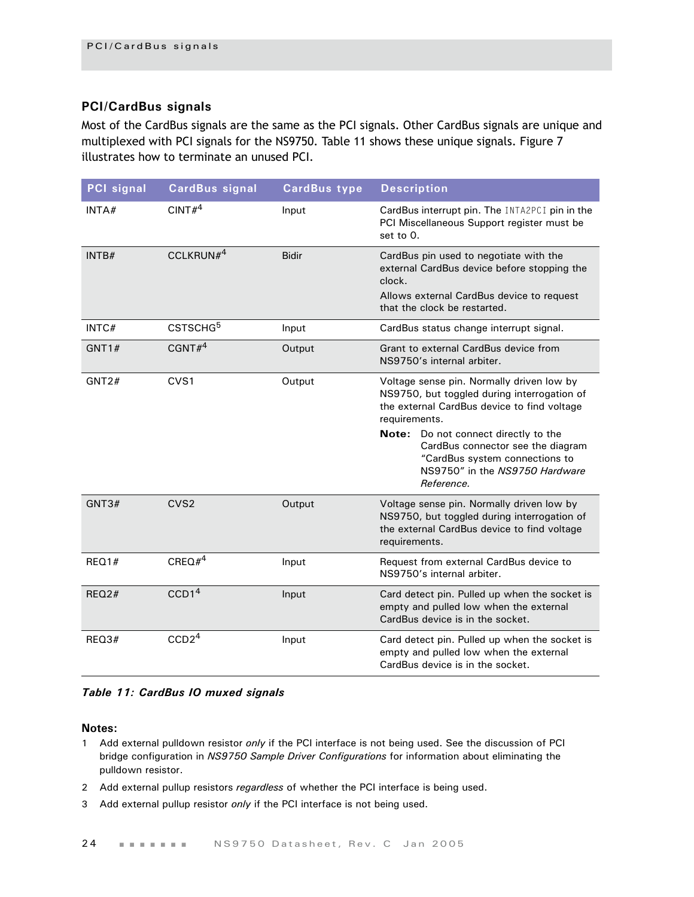## PCI/CardBus signals

Most of the CardBus signals are the same as the PCI signals. Other CardBus signals are unique and multiplexed with PCI signals for the NS9750. Table 11 shows these unique signals. Figure 7 illustrates how to terminate an unused PCI.

| PCI signal | CardBus signal | CardBus type | Description |
|---|---|---|---|
| INTA# | CINT#[4] | Input | CardBus interrupt pin. The INTA2PCI pin in the PCI Miscellaneous Support register must be set to 0. |
| INTB# | CCLKRUN#[4] | Bidir | CardBus pin used to negotiate with the external CardBus device before stopping the clock.<br>Allows external CardBus device to request that the clock be restarted. |
| INTC# | CSTSCHG[5] | Input | CardBus status change interrupt signal. |
| GNT1# | CGNT#[4] | Output | Grant to external CardBus device from NS9750's internal arbiter. |
| GNT2# | CVS1 | Output | Voltage sense pin. Normally driven low by NS9750, but toggled during interrogation of the external CardBus device to find voltage requirements.<br>**Note:** Do not connect directly to the CardBus connector see the diagram "CardBus system connections to NS9750" in the *NS9750 Hardware Reference.* |
| GNT3# | CVS2 | Output | Voltage sense pin. Normally driven low by NS9750, but toggled during interrogation of the external CardBus device to find voltage requirements. |
| REQ1# | CREQ#[4] | Input | Request from external CardBus device to NS9750's internal arbiter. |
| REQ2# | CCD1[4] | Input | Card detect pin. Pulled up when the socket is empty and pulled low when the external CardBus device is in the socket. |
| REQ3# | CCD2[4] | Input | Card detect pin. Pulled up when the socket is empty and pulled low when the external CardBus device is in the socket. |

***Table 11: CardBus IO muxed signals***

**Notes:**

1. Add external pulldown resistor *only* if the PCI interface is not being used. See the discussion of PCI bridge configuration in *NS9750 Sample Driver Configurations* for information about eliminating the pulldown resistor.
2. Add external pullup resistors *regardless* of whether the PCI interface is being used.
3. Add external pullup resistor *only* if the PCI interface is not being used.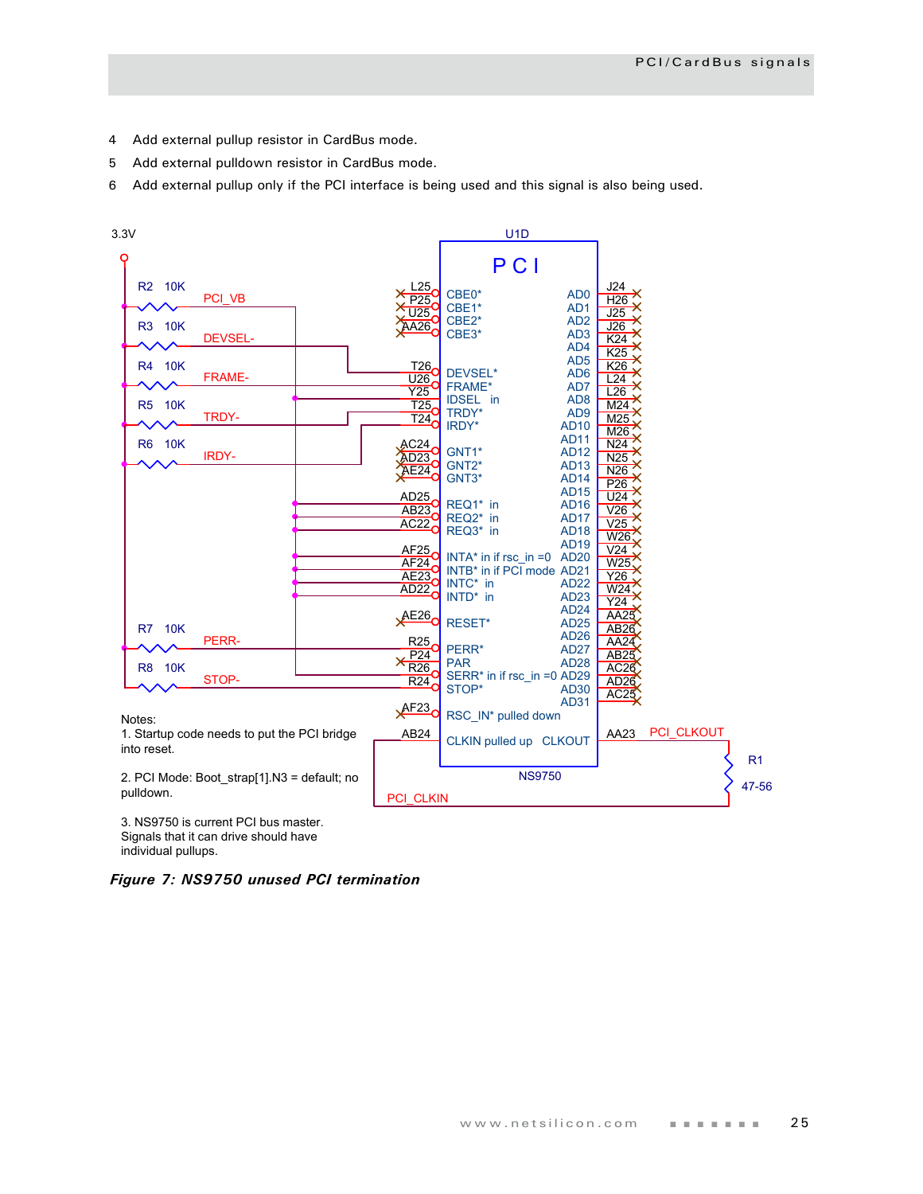4 Add external pullup resistor in CardBus mode.

5 Add external pulldown resistor in CardBus mode.

6 Add external pullup only if the PCI interface is being used and this signal is also being used.

3.3V

U1D

PCI

R2 10K PCI_VB

R3 10K DEVSEL-

R4 10K FRAME-

R5 10K TRDY-

R6 10K IRDY-

R7 10K PERR-

R8 10K STOP-

L25 CBE0*, P25 CBE1*, U25 CBE2*, AA26 CBE3*

T26 DEVSEL*, U26 FRAME*, Y25 IDSEL in, T25 TRDY*, T24 IRDY*

AC24 GNT1*, AD23 GNT2*, AE24 GNT3*

AD25 REQ1* in, AB23 REQ2* in, AC22 REQ3* in

AF25 INTA* in if rsc_in =0, AF24 INTB* in if PCI mode, AE23 INTC* in, AD22 INTD* in

AE26 RESET*

R25 PERR*, P24 PAR, R26 SERR* in if rsc_in =0, R24 STOP*

AF23 RSC_IN* pulled down

AB24 CLKIN pulled up

CLKOUT AA23 PCI_CLKOUT

AD0 J24, AD1 H26, AD2 J25, AD3 J26, AD4 K24, AD5 K25, AD6 K26, AD7 L24, AD8 L26, AD9 M24, AD10 M25, AD11 M26, AD12 N24, AD13 N25, AD14 N26, AD15 P26, AD16 U24, AD17 V26, AD18 V25, AD19 W26, AD20 V24, AD21 W25, AD22 Y26, AD23 W24, AD24 Y24, AD25 AA25, AD26 AB26, AD27 AA24, AD28 AB25, AD29 AC26, AD30 AD26, AD31 AC25

NS9750

R1 47-56

PCI_CLKIN

Notes:

1. Startup code needs to put the PCI bridge into reset.

2. PCI Mode: Boot_strap[1].N3 = default; no pulldown.

3. NS9750 is current PCI bus master. Signals that it can drive should have individual pullups.

***Figure 7: NS9750 unused PCI termination***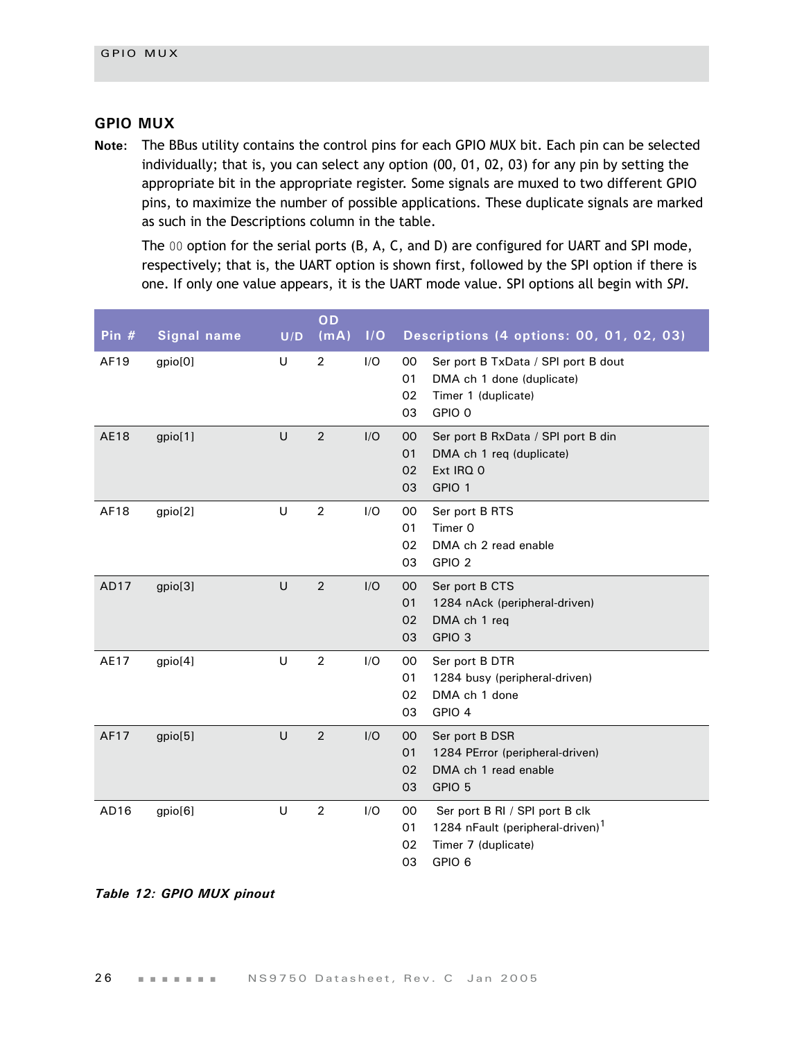## GPIO MUX

**Note:** The BBus utility contains the control pins for each GPIO MUX bit. Each pin can be selected individually; that is, you can select any option (00, 01, 02, 03) for any pin by setting the appropriate bit in the appropriate register. Some signals are muxed to two different GPIO pins, to maximize the number of possible applications. These duplicate signals are marked as such in the Descriptions column in the table.

The 00 option for the serial ports (B, A, C, and D) are configured for UART and SPI mode, respectively; that is, the UART option is shown first, followed by the SPI option if there is one. If only one value appears, it is the UART mode value. SPI options all begin with *SPI*.

| Pin # | Signal name | U/D | OD (mA) | I/O | Descriptions (4 options: 00, 01, 02, 03) |
|---|---|---|---|---|---|
| AF19 | gpio[0] | U | 2 | I/O | 00 Ser port B TxData / SPI port B dout<br>01 DMA ch 1 done (duplicate)<br>02 Timer 1 (duplicate)<br>03 GPIO 0 |
| AE18 | gpio[1] | U | 2 | I/O | 00 Ser port B RxData / SPI port B din<br>01 DMA ch 1 req (duplicate)<br>02 Ext IRQ 0<br>03 GPIO 1 |
| AF18 | gpio[2] | U | 2 | I/O | 00 Ser port B RTS<br>01 Timer 0<br>02 DMA ch 2 read enable<br>03 GPIO 2 |
| AD17 | gpio[3] | U | 2 | I/O | 00 Ser port B CTS<br>01 1284 nAck (peripheral-driven)<br>02 DMA ch 1 req<br>03 GPIO 3 |
| AE17 | gpio[4] | U | 2 | I/O | 00 Ser port B DTR<br>01 1284 busy (peripheral-driven)<br>02 DMA ch 1 done<br>03 GPIO 4 |
| AF17 | gpio[5] | U | 2 | I/O | 00 Ser port B DSR<br>01 1284 PError (peripheral-driven)<br>02 DMA ch 1 read enable<br>03 GPIO 5 |
| AD16 | gpio[6] | U | 2 | I/O | 00 Ser port B RI / SPI port B clk<br>01 1284 nFault (peripheral-driven)[1]<br>02 Timer 7 (duplicate)<br>03 GPIO 6 |

*Table 12: GPIO MUX pinout*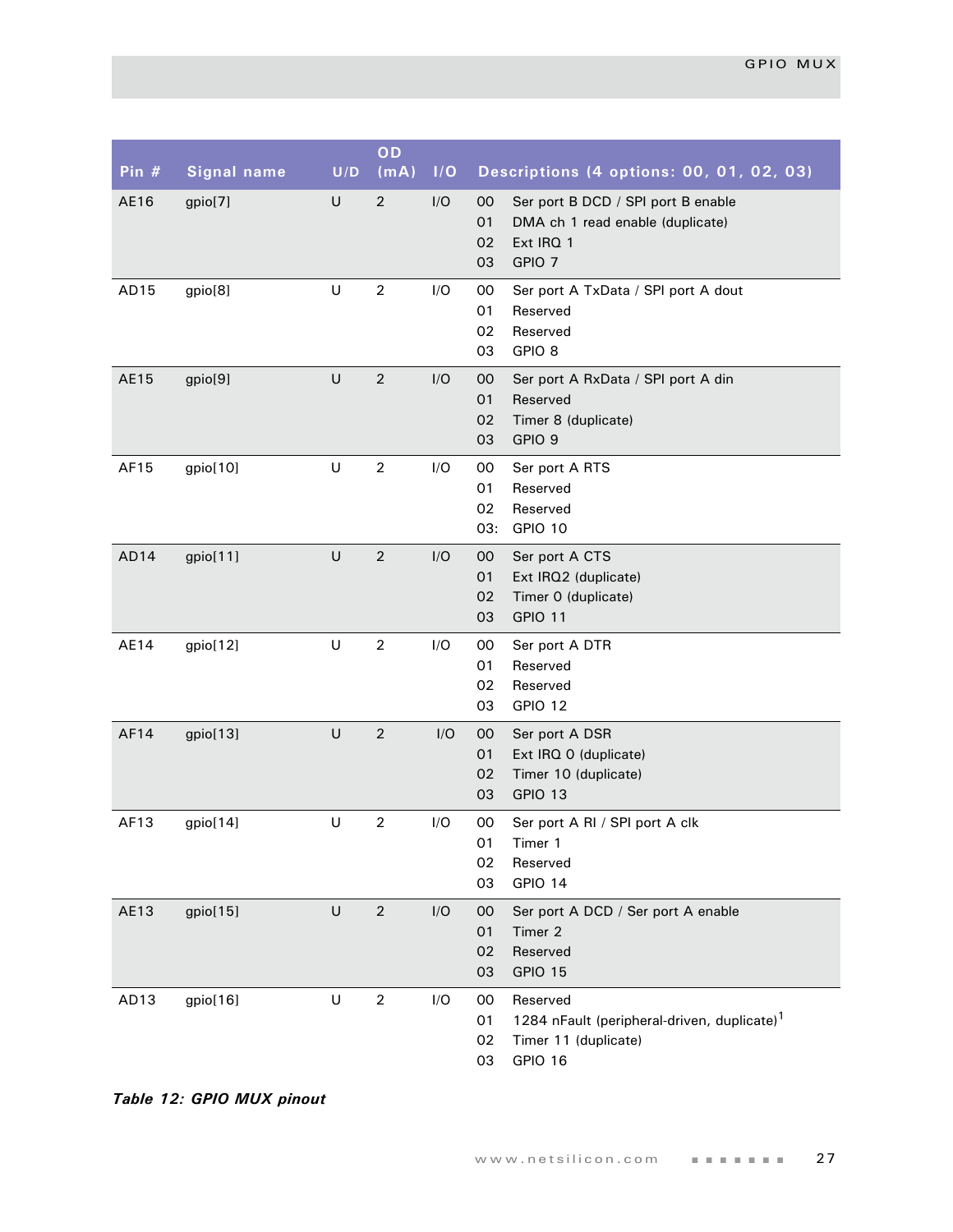| Pin # | Signal name | U/D | OD (mA) | I/O | Descriptions (4 options: 00, 01, 02, 03) |
|---|---|---|---|---|---|
| AE16 | gpio[7] | U | 2 | I/O | 00 Ser port B DCD / SPI port B enable<br>01 DMA ch 1 read enable (duplicate)<br>02 Ext IRQ 1<br>03 GPIO 7 |
| AD15 | gpio[8] | U | 2 | I/O | 00 Ser port A TxData / SPI port A dout<br>01 Reserved<br>02 Reserved<br>03 GPIO 8 |
| AE15 | gpio[9] | U | 2 | I/O | 00 Ser port A RxData / SPI port A din<br>01 Reserved<br>02 Timer 8 (duplicate)<br>03 GPIO 9 |
| AF15 | gpio[10] | U | 2 | I/O | 00 Ser port A RTS<br>01 Reserved<br>02 Reserved<br>03: GPIO 10 |
| AD14 | gpio[11] | U | 2 | I/O | 00 Ser port A CTS<br>01 Ext IRQ2 (duplicate)<br>02 Timer 0 (duplicate)<br>03 GPIO 11 |
| AE14 | gpio[12] | U | 2 | I/O | 00 Ser port A DTR<br>01 Reserved<br>02 Reserved<br>03 GPIO 12 |
| AF14 | gpio[13] | U | 2 | I/O | 00 Ser port A DSR<br>01 Ext IRQ 0 (duplicate)<br>02 Timer 10 (duplicate)<br>03 GPIO 13 |
| AF13 | gpio[14] | U | 2 | I/O | 00 Ser port A RI / SPI port A clk<br>01 Timer 1<br>02 Reserved<br>03 GPIO 14 |
| AE13 | gpio[15] | U | 2 | I/O | 00 Ser port A DCD / Ser port A enable<br>01 Timer 2<br>02 Reserved<br>03 GPIO 15 |
| AD13 | gpio[16] | U | 2 | I/O | 00 Reserved<br>01 1284 nFault (peripheral-driven, duplicate)[1]<br>02 Timer 11 (duplicate)<br>03 GPIO 16 |

***Table 12: GPIO MUX pinout***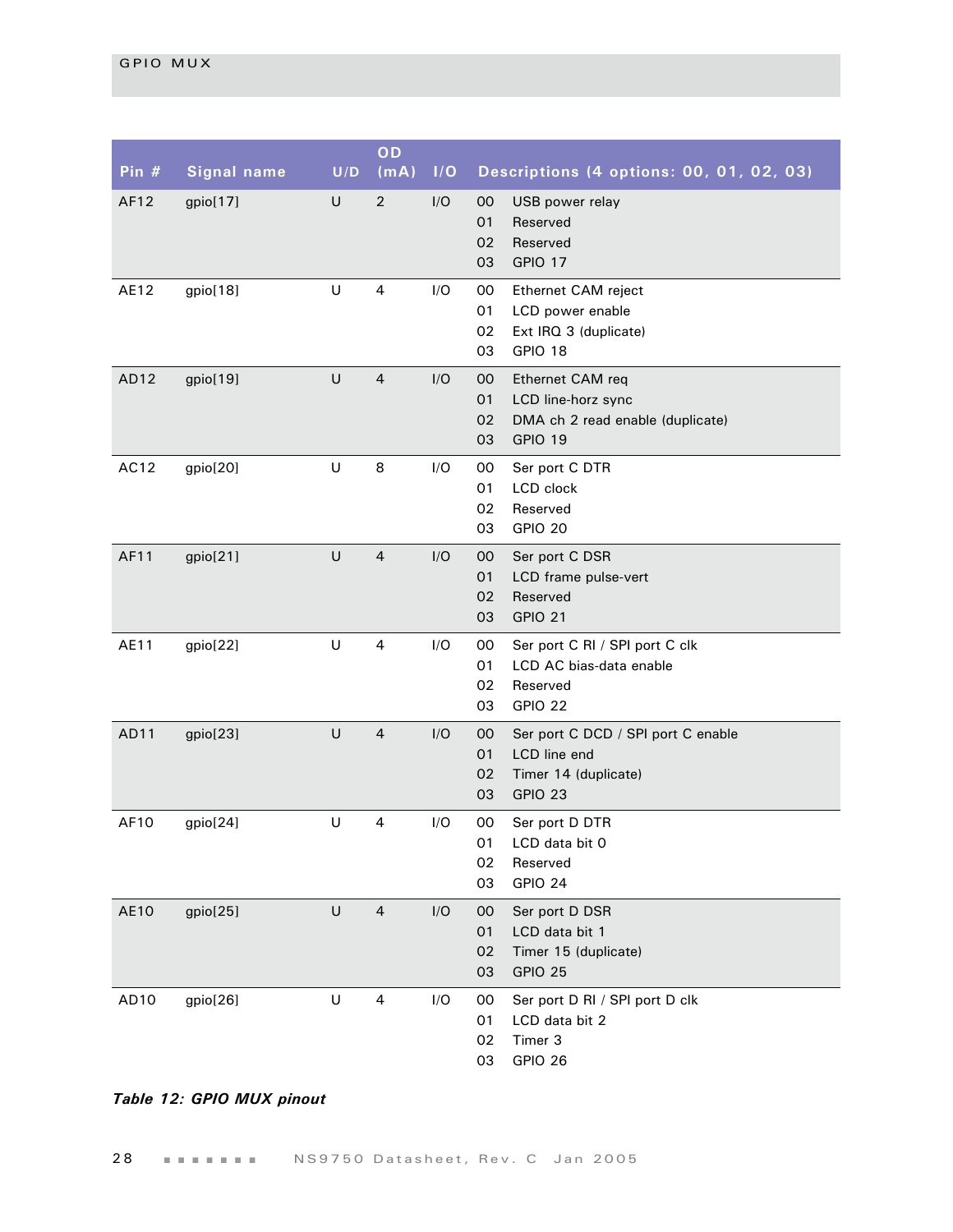| Pin # | Signal name | U/D | OD (mA) | I/O | Descriptions (4 options: 00, 01, 02, 03) |
|---|---|---|---|---|---|
| AF12 | gpio[17] | U | 2 | I/O | 00 USB power relay<br>01 Reserved<br>02 Reserved<br>03 GPIO 17 |
| AE12 | gpio[18] | U | 4 | I/O | 00 Ethernet CAM reject<br>01 LCD power enable<br>02 Ext IRQ 3 (duplicate)<br>03 GPIO 18 |
| AD12 | gpio[19] | U | 4 | I/O | 00 Ethernet CAM req<br>01 LCD line-horz sync<br>02 DMA ch 2 read enable (duplicate)<br>03 GPIO 19 |
| AC12 | gpio[20] | U | 8 | I/O | 00 Ser port C DTR<br>01 LCD clock<br>02 Reserved<br>03 GPIO 20 |
| AF11 | gpio[21] | U | 4 | I/O | 00 Ser port C DSR<br>01 LCD frame pulse-vert<br>02 Reserved<br>03 GPIO 21 |
| AE11 | gpio[22] | U | 4 | I/O | 00 Ser port C RI / SPI port C clk<br>01 LCD AC bias-data enable<br>02 Reserved<br>03 GPIO 22 |
| AD11 | gpio[23] | U | 4 | I/O | 00 Ser port C DCD / SPI port C enable<br>01 LCD line end<br>02 Timer 14 (duplicate)<br>03 GPIO 23 |
| AF10 | gpio[24] | U | 4 | I/O | 00 Ser port D DTR<br>01 LCD data bit 0<br>02 Reserved<br>03 GPIO 24 |
| AE10 | gpio[25] | U | 4 | I/O | 00 Ser port D DSR<br>01 LCD data bit 1<br>02 Timer 15 (duplicate)<br>03 GPIO 25 |
| AD10 | gpio[26] | U | 4 | I/O | 00 Ser port D RI / SPI port D clk<br>01 LCD data bit 2<br>02 Timer 3<br>03 GPIO 26 |

***Table 12: GPIO MUX pinout***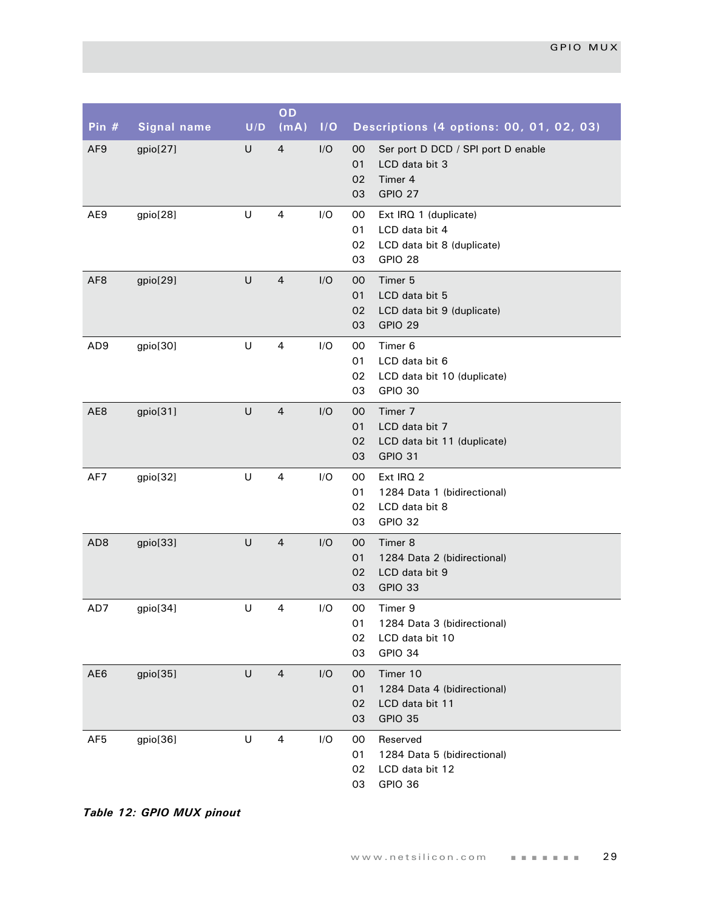| Pin # | Signal name | U/D | OD (mA) | I/O | Descriptions (4 options: 00, 01, 02, 03) |
|---|---|---|---|---|---|
| AF9 | gpio[27] | U | 4 | I/O | 00 Ser port D DCD / SPI port D enable<br>01 LCD data bit 3<br>02 Timer 4<br>03 GPIO 27 |
| AE9 | gpio[28] | U | 4 | I/O | 00 Ext IRQ 1 (duplicate)<br>01 LCD data bit 4<br>02 LCD data bit 8 (duplicate)<br>03 GPIO 28 |
| AF8 | gpio[29] | U | 4 | I/O | 00 Timer 5<br>01 LCD data bit 5<br>02 LCD data bit 9 (duplicate)<br>03 GPIO 29 |
| AD9 | gpio[30] | U | 4 | I/O | 00 Timer 6<br>01 LCD data bit 6<br>02 LCD data bit 10 (duplicate)<br>03 GPIO 30 |
| AE8 | gpio[31] | U | 4 | I/O | 00 Timer 7<br>01 LCD data bit 7<br>02 LCD data bit 11 (duplicate)<br>03 GPIO 31 |
| AF7 | gpio[32] | U | 4 | I/O | 00 Ext IRQ 2<br>01 1284 Data 1 (bidirectional)<br>02 LCD data bit 8<br>03 GPIO 32 |
| AD8 | gpio[33] | U | 4 | I/O | 00 Timer 8<br>01 1284 Data 2 (bidirectional)<br>02 LCD data bit 9<br>03 GPIO 33 |
| AD7 | gpio[34] | U | 4 | I/O | 00 Timer 9<br>01 1284 Data 3 (bidirectional)<br>02 LCD data bit 10<br>03 GPIO 34 |
| AE6 | gpio[35] | U | 4 | I/O | 00 Timer 10<br>01 1284 Data 4 (bidirectional)<br>02 LCD data bit 11<br>03 GPIO 35 |
| AF5 | gpio[36] | U | 4 | I/O | 00 Reserved<br>01 1284 Data 5 (bidirectional)<br>02 LCD data bit 12<br>03 GPIO 36 |

***Table 12: GPIO MUX pinout***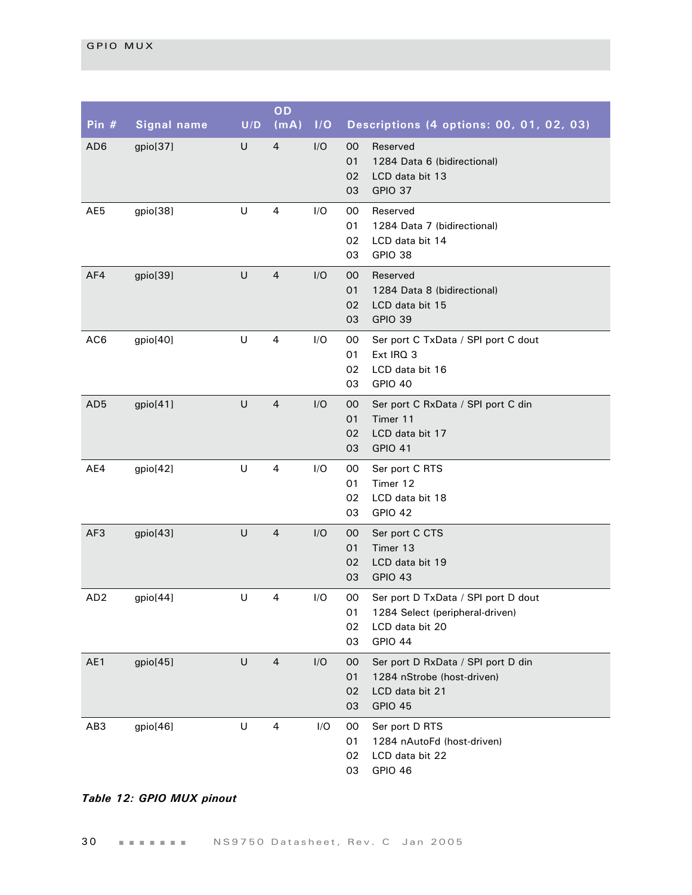| Pin # | Signal name | U/D | OD (mA) | I/O | Descriptions (4 options: 00, 01, 02, 03) |
|---|---|---|---|---|---|
| AD6 | gpio[37] | U | 4 | I/O | 00 Reserved<br>01 1284 Data 6 (bidirectional)<br>02 LCD data bit 13<br>03 GPIO 37 |
| AE5 | gpio[38] | U | 4 | I/O | 00 Reserved<br>01 1284 Data 7 (bidirectional)<br>02 LCD data bit 14<br>03 GPIO 38 |
| AF4 | gpio[39] | U | 4 | I/O | 00 Reserved<br>01 1284 Data 8 (bidirectional)<br>02 LCD data bit 15<br>03 GPIO 39 |
| AC6 | gpio[40] | U | 4 | I/O | 00 Ser port C TxData / SPI port C dout<br>01 Ext IRQ 3<br>02 LCD data bit 16<br>03 GPIO 40 |
| AD5 | gpio[41] | U | 4 | I/O | 00 Ser port C RxData / SPI port C din<br>01 Timer 11<br>02 LCD data bit 17<br>03 GPIO 41 |
| AE4 | gpio[42] | U | 4 | I/O | 00 Ser port C RTS<br>01 Timer 12<br>02 LCD data bit 18<br>03 GPIO 42 |
| AF3 | gpio[43] | U | 4 | I/O | 00 Ser port C CTS<br>01 Timer 13<br>02 LCD data bit 19<br>03 GPIO 43 |
| AD2 | gpio[44] | U | 4 | I/O | 00 Ser port D TxData / SPI port D dout<br>01 1284 Select (peripheral-driven)<br>02 LCD data bit 20<br>03 GPIO 44 |
| AE1 | gpio[45] | U | 4 | I/O | 00 Ser port D RxData / SPI port D din<br>01 1284 nStrobe (host-driven)<br>02 LCD data bit 21<br>03 GPIO 45 |
| AB3 | gpio[46] | U | 4 | I/O | 00 Ser port D RTS<br>01 1284 nAutoFd (host-driven)<br>02 LCD data bit 22<br>03 GPIO 46 |

***Table 12: GPIO MUX pinout***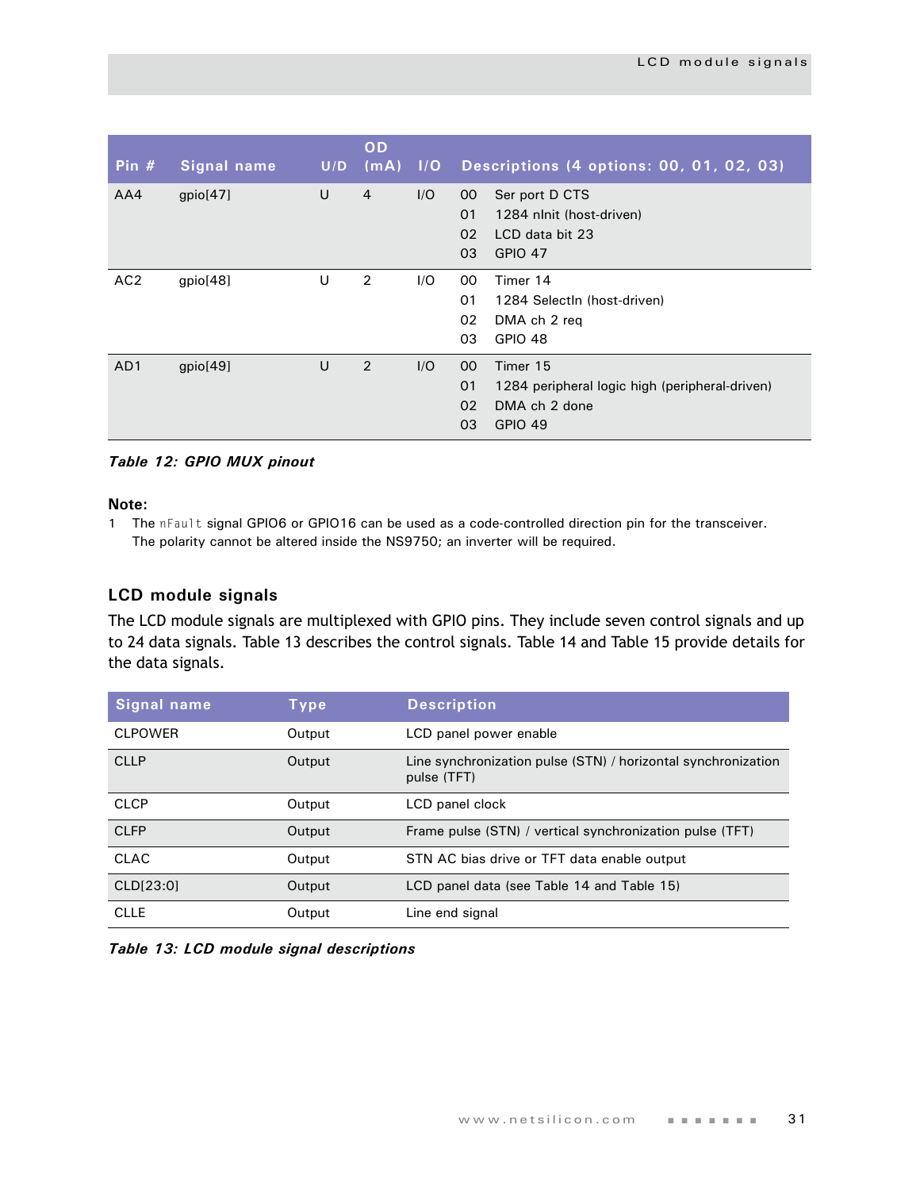| Pin # | Signal name | U/D | OD (mA) | I/O | Descriptions (4 options: 00, 01, 02, 03) |
|---|---|---|---|---|---|
| AA4 | gpio[47] | U | 4 | I/O | 00 Ser port D CTS<br>01 1284 nInit (host-driven)<br>02 LCD data bit 23<br>03 GPIO 47 |
| AC2 | gpio[48] | U | 2 | I/O | 00 Timer 14<br>01 1284 SelectIn (host-driven)<br>02 DMA ch 2 req<br>03 GPIO 48 |
| AD1 | gpio[49] | U | 2 | I/O | 00 Timer 15<br>01 1284 peripheral logic high (peripheral-driven)<br>02 DMA ch 2 done<br>03 GPIO 49 |

***Table 12: GPIO MUX pinout***

**Note:**

1 The nFault signal GPIO6 or GPIO16 can be used as a code-controlled direction pin for the transceiver. The polarity cannot be altered inside the NS9750; an inverter will be required.

### LCD module signals

The LCD module signals are multiplexed with GPIO pins. They include seven control signals and up to 24 data signals. Table 13 describes the control signals. Table 14 and Table 15 provide details for the data signals.

| Signal name | Type | Description |
|---|---|---|
| CLPOWER | Output | LCD panel power enable |
| CLLP | Output | Line synchronization pulse (STN) / horizontal synchronization pulse (TFT) |
| CLCP | Output | LCD panel clock |
| CLFP | Output | Frame pulse (STN) / vertical synchronization pulse (TFT) |
| CLAC | Output | STN AC bias drive or TFT data enable output |
| CLD[23:0] | Output | LCD panel data (see Table 14 and Table 15) |
| CLLE | Output | Line end signal |

***Table 13: LCD module signal descriptions***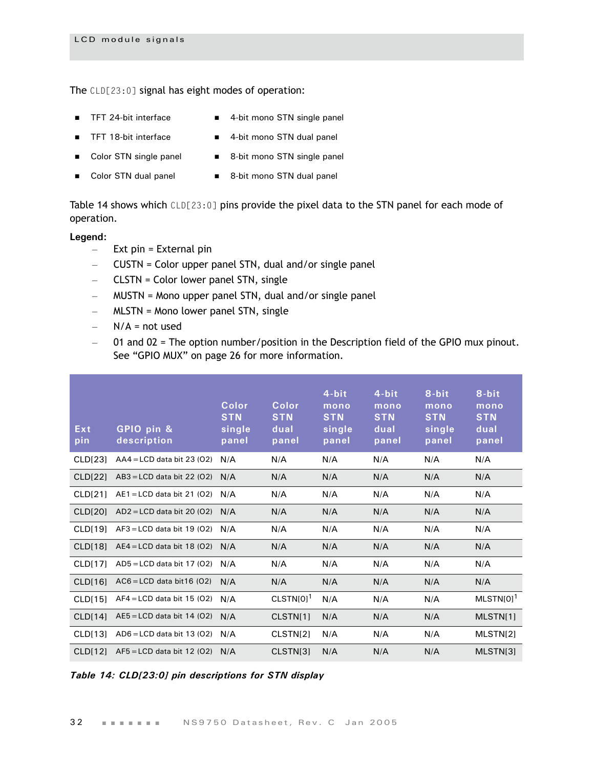The CLD[23:0] signal has eight modes of operation:

- TFT 24-bit interface
- TFT 18-bit interface
- Color STN single panel
- Color STN dual panel
- 4-bit mono STN single panel
- 4-bit mono STN dual panel
- 8-bit mono STN single panel
- 8-bit mono STN dual panel

Table 14 shows which CLD[23:0] pins provide the pixel data to the STN panel for each mode of operation.

**Legend:**

- Ext pin = External pin
- CUSTN = Color upper panel STN, dual and/or single panel
- CLSTN = Color lower panel STN, single
- MUSTN = Mono upper panel STN, dual and/or single panel
- MLSTN = Mono lower panel STN, single
- N/A = not used
- 01 and 02 = The option number/position in the Description field of the GPIO mux pinout. See “GPIO MUX” on page 26 for more information.

| Ext pin | GPIO pin & description | Color STN single panel | Color STN dual panel | 4-bit mono STN single panel | 4-bit mono STN dual panel | 8-bit mono STN single panel | 8-bit mono STN dual panel |
|---|---|---|---|---|---|---|---|
| CLD[23] | AA4 = LCD data bit 23 (O2) | N/A | N/A | N/A | N/A | N/A | N/A |
| CLD[22] | AB3 = LCD data bit 22 (O2) | N/A | N/A | N/A | N/A | N/A | N/A |
| CLD[21] | AE1 = LCD data bit 21 (O2) | N/A | N/A | N/A | N/A | N/A | N/A |
| CLD[20] | AD2 = LCD data bit 20 (O2) | N/A | N/A | N/A | N/A | N/A | N/A |
| CLD[19] | AF3 = LCD data bit 19 (O2) | N/A | N/A | N/A | N/A | N/A | N/A |
| CLD[18] | AE4 = LCD data bit 18 (O2) | N/A | N/A | N/A | N/A | N/A | N/A |
| CLD[17] | AD5 = LCD data bit 17 (O2) | N/A | N/A | N/A | N/A | N/A | N/A |
| CLD[16] | AC6 = LCD data bit16 (O2) | N/A | N/A | N/A | N/A | N/A | N/A |
| CLD[15] | AF4 = LCD data bit 15 (O2) | N/A | CLSTN[0][1] | N/A | N/A | N/A | MLSTN[0][1] |
| CLD[14] | AE5 = LCD data bit 14 (O2) | N/A | CLSTN[1] | N/A | N/A | N/A | MLSTN[1] |
| CLD[13] | AD6 = LCD data bit 13 (O2) | N/A | CLSTN[2] | N/A | N/A | N/A | MLSTN[2] |
| CLD[12] | AF5 = LCD data bit 12 (O2) | N/A | CLSTN[3] | N/A | N/A | N/A | MLSTN[3] |

*Table 14: CLD[23:0] pin descriptions for STN display*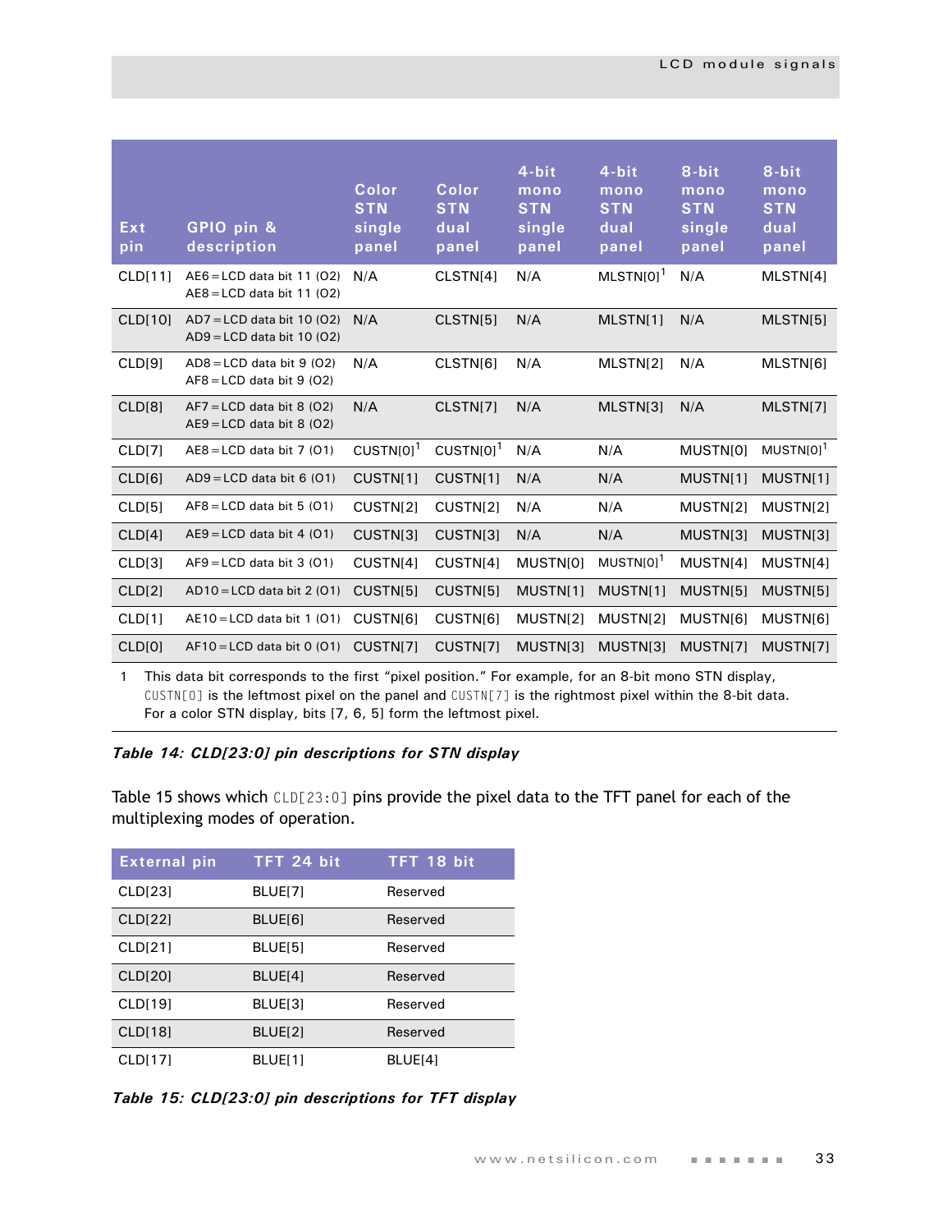| Ext pin | GPIO pin & description | Color STN single panel | Color STN dual panel | 4-bit mono STN single panel | 4-bit mono STN dual panel | 8-bit mono STN single panel | 8-bit mono STN dual panel |
|---|---|---|---|---|---|---|---|
| CLD[11] | AE6 = LCD data bit 11 (O2)<br>AE8 = LCD data bit 11 (O2) | N/A | CLSTN[4] | N/A | MLSTN[0][1] | N/A | MLSTN[4] |
| CLD[10] | AD7 = LCD data bit 10 (O2)<br>AD9 = LCD data bit 10 (O2) | N/A | CLSTN[5] | N/A | MLSTN[1] | N/A | MLSTN[5] |
| CLD[9] | AD8 = LCD data bit 9 (O2)<br>AF8 = LCD data bit 9 (O2) | N/A | CLSTN[6] | N/A | MLSTN[2] | N/A | MLSTN[6] |
| CLD[8] | AF7 = LCD data bit 8 (O2)<br>AE9 = LCD data bit 8 (O2) | N/A | CLSTN[7] | N/A | MLSTN[3] | N/A | MLSTN[7] |
| CLD[7] | AE8 = LCD data bit 7 (O1) | CUSTN[0][1] | CUSTN[0][1] | N/A | N/A | MUSTN[0] | MUSTN[0][1] |
| CLD[6] | AD9 = LCD data bit 6 (O1) | CUSTN[1] | CUSTN[1] | N/A | N/A | MUSTN[1] | MUSTN[1] |
| CLD[5] | AF8 = LCD data bit 5 (O1) | CUSTN[2] | CUSTN[2] | N/A | N/A | MUSTN[2] | MUSTN[2] |
| CLD[4] | AE9 = LCD data bit 4 (O1) | CUSTN[3] | CUSTN[3] | N/A | N/A | MUSTN[3] | MUSTN[3] |
| CLD[3] | AF9 = LCD data bit 3 (O1) | CUSTN[4] | CUSTN[4] | MUSTN[0] | MUSTN[0][1] | MUSTN[4] | MUSTN[4] |
| CLD[2] | AD10 = LCD data bit 2 (O1) | CUSTN[5] | CUSTN[5] | MUSTN[1] | MUSTN[1] | MUSTN[5] | MUSTN[5] |
| CLD[1] | AE10 = LCD data bit 1 (O1) | CUSTN[6] | CUSTN[6] | MUSTN[2] | MUSTN[2] | MUSTN[6] | MUSTN[6] |
| CLD[0] | AF10 = LCD data bit 0 (O1) | CUSTN[7] | CUSTN[7] | MUSTN[3] | MUSTN[3] | MUSTN[7] | MUSTN[7] |

1 This data bit corresponds to the first "pixel position." For example, for an 8-bit mono STN display, `CUSTN[0]` is the leftmost pixel on the panel and `CUSTN[7]` is the rightmost pixel within the 8-bit data. For a color STN display, bits [7, 6, 5] form the leftmost pixel.

***Table 14: CLD[23:0] pin descriptions for STN display***

Table 15 shows which `CLD[23:0]` pins provide the pixel data to the TFT panel for each of the multiplexing modes of operation.

| External pin | TFT 24 bit | TFT 18 bit |
|---|---|---|
| CLD[23] | BLUE[7] | Reserved |
| CLD[22] | BLUE[6] | Reserved |
| CLD[21] | BLUE[5] | Reserved |
| CLD[20] | BLUE[4] | Reserved |
| CLD[19] | BLUE[3] | Reserved |
| CLD[18] | BLUE[2] | Reserved |
| CLD[17] | BLUE[1] | BLUE[4] |

***Table 15: CLD[23:0] pin descriptions for TFT display***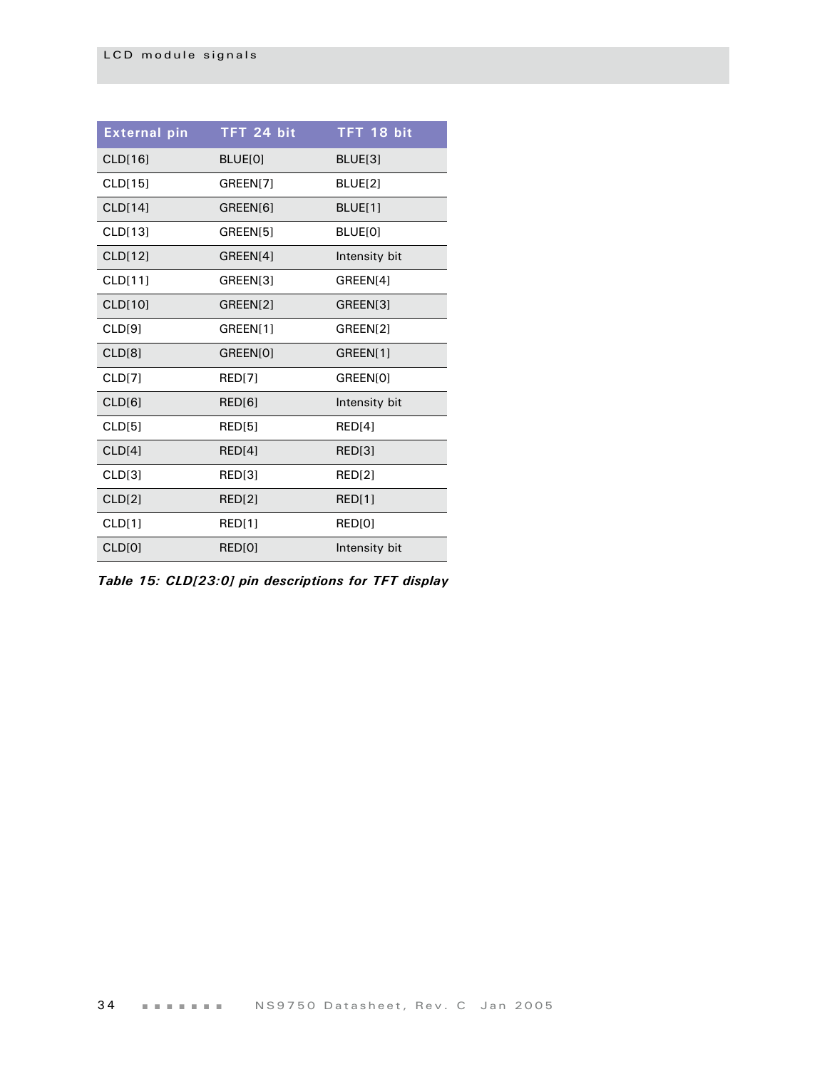| External pin | TFT 24 bit | TFT 18 bit |
|---|---|---|
| CLD[16] | BLUE[0] | BLUE[3] |
| CLD[15] | GREEN[7] | BLUE[2] |
| CLD[14] | GREEN[6] | BLUE[1] |
| CLD[13] | GREEN[5] | BLUE[0] |
| CLD[12] | GREEN[4] | Intensity bit |
| CLD[11] | GREEN[3] | GREEN[4] |
| CLD[10] | GREEN[2] | GREEN[3] |
| CLD[9] | GREEN[1] | GREEN[2] |
| CLD[8] | GREEN[0] | GREEN[1] |
| CLD[7] | RED[7] | GREEN[0] |
| CLD[6] | RED[6] | Intensity bit |
| CLD[5] | RED[5] | RED[4] |
| CLD[4] | RED[4] | RED[3] |
| CLD[3] | RED[3] | RED[2] |
| CLD[2] | RED[2] | RED[1] |
| CLD[1] | RED[1] | RED[0] |
| CLD[0] | RED[0] | Intensity bit |

***Table 15: CLD[23:0] pin descriptions for TFT display***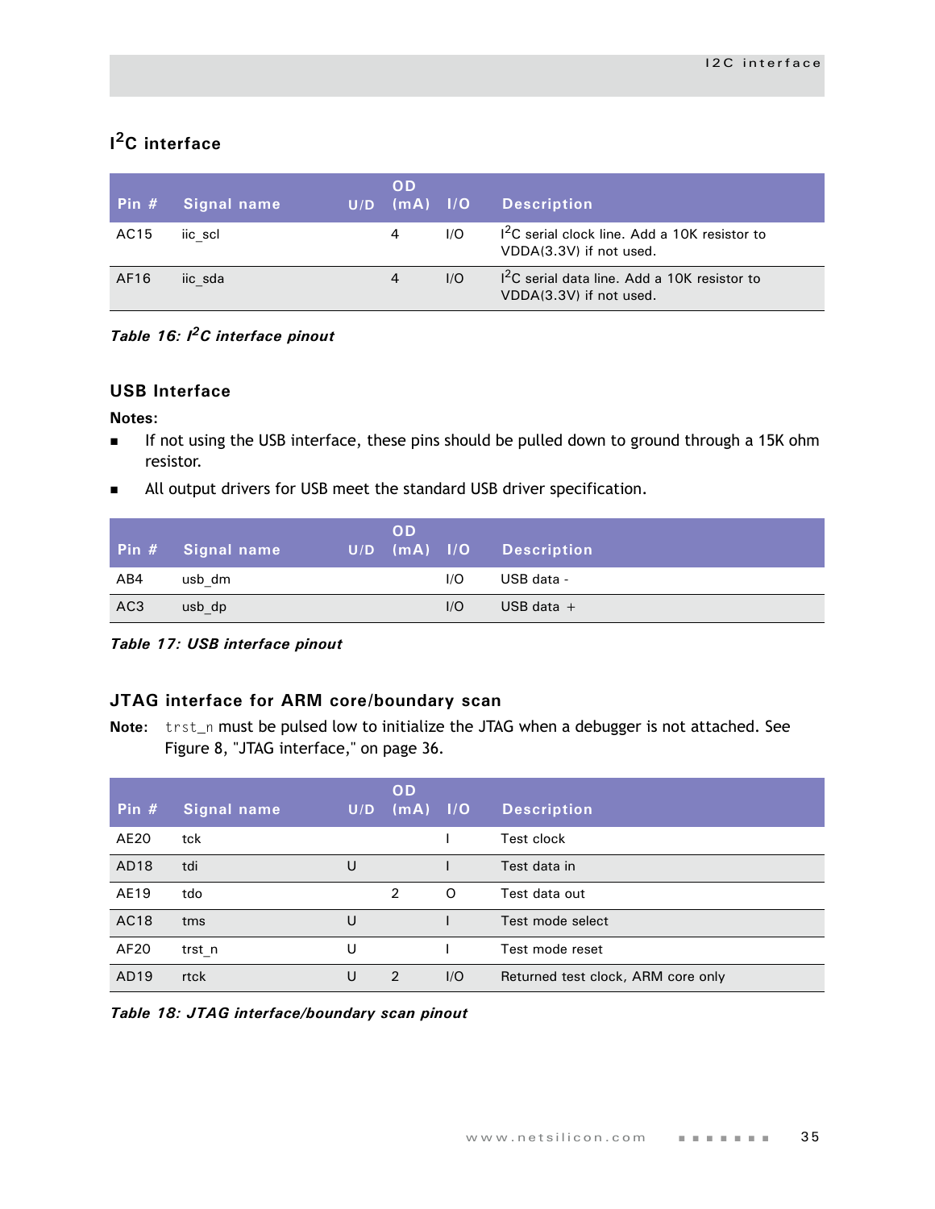## I$^2$C interface

| Pin # | Signal name | U/D | OD (mA) | I/O | Description |
|---|---|---|---|---|---|
| AC15 | iic_scl | | 4 | I/O | I$^2$C serial clock line. Add a 10K resistor to VDDA(3.3V) if not used. |
| AF16 | iic_sda | | 4 | I/O | I$^2$C serial data line. Add a 10K resistor to VDDA(3.3V) if not used. |

*Table 16: I$^2$C interface pinout*

## USB Interface

**Notes:**

- If not using the USB interface, these pins should be pulled down to ground through a 15K ohm resistor.
- All output drivers for USB meet the standard USB driver specification.

| Pin # | Signal name | U/D | OD (mA) | I/O | Description |
|---|---|---|---|---|---|
| AB4 | usb_dm | | | I/O | USB data - |
| AC3 | usb_dp | | | I/O | USB data + |

*Table 17: USB interface pinout*

## JTAG interface for ARM core/boundary scan

**Note:** `trst_n` must be pulsed low to initialize the JTAG when a debugger is not attached. See Figure 8, "JTAG interface," on page 36.

| Pin # | Signal name | U/D | OD (mA) | I/O | Description |
|---|---|---|---|---|---|
| AE20 | tck | | | I | Test clock |
| AD18 | tdi | U | | I | Test data in |
| AE19 | tdo | | 2 | O | Test data out |
| AC18 | tms | U | | I | Test mode select |
| AF20 | trst_n | U | | I | Test mode reset |
| AD19 | rtck | U | 2 | I/O | Returned test clock, ARM core only |

*Table 18: JTAG interface/boundary scan pinout*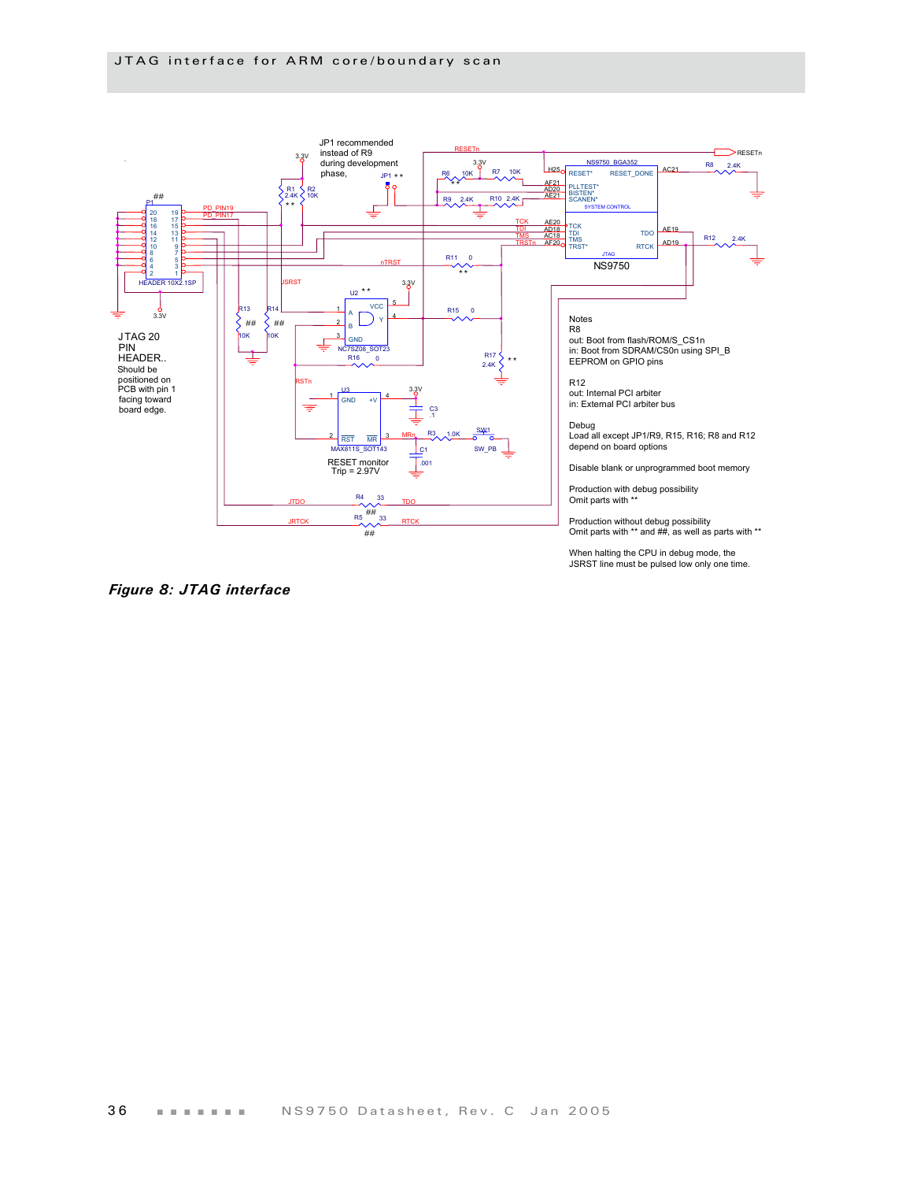## JTAG interface for ARM core/boundary scan

JTAG 20 PIN HEADER.. Should be positioned on PCB with pin 1 facing toward board edge.

JP1 recommended instead of R9 during development phase,

RESET monitor
Trip = 2.97V

Notes

R8
out: Boot from flash/ROM/S_CS1n
in: Boot from SDRAM/CS0n using SPI_B EEPROM on GPIO pins

R12
out: Internal PCI arbiter
in: External PCI arbiter bus

Debug
Load all except JP1/R9, R15, R16; R8 and R12 depend on board options

Disable blank or unprogrammed boot memory

Production with debug possibility
Omit parts with **

Production without debug possibility
Omit parts with ** and ##, as well as parts with **

When halting the CPU in debug mode, the JSRST line must be pulsed low only one time.

***Figure 8: JTAG interface***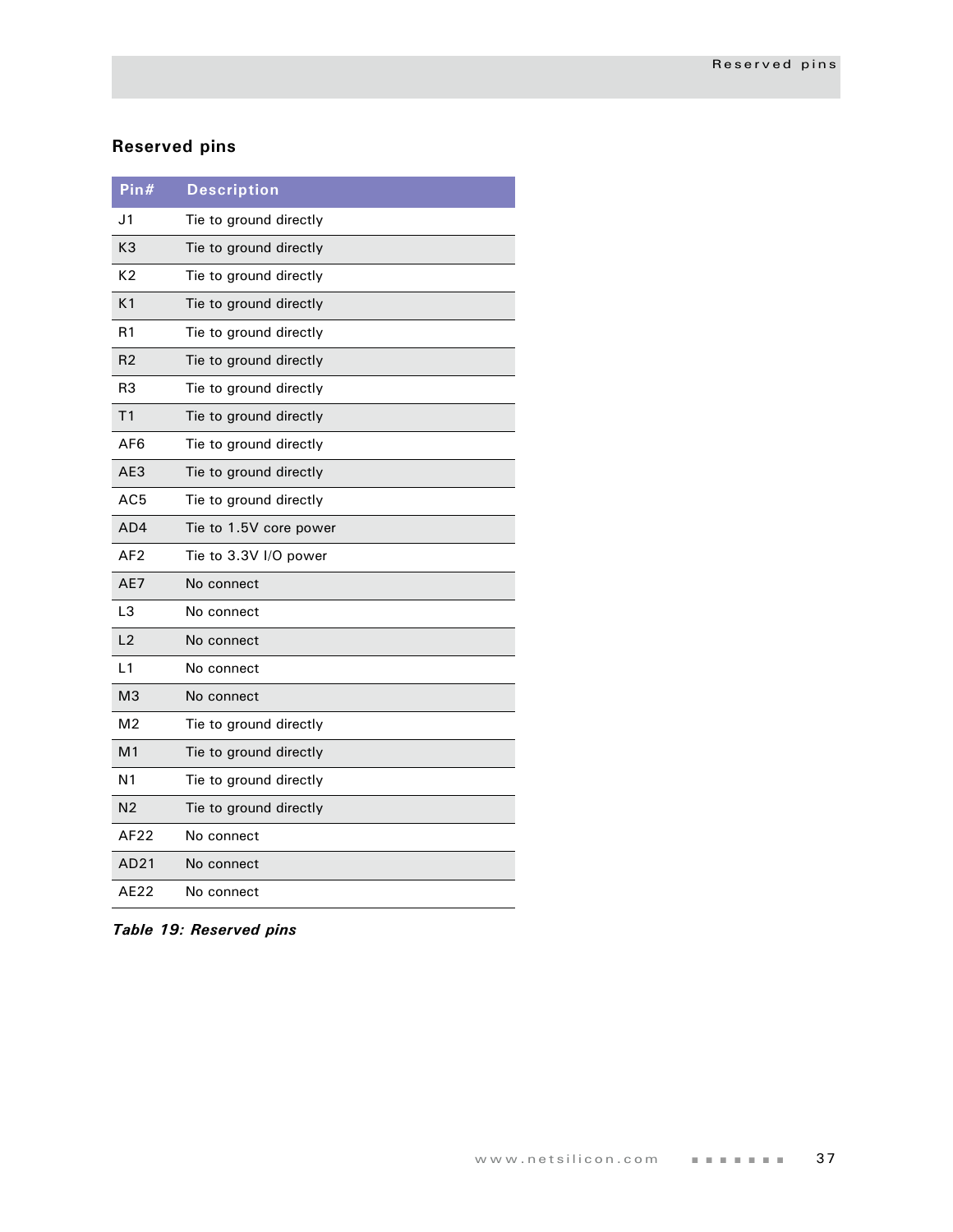## Reserved pins

| Pin# | Description |
|---|---|
| J1 | Tie to ground directly |
| K3 | Tie to ground directly |
| K2 | Tie to ground directly |
| K1 | Tie to ground directly |
| R1 | Tie to ground directly |
| R2 | Tie to ground directly |
| R3 | Tie to ground directly |
| T1 | Tie to ground directly |
| AF6 | Tie to ground directly |
| AE3 | Tie to ground directly |
| AC5 | Tie to ground directly |
| AD4 | Tie to 1.5V core power |
| AF2 | Tie to 3.3V I/O power |
| AE7 | No connect |
| L3 | No connect |
| L2 | No connect |
| L1 | No connect |
| M3 | No connect |
| M2 | Tie to ground directly |
| M1 | Tie to ground directly |
| N1 | Tie to ground directly |
| N2 | Tie to ground directly |
| AF22 | No connect |
| AD21 | No connect |
| AE22 | No connect |

***Table 19: Reserved pins***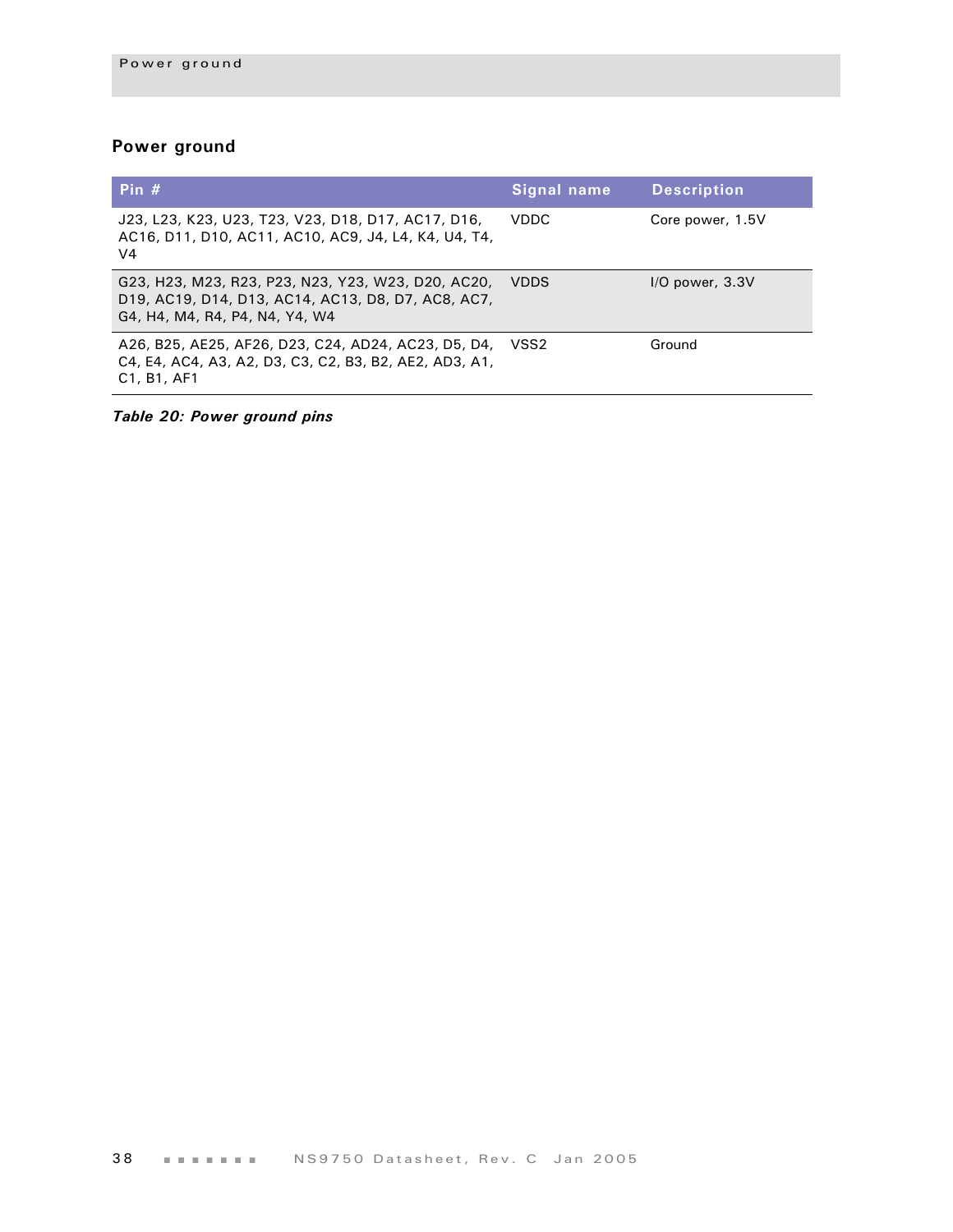## Power ground

| Pin # | Signal name | Description |
|---|---|---|
| J23, L23, K23, U23, T23, V23, D18, D17, AC17, D16, AC16, D11, D10, AC11, AC10, AC9, J4, L4, K4, U4, T4, V4 | VDDC | Core power, 1.5V |
| G23, H23, M23, R23, P23, N23, Y23, W23, D20, AC20, D19, AC19, D14, D13, AC14, AC13, D8, D7, AC8, AC7, G4, H4, M4, R4, P4, N4, Y4, W4 | VDDS | I/O power, 3.3V |
| A26, B25, AE25, AF26, D23, C24, AD24, AC23, D5, D4, C4, E4, AC4, A3, A2, D3, C3, C2, B3, B2, AE2, AD3, A1, C1, B1, AF1 | VSS2 | Ground |

***Table 20: Power ground pins***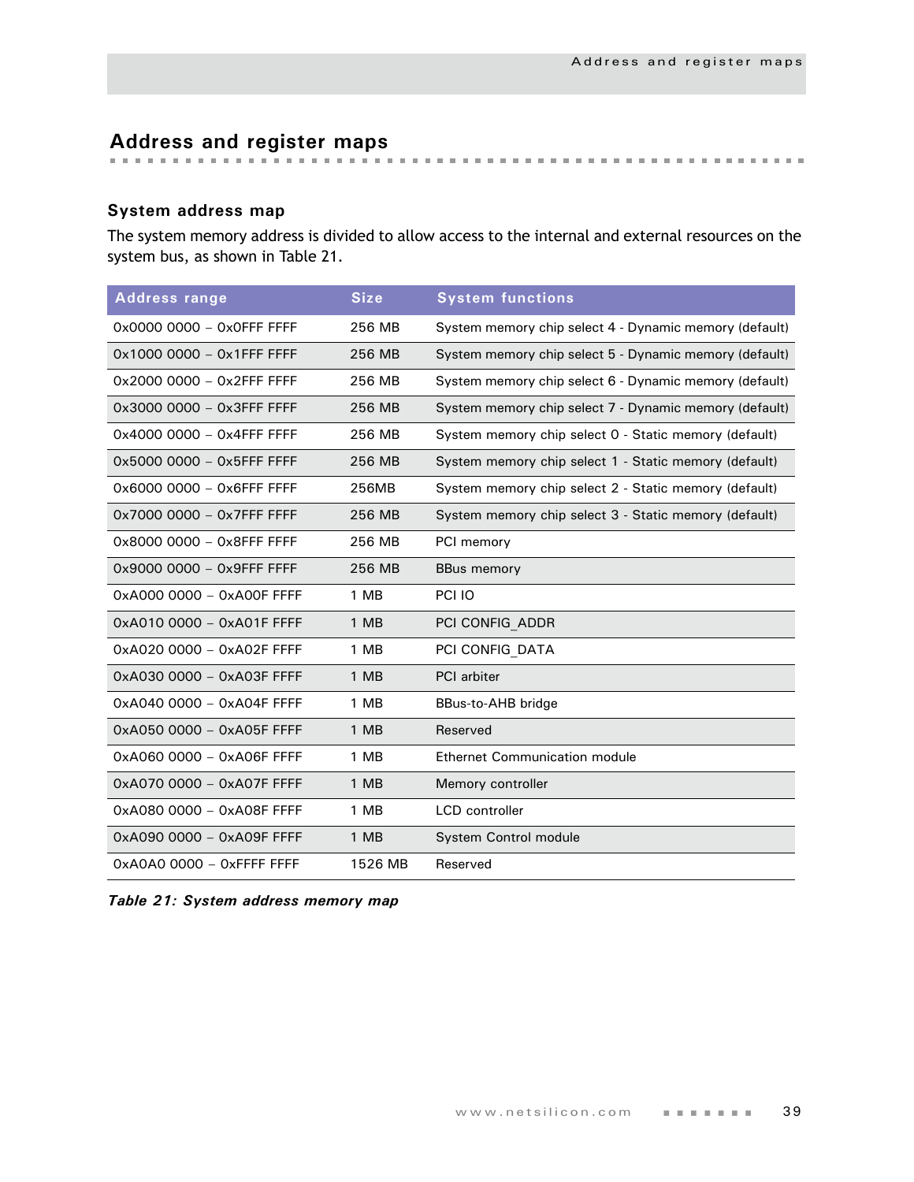# Address and register maps

## System address map

The system memory address is divided to allow access to the internal and external resources on the system bus, as shown in Table 21.

| Address range | Size | System functions |
|---|---|---|
| 0x0000 0000 – 0x0FFF FFFF | 256 MB | System memory chip select 4 - Dynamic memory (default) |
| 0x1000 0000 – 0x1FFF FFFF | 256 MB | System memory chip select 5 - Dynamic memory (default) |
| 0x2000 0000 – 0x2FFF FFFF | 256 MB | System memory chip select 6 - Dynamic memory (default) |
| 0x3000 0000 – 0x3FFF FFFF | 256 MB | System memory chip select 7 - Dynamic memory (default) |
| 0x4000 0000 – 0x4FFF FFFF | 256 MB | System memory chip select 0 - Static memory (default) |
| 0x5000 0000 – 0x5FFF FFFF | 256 MB | System memory chip select 1 - Static memory (default) |
| 0x6000 0000 – 0x6FFF FFFF | 256MB | System memory chip select 2 - Static memory (default) |
| 0x7000 0000 – 0x7FFF FFFF | 256 MB | System memory chip select 3 - Static memory (default) |
| 0x8000 0000 – 0x8FFF FFFF | 256 MB | PCI memory |
| 0x9000 0000 – 0x9FFF FFFF | 256 MB | BBus memory |
| 0xA000 0000 – 0xA00F FFFF | 1 MB | PCI IO |
| 0xA010 0000 – 0xA01F FFFF | 1 MB | PCI CONFIG_ADDR |
| 0xA020 0000 – 0xA02F FFFF | 1 MB | PCI CONFIG_DATA |
| 0xA030 0000 – 0xA03F FFFF | 1 MB | PCI arbiter |
| 0xA040 0000 – 0xA04F FFFF | 1 MB | BBus-to-AHB bridge |
| 0xA050 0000 – 0xA05F FFFF | 1 MB | Reserved |
| 0xA060 0000 – 0xA06F FFFF | 1 MB | Ethernet Communication module |
| 0xA070 0000 – 0xA07F FFFF | 1 MB | Memory controller |
| 0xA080 0000 – 0xA08F FFFF | 1 MB | LCD controller |
| 0xA090 0000 – 0xA09F FFFF | 1 MB | System Control module |
| 0xA0A0 0000 – 0xFFFF FFFF | 1526 MB | Reserved |

***Table 21: System address memory map***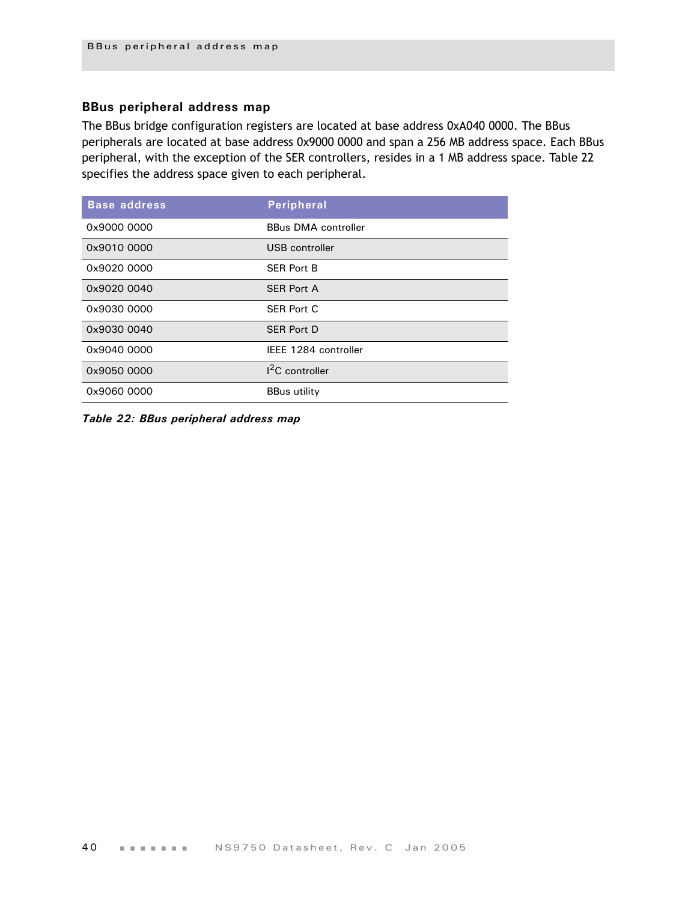## BBus peripheral address map

The BBus bridge configuration registers are located at base address 0xA040 0000. The BBus peripherals are located at base address 0x9000 0000 and span a 256 MB address space. Each BBus peripheral, with the exception of the SER controllers, resides in a 1 MB address space. Table 22 specifies the address space given to each peripheral.

| Base address | Peripheral |
|---|---|
| 0x9000 0000 | BBus DMA controller |
| 0x9010 0000 | USB controller |
| 0x9020 0000 | SER Port B |
| 0x9020 0040 | SER Port A |
| 0x9030 0000 | SER Port C |
| 0x9030 0040 | SER Port D |
| 0x9040 0000 | IEEE 1284 controller |
| 0x9050 0000 | $I^2C$ controller |
| 0x9060 0000 | BBus utility |

***Table 22: BBus peripheral address map***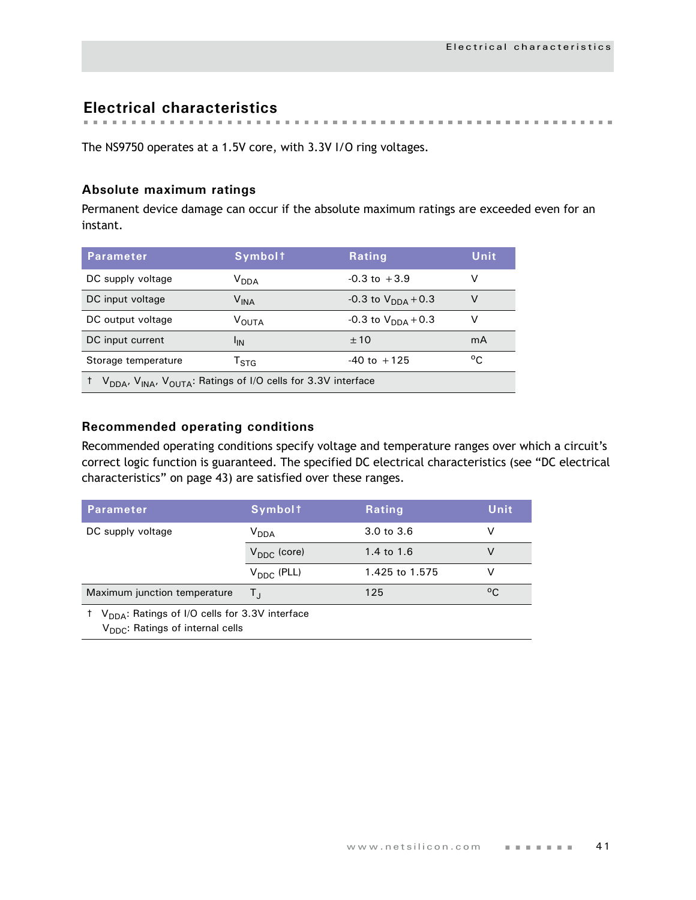# Electrical characteristics

The NS9750 operates at a 1.5V core, with 3.3V I/O ring voltages.

## Absolute maximum ratings

Permanent device damage can occur if the absolute maximum ratings are exceeded even for an instant.

| Parameter | Symbol† | Rating | Unit |
|---|---|---|---|
| DC supply voltage | $V_{DDA}$ | -0.3 to +3.9 | V |
| DC input voltage | $V_{INA}$ | -0.3 to $V_{DDA}$+0.3 | V |
| DC output voltage | $V_{OUTA}$ | -0.3 to $V_{DDA}$+0.3 | V |
| DC input current | $I_{IN}$ | ±10 | mA |
| Storage temperature | $T_{STG}$ | -40 to +125 | °C |

† $V_{DDA}$, $V_{INA}$, $V_{OUTA}$: Ratings of I/O cells for 3.3V interface

## Recommended operating conditions

Recommended operating conditions specify voltage and temperature ranges over which a circuit's correct logic function is guaranteed. The specified DC electrical characteristics (see "DC electrical characteristics" on page 43) are satisfied over these ranges.

| Parameter | Symbol† | Rating | Unit |
|---|---|---|---|
| DC supply voltage | $V_{DDA}$ | 3.0 to 3.6 | V |
| | $V_{DDC}$ (core) | 1.4 to 1.6 | V |
| | $V_{DDC}$ (PLL) | 1.425 to 1.575 | V |
| Maximum junction temperature | $T_J$ | 125 | °C |

† $V_{DDA}$: Ratings of I/O cells for 3.3V interface
$V_{DDC}$: Ratings of internal cells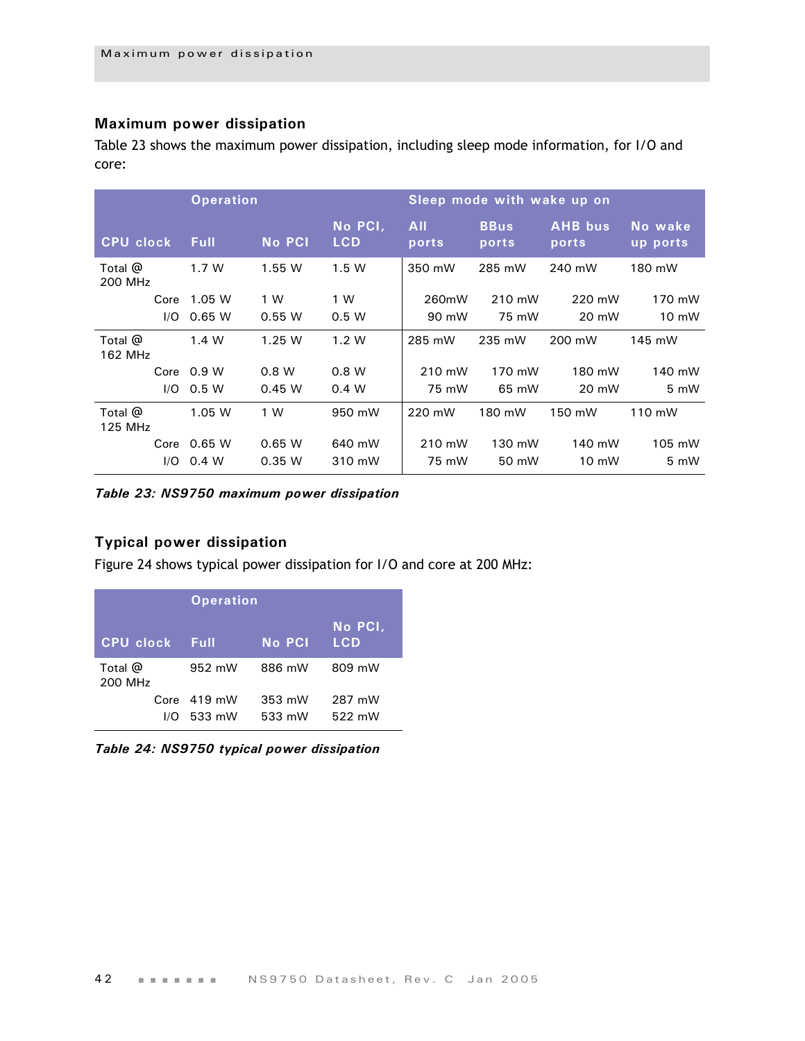## Maximum power dissipation

Table 23 shows the maximum power dissipation, including sleep mode information, for I/O and core:

| | | Operation | | | Sleep mode with wake up on | | | |
|---|---|---|---|---|---|---|---|---|
| CPU clock | | Full | No PCI | No PCI, LCD | All ports | BBus ports | AHB bus ports | No wake up ports |
| Total @ 200 MHz | | 1.7 W | 1.55 W | 1.5 W | 350 mW | 285 mW | 240 mW | 180 mW |
| | Core | 1.05 W | 1 W | 1 W | 260mW | 210 mW | 220 mW | 170 mW |
| | I/O | 0.65 W | 0.55 W | 0.5 W | 90 mW | 75 mW | 20 mW | 10 mW |
| Total @ 162 MHz | | 1.4 W | 1.25 W | 1.2 W | 285 mW | 235 mW | 200 mW | 145 mW |
| | Core | 0.9 W | 0.8 W | 0.8 W | 210 mW | 170 mW | 180 mW | 140 mW |
| | I/O | 0.5 W | 0.45 W | 0.4 W | 75 mW | 65 mW | 20 mW | 5 mW |
| Total @ 125 MHz | | 1.05 W | 1 W | 950 mW | 220 mW | 180 mW | 150 mW | 110 mW |
| | Core | 0.65 W | 0.65 W | 640 mW | 210 mW | 130 mW | 140 mW | 105 mW |
| | I/O | 0.4 W | 0.35 W | 310 mW | 75 mW | 50 mW | 10 mW | 5 mW |

***Table 23: NS9750 maximum power dissipation***

## Typical power dissipation

Figure 24 shows typical power dissipation for I/O and core at 200 MHz:

| | | Operation | | |
|---|---|---|---|---|
| CPU clock | | Full | No PCI | No PCI, LCD |
| Total @ 200 MHz | | 952 mW | 886 mW | 809 mW |
| | Core | 419 mW | 353 mW | 287 mW |
| | I/O | 533 mW | 533 mW | 522 mW |

***Table 24: NS9750 typical power dissipation***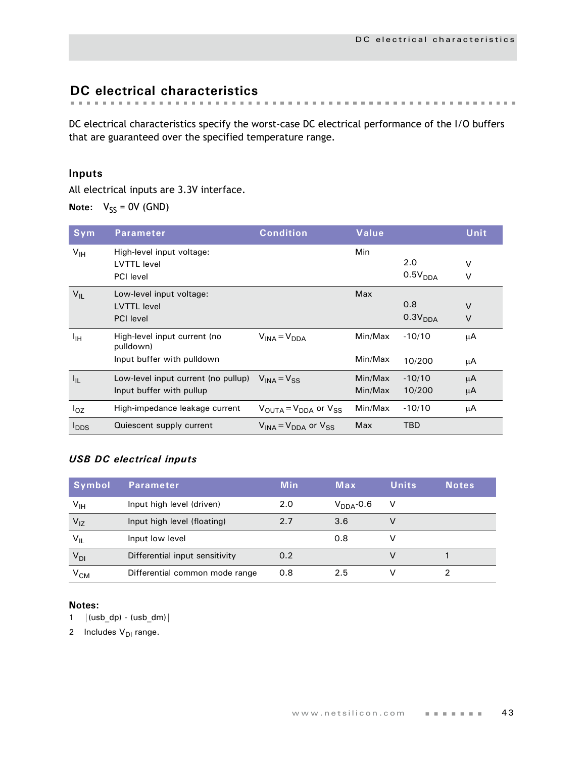## DC electrical characteristics

DC electrical characteristics specify the worst-case DC electrical performance of the I/O buffers that are guaranteed over the specified temperature range.

### Inputs

All electrical inputs are 3.3V interface.

**Note:** $V_{SS}$ = 0V (GND)

| Sym | Parameter | Condition | Value | | Unit |
|---|---|---|---|---|---|
| $V_{IH}$ | High-level input voltage: | | Min | | |
| | LVTTL level | | | 2.0 | V |
| | PCI level | | | $0.5V_{DDA}$ | V |
| $V_{IL}$ | Low-level input voltage: | | Max | | |
| | LVTTL level | | | 0.8 | V |
| | PCI level | | | $0.3V_{DDA}$ | V |
| $I_{IH}$ | High-level input current (no pulldown) | $V_{INA} = V_{DDA}$ | Min/Max | -10/10 | µA |
| | Input buffer with pulldown | | Min/Max | 10/200 | µA |
| $I_{IL}$ | Low-level input current (no pullup) | $V_{INA} = V_{SS}$ | Min/Max | -10/10 | µA |
| | Input buffer with pullup | | Min/Max | 10/200 | µA |
| $I_{OZ}$ | High-impedance leakage current | $V_{OUTA} = V_{DDA}$ or $V_{SS}$ | Min/Max | -10/10 | µA |
| $I_{DDS}$ | Quiescent supply current | $V_{INA} = V_{DDA}$ or $V_{SS}$ | Max | TBD | |

### *USB DC electrical inputs*

| Symbol | Parameter | Min | Max | Units | Notes |
|---|---|---|---|---|---|
| $V_{IH}$ | Input high level (driven) | 2.0 | $V_{DDA}$-0.6 | V | |
| $V_{IZ}$ | Input high level (floating) | 2.7 | 3.6 | V | |
| $V_{IL}$ | Input low level | | 0.8 | V | |
| $V_{DI}$ | Differential input sensitivity | 0.2 | | V | 1 |
| $V_{CM}$ | Differential common mode range | 0.8 | 2.5 | V | 2 |

**Notes:**

1 |(usb_dp) - (usb_dm)|

2 Includes $V_{DI}$ range.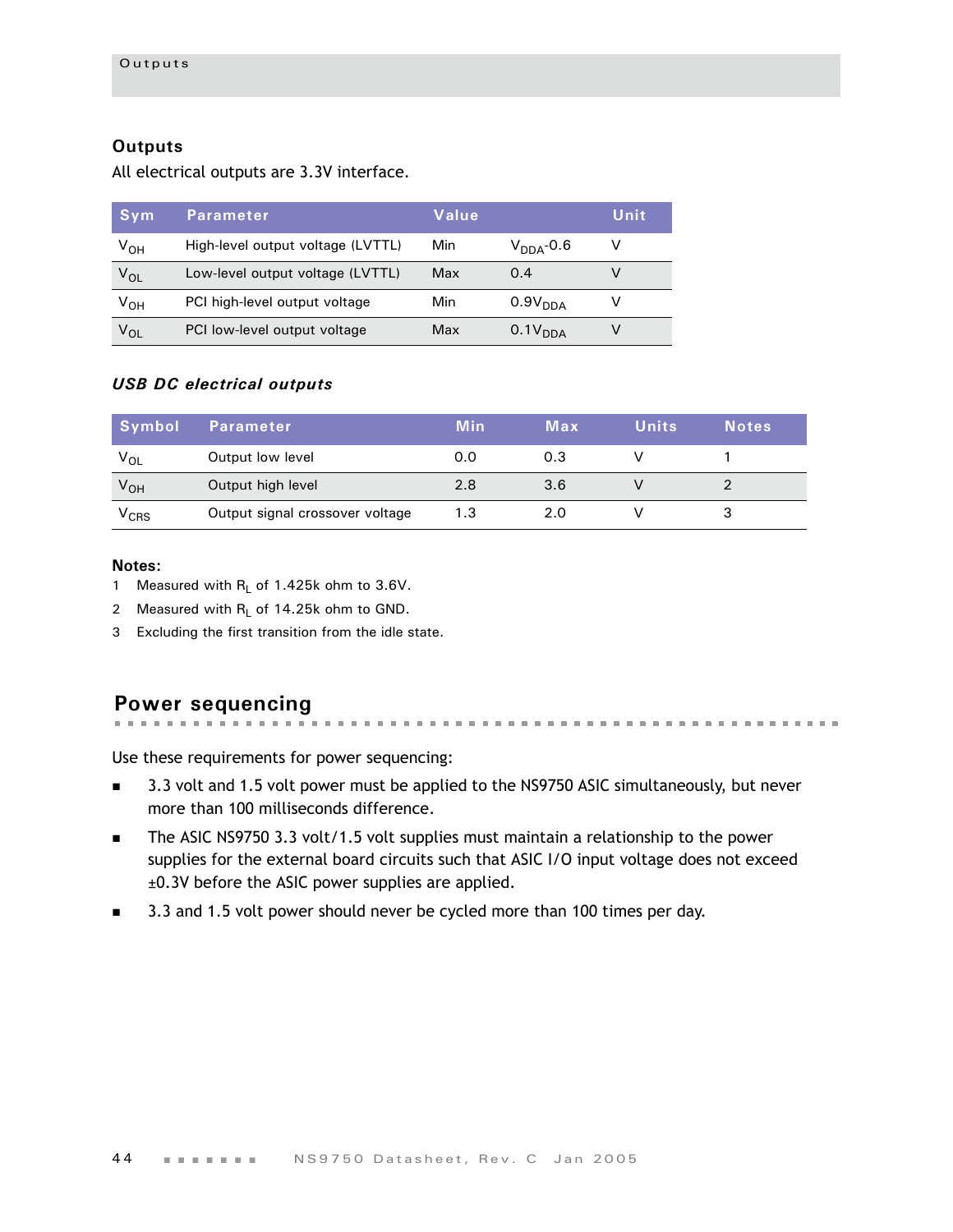## Outputs

All electrical outputs are 3.3V interface.

| Sym | Parameter | Value | | Unit |
|---|---|---|---|---|
| $V_{OH}$ | High-level output voltage (LVTTL) | Min | $V_{DDA}$-0.6 | V |
| $V_{OL}$ | Low-level output voltage (LVTTL) | Max | 0.4 | V |
| $V_{OH}$ | PCI high-level output voltage | Min | $0.9V_{DDA}$ | V |
| $V_{OL}$ | PCI low-level output voltage | Max | $0.1V_{DDA}$ | V |

### *USB DC electrical outputs*

| Symbol | Parameter | Min | Max | Units | Notes |
|---|---|---|---|---|---|
| $V_{OL}$ | Output low level | 0.0 | 0.3 | V | 1 |
| $V_{OH}$ | Output high level | 2.8 | 3.6 | V | 2 |
| $V_{CRS}$ | Output signal crossover voltage | 1.3 | 2.0 | V | 3 |

**Notes:**

1. Measured with $R_L$ of 1.425k ohm to 3.6V.
2. Measured with $R_L$ of 14.25k ohm to GND.
3. Excluding the first transition from the idle state.

## Power sequencing

Use these requirements for power sequencing:

- 3.3 volt and 1.5 volt power must be applied to the NS9750 ASIC simultaneously, but never more than 100 milliseconds difference.
- The ASIC NS9750 3.3 volt/1.5 volt supplies must maintain a relationship to the power supplies for the external board circuits such that ASIC I/O input voltage does not exceed ±0.3V before the ASIC power supplies are applied.
- 3.3 and 1.5 volt power should never be cycled more than 100 times per day.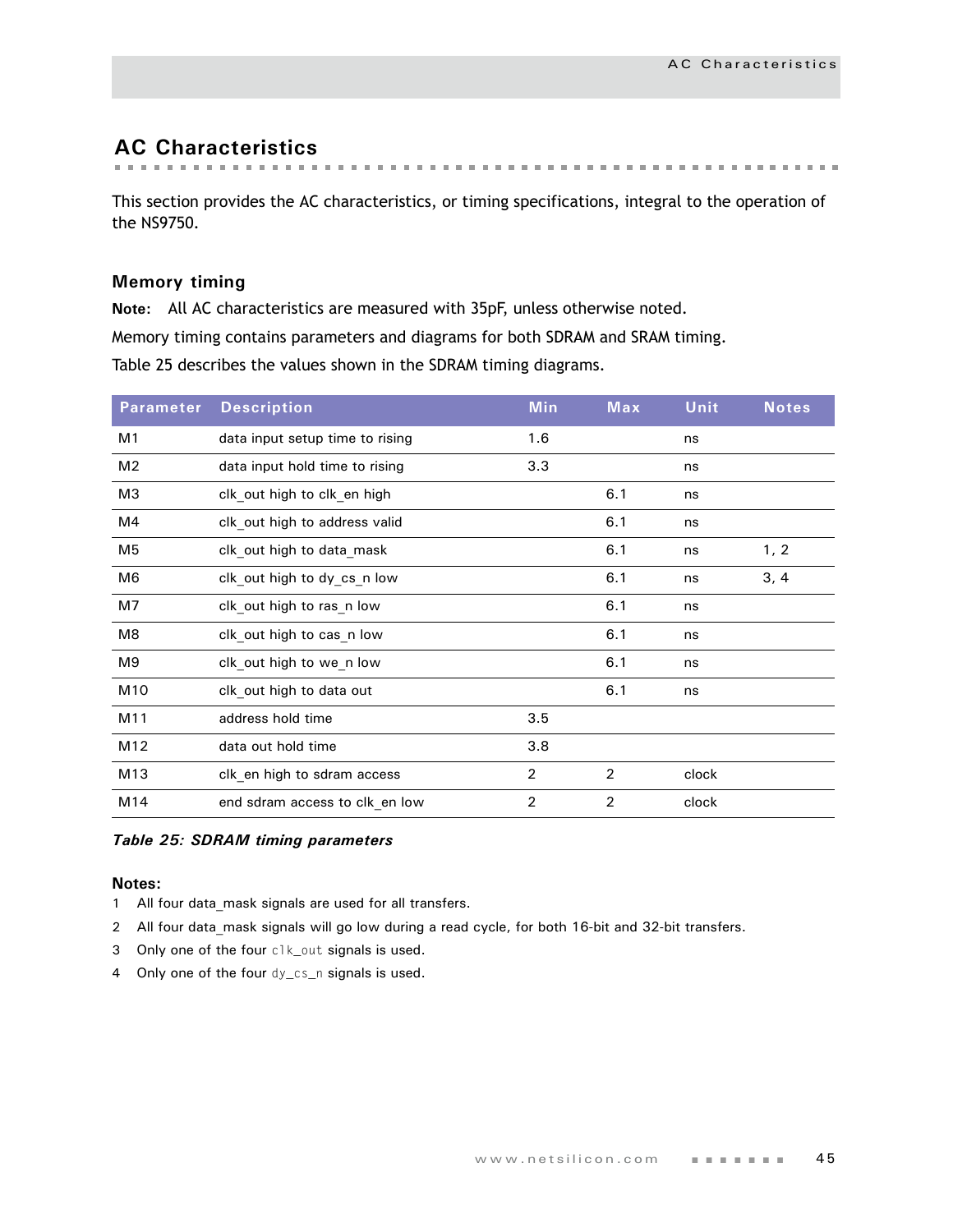## AC Characteristics

This section provides the AC characteristics, or timing specifications, integral to the operation of the NS9750.

### Memory timing

**Note:** All AC characteristics are measured with 35pF, unless otherwise noted.

Memory timing contains parameters and diagrams for both SDRAM and SRAM timing.

Table 25 describes the values shown in the SDRAM timing diagrams.

| Parameter | Description | Min | Max | Unit | Notes |
|---|---|---|---|---|---|
| M1 | data input setup time to rising | 1.6 | | ns | |
| M2 | data input hold time to rising | 3.3 | | ns | |
| M3 | clk_out high to clk_en high | | 6.1 | ns | |
| M4 | clk_out high to address valid | | 6.1 | ns | |
| M5 | clk_out high to data_mask | | 6.1 | ns | 1, 2 |
| M6 | clk_out high to dy_cs_n low | | 6.1 | ns | 3, 4 |
| M7 | clk_out high to ras_n low | | 6.1 | ns | |
| M8 | clk_out high to cas_n low | | 6.1 | ns | |
| M9 | clk_out high to we_n low | | 6.1 | ns | |
| M10 | clk_out high to data out | | 6.1 | ns | |
| M11 | address hold time | 3.5 | | | |
| M12 | data out hold time | 3.8 | | | |
| M13 | clk_en high to sdram access | 2 | 2 | clock | |
| M14 | end sdram access to clk_en low | 2 | 2 | clock | |

*Table 25: SDRAM timing parameters*

**Notes:**

1. All four data_mask signals are used for all transfers.
2. All four data_mask signals will go low during a read cycle, for both 16-bit and 32-bit transfers.
3. Only one of the four `clk_out` signals is used.
4. Only one of the four `dy_cs_n` signals is used.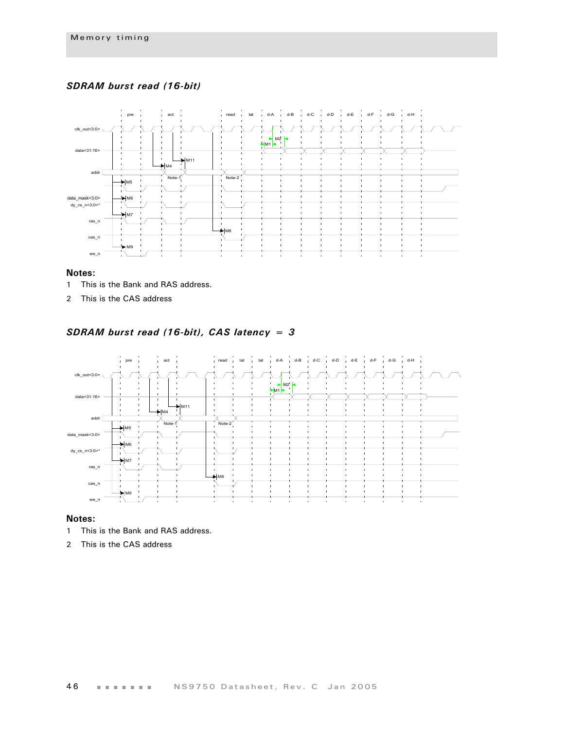### *SDRAM burst read (16-bit)*

## Notes:

1 This is the Bank and RAS address.

2 This is the CAS address

### *SDRAM burst read (16-bit), CAS latency = 3*

## Notes:

1 This is the Bank and RAS address.

2 This is the CAS address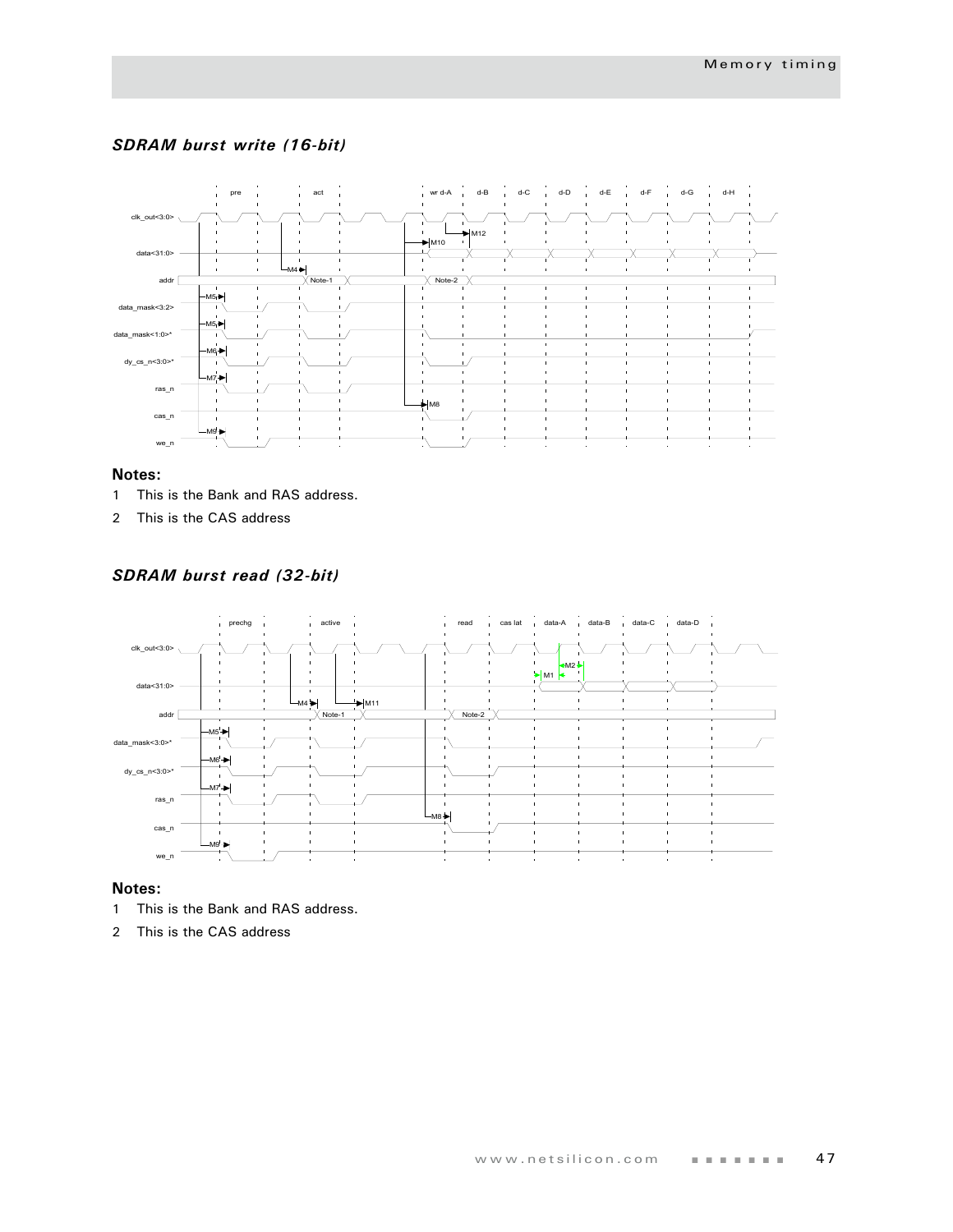### *SDRAM burst write (16-bit)*

**Notes:**

1 This is the Bank and RAS address.

2 This is the CAS address

### *SDRAM burst read (32-bit)*

**Notes:**

1 This is the Bank and RAS address.

2 This is the CAS address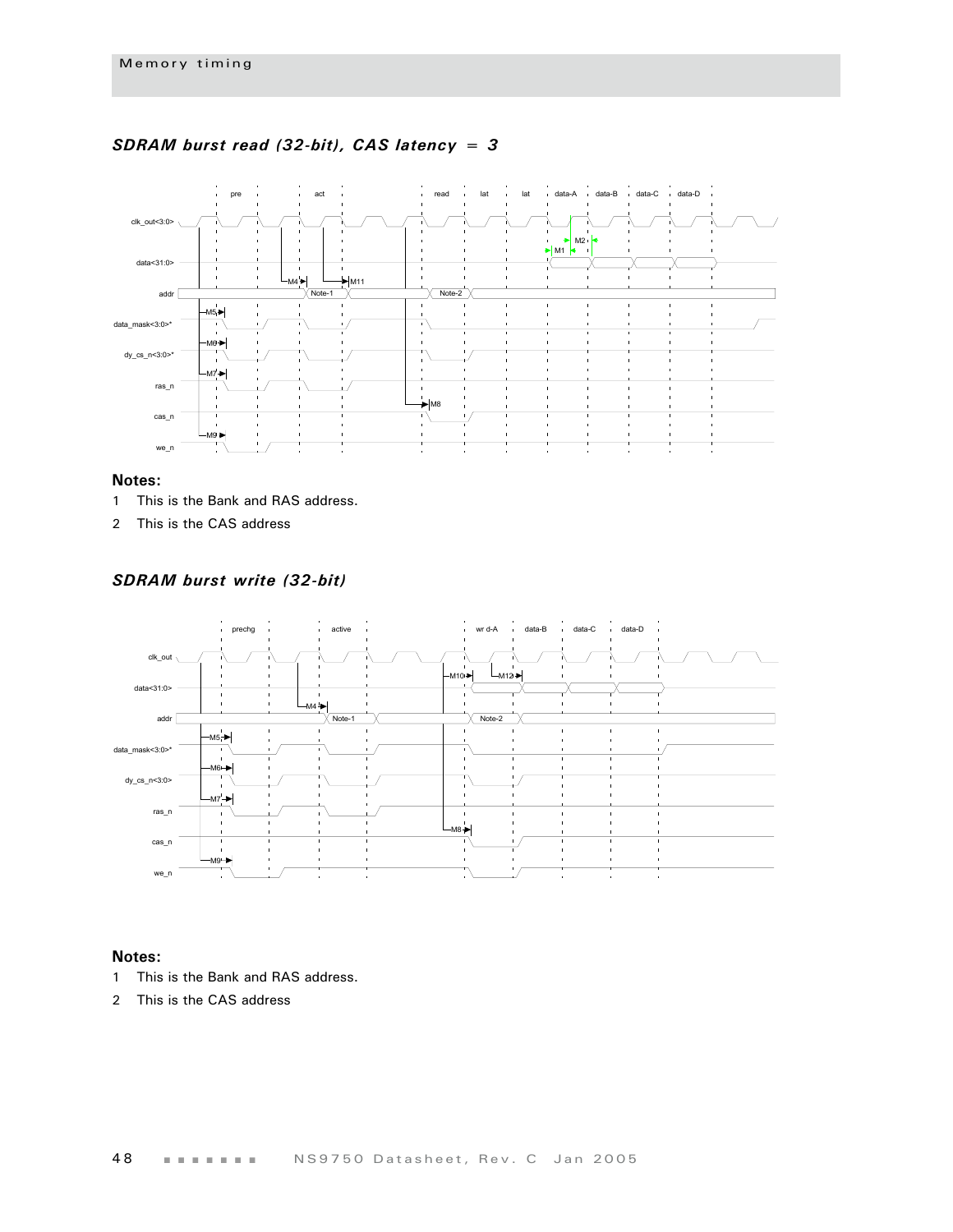### *SDRAM burst read (32-bit), CAS latency = 3*

**Notes:**

1 This is the Bank and RAS address.

2 This is the CAS address

### *SDRAM burst write (32-bit)*

**Notes:**

1 This is the Bank and RAS address.

2 This is the CAS address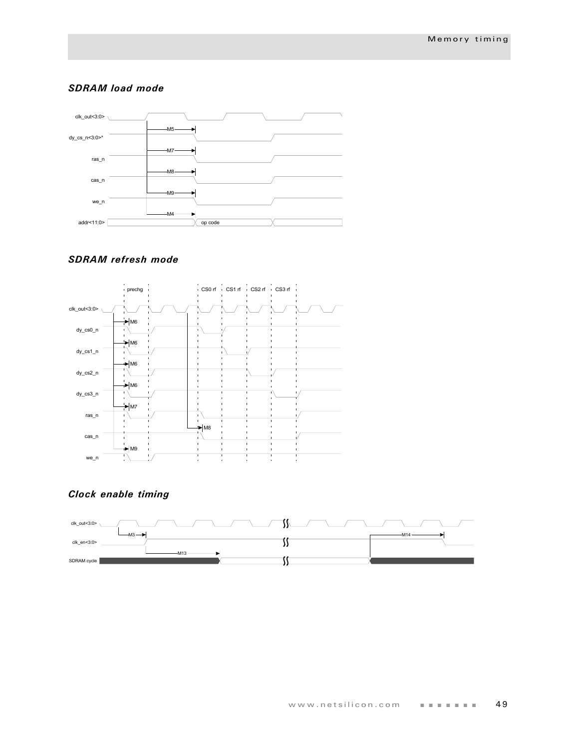### SDRAM load mode

clk_out<3:0>

dy_cs_n<3:0>*

ras_n

cas_n

we_n

addr<11:0>

M5

M7

M8

M9

M4

op code

### SDRAM refresh mode

prechg

CS0 rf

CS1 rf

CS2 rf

CS3 rf

clk_out<3:0>

dy_cs0_n

dy_cs1_n

dy_cs2_n

dy_cs3_n

ras_n

cas_n

we_n

M6

M6

M6

M6

M7

M8

M9

### Clock enable timing

clk_out<3:0>

clk_en<3:0>

SDRAM cycle

M3

M13

M14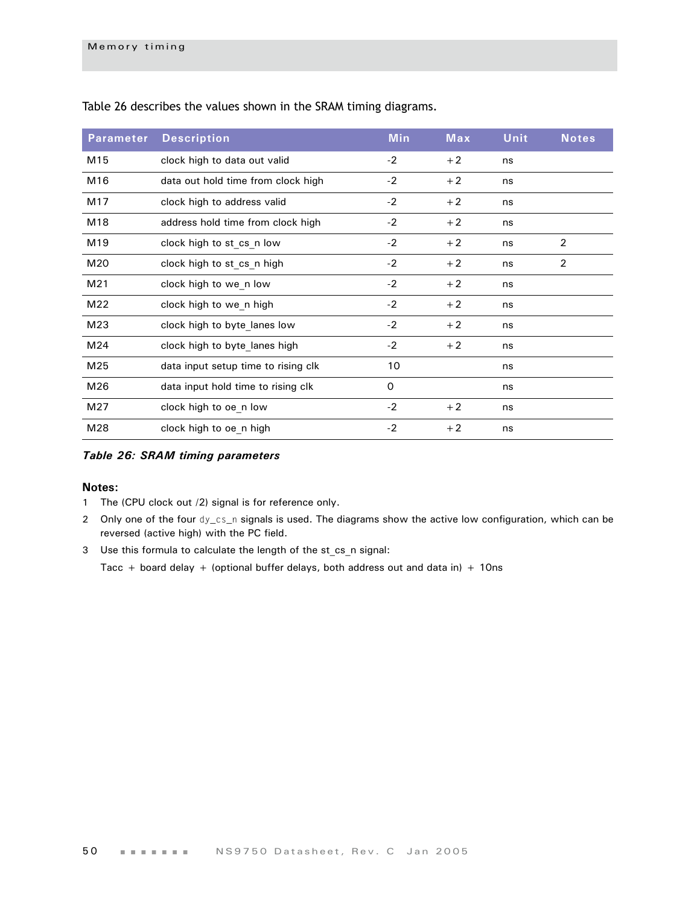Table 26 describes the values shown in the SRAM timing diagrams.

| Parameter | Description | Min | Max | Unit | Notes |
|---|---|---|---|---|---|
| M15 | clock high to data out valid | -2 | +2 | ns | |
| M16 | data out hold time from clock high | -2 | +2 | ns | |
| M17 | clock high to address valid | -2 | +2 | ns | |
| M18 | address hold time from clock high | -2 | +2 | ns | |
| M19 | clock high to st_cs_n low | -2 | +2 | ns | 2 |
| M20 | clock high to st_cs_n high | -2 | +2 | ns | 2 |
| M21 | clock high to we_n low | -2 | +2 | ns | |
| M22 | clock high to we_n high | -2 | +2 | ns | |
| M23 | clock high to byte_lanes low | -2 | +2 | ns | |
| M24 | clock high to byte_lanes high | -2 | +2 | ns | |
| M25 | data input setup time to rising clk | 10 | | ns | |
| M26 | data input hold time to rising clk | 0 | | ns | |
| M27 | clock high to oe_n low | -2 | +2 | ns | |
| M28 | clock high to oe_n high | -2 | +2 | ns | |

***Table 26: SRAM timing parameters***

**Notes:**

1. The (CPU clock out /2) signal is for reference only.
2. Only one of the four `dy_cs_n` signals is used. The diagrams show the active low configuration, which can be reversed (active high) with the PC field.
3. Use this formula to calculate the length of the st_cs_n signal:

   Tacc + board delay + (optional buffer delays, both address out and data in) + 10ns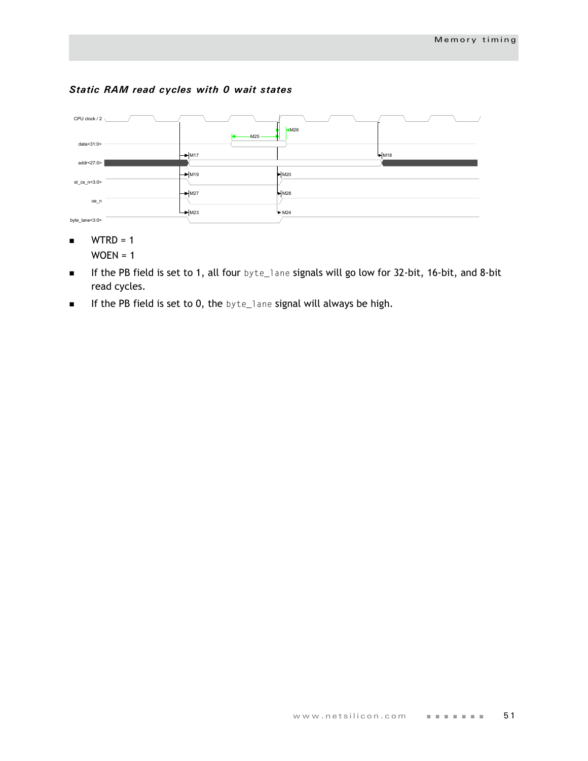### *Static RAM read cycles with 0 wait states*

- WTRD = 1
  WOEN = 1
- If the PB field is set to 1, all four `byte_lane` signals will go low for 32-bit, 16-bit, and 8-bit read cycles.
- If the PB field is set to 0, the `byte_lane` signal will always be high.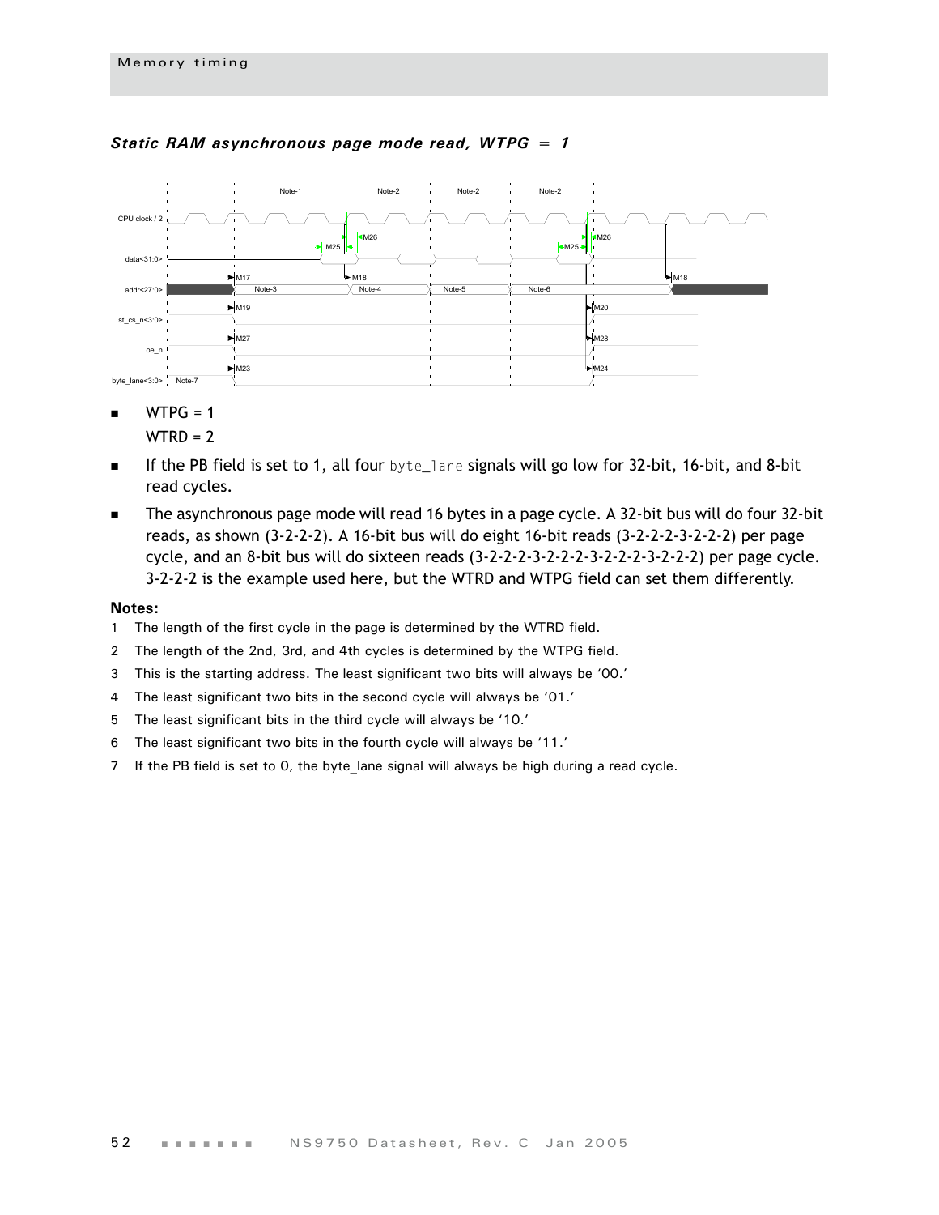### *Static RAM asynchronous page mode read, WTPG = 1*

- WTPG = 1
  WTRD = 2
- If the PB field is set to 1, all four `byte_lane` signals will go low for 32-bit, 16-bit, and 8-bit read cycles.
- The asynchronous page mode will read 16 bytes in a page cycle. A 32-bit bus will do four 32-bit reads, as shown (3-2-2-2). A 16-bit bus will do eight 16-bit reads (3-2-2-2-3-2-2-2) per page cycle, and an 8-bit bus will do sixteen reads (3-2-2-2-3-2-2-2-3-2-2-2-3-2-2-2) per page cycle. 3-2-2-2 is the example used here, but the WTRD and WTPG field can set them differently.

**Notes:**

1. The length of the first cycle in the page is determined by the WTRD field.
2. The length of the 2nd, 3rd, and 4th cycles is determined by the WTPG field.
3. This is the starting address. The least significant two bits will always be '00.'
4. The least significant two bits in the second cycle will always be '01.'
5. The least significant bits in the third cycle will always be '10.'
6. The least significant two bits in the fourth cycle will always be '11.'
7. If the PB field is set to 0, the byte_lane signal will always be high during a read cycle.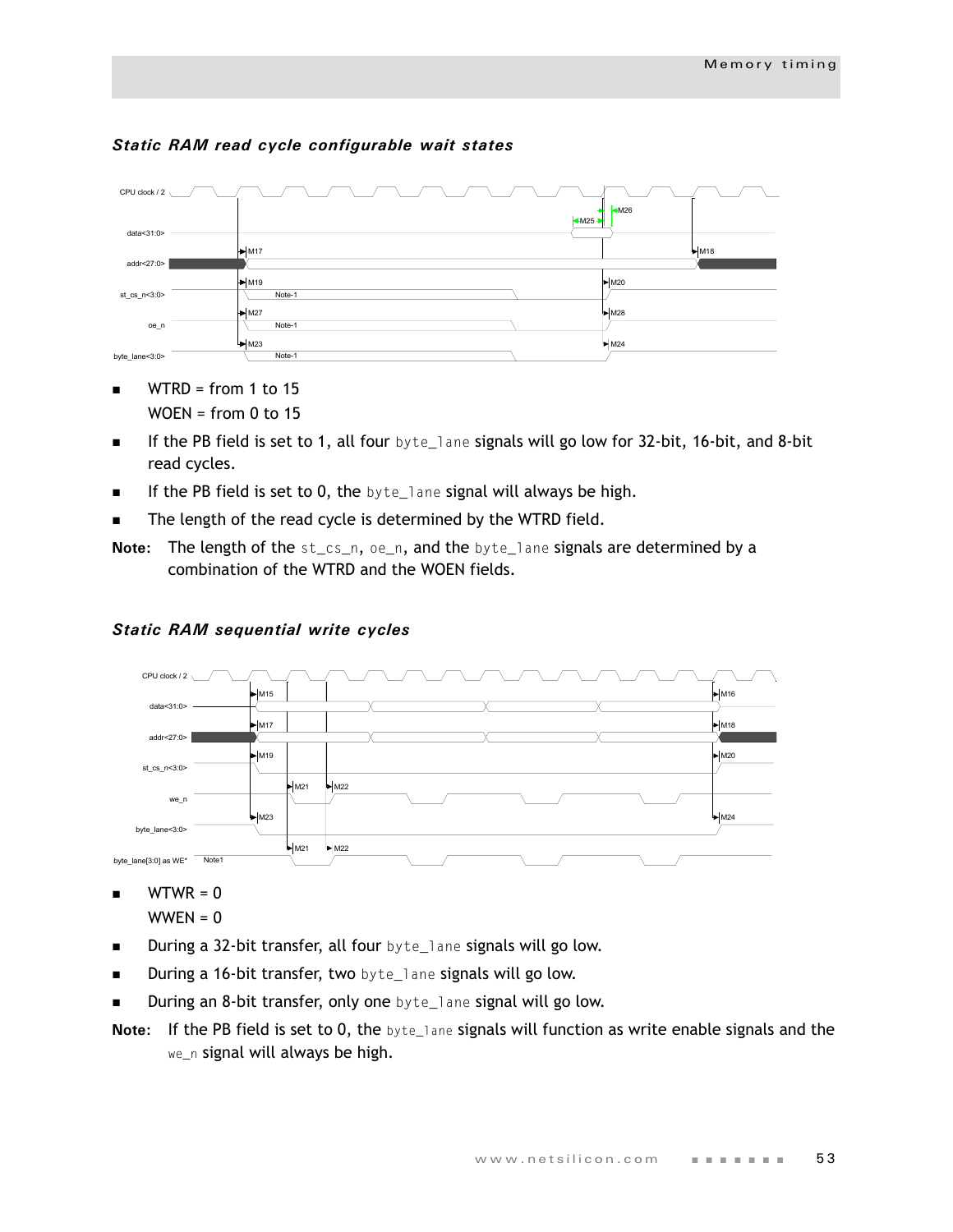### Static RAM read cycle configurable wait states

- WTRD = from 1 to 15
  WOEN = from 0 to 15
- If the PB field is set to 1, all four `byte_lane` signals will go low for 32-bit, 16-bit, and 8-bit read cycles.
- If the PB field is set to 0, the `byte_lane` signal will always be high.
- The length of the read cycle is determined by the WTRD field.

**Note:** The length of the `st_cs_n`, `oe_n`, and the `byte_lane` signals are determined by a combination of the WTRD and the WOEN fields.

### Static RAM sequential write cycles

- WTWR = 0
  WWEN = 0
- During a 32-bit transfer, all four `byte_lane` signals will go low.
- During a 16-bit transfer, two `byte_lane` signals will go low.
- During an 8-bit transfer, only one `byte_lane` signal will go low.

**Note:** If the PB field is set to 0, the `byte_lane` signals will function as write enable signals and the `we_n` signal will always be high.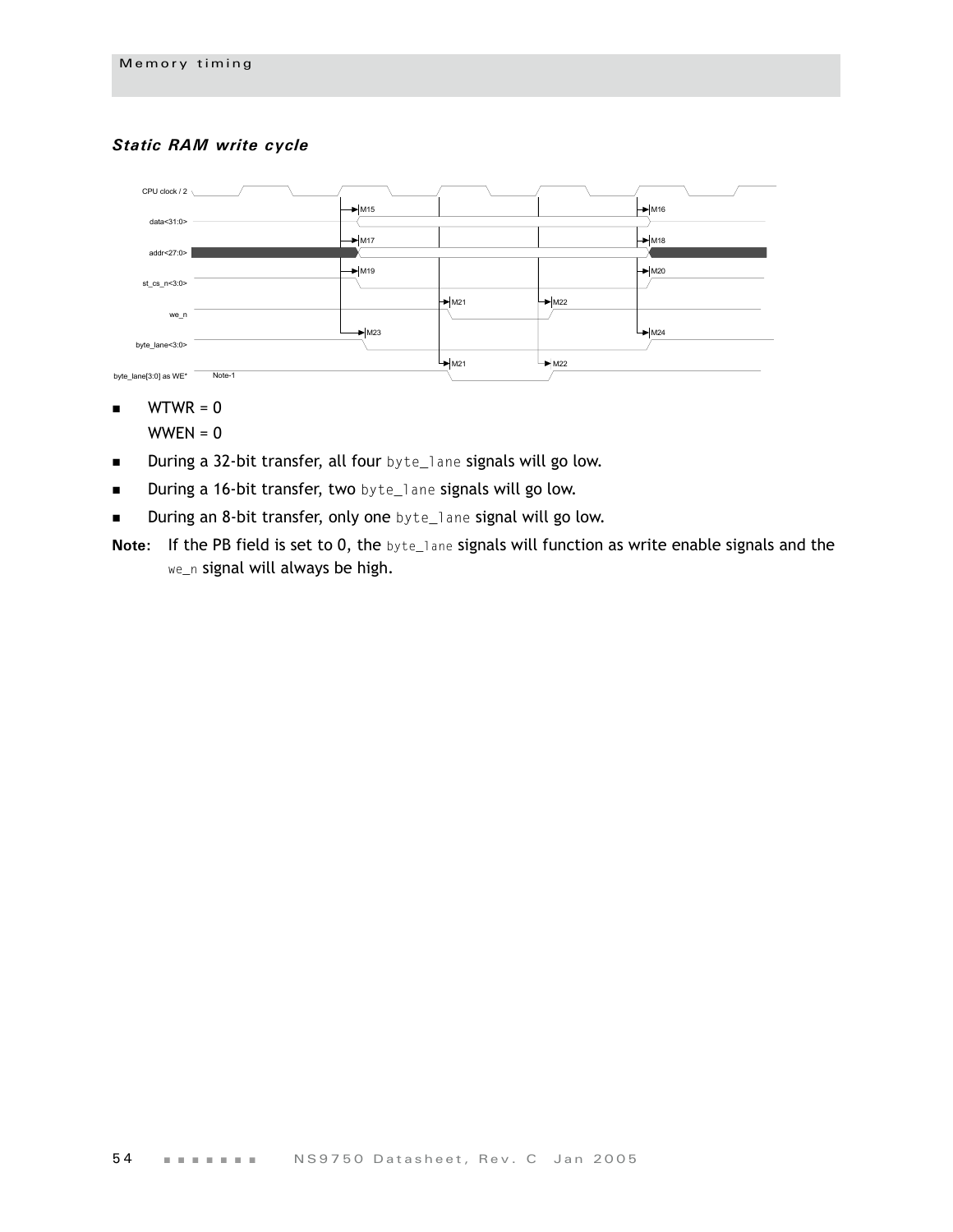### *Static RAM write cycle*

CPU clock / 2

data<31:0>

addr<27:0>

st_cs_n<3:0>

we_n

byte_lane<3:0>

byte_lane[3:0] as WE* Note-1

M15 M16 M17 M18 M19 M20 M21 M22 M23 M24 M21 M22

- WTWR = 0

  WWEN = 0
- During a 32-bit transfer, all four byte_lane signals will go low.
- During a 16-bit transfer, two byte_lane signals will go low.
- During an 8-bit transfer, only one byte_lane signal will go low.

**Note:** If the PB field is set to 0, the byte_lane signals will function as write enable signals and the we_n signal will always be high.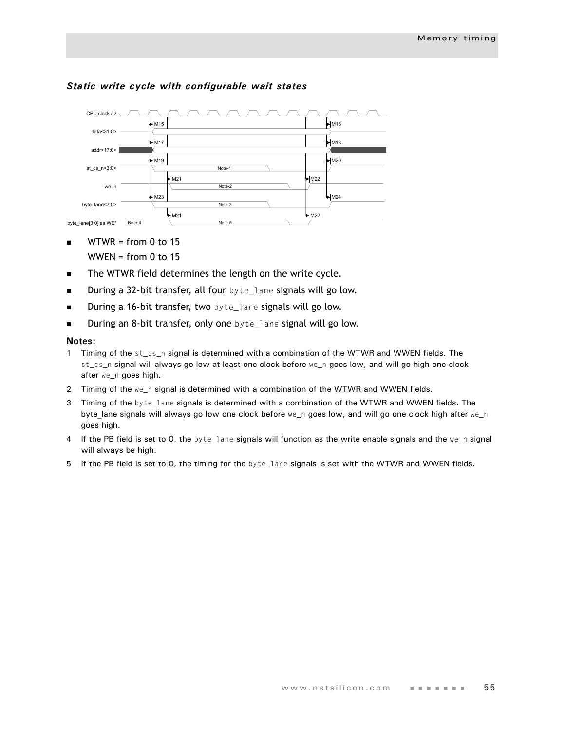### *Static write cycle with configurable wait states*

- WTWR = from 0 to 15

  WWEN = from 0 to 15
- The WTWR field determines the length on the write cycle.
- During a 32-bit transfer, all four `byte_lane` signals will go low.
- During a 16-bit transfer, two `byte_lane` signals will go low.
- During an 8-bit transfer, only one `byte_lane` signal will go low.

**Notes:**

1. Timing of the `st_cs_n` signal is determined with a combination of the WTWR and WWEN fields. The `st_cs_n` signal will always go low at least one clock before `we_n` goes low, and will go high one clock after `we_n` goes high.
2. Timing of the `we_n` signal is determined with a combination of the WTWR and WWEN fields.
3. Timing of the `byte_lane` signals is determined with a combination of the WTWR and WWEN fields. The byte_lane signals will always go low one clock before `we_n` goes low, and will go one clock high after `we_n` goes high.
4. If the PB field is set to 0, the `byte_lane` signals will function as the write enable signals and the `we_n` signal will always be high.
5. If the PB field is set to 0, the timing for the `byte_lane` signals is set with the WTWR and WWEN fields.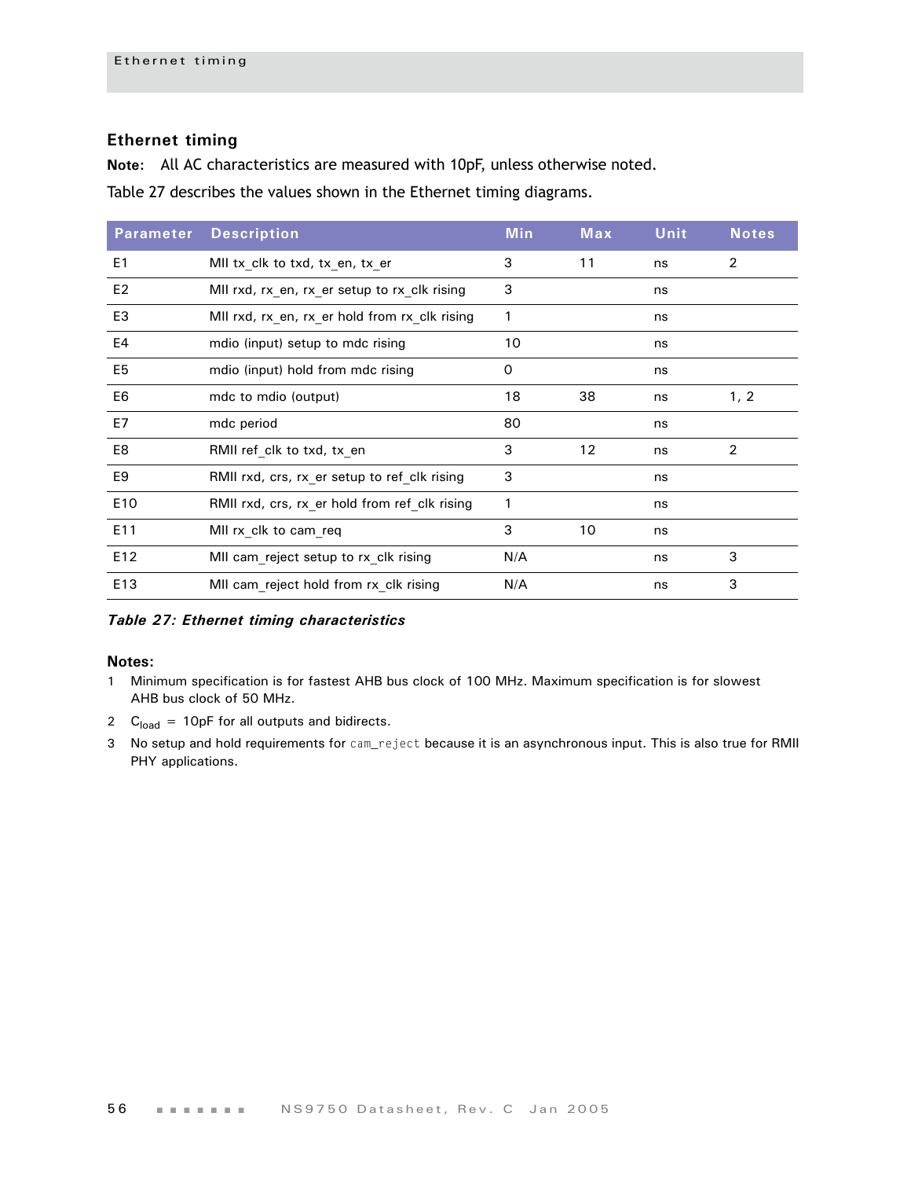## Ethernet timing

**Note:** All AC characteristics are measured with 10pF, unless otherwise noted.

Table 27 describes the values shown in the Ethernet timing diagrams.

| Parameter | Description | Min | Max | Unit | Notes |
|---|---|---|---|---|---|
| E1 | MII tx_clk to txd, tx_en, tx_er | 3 | 11 | ns | 2 |
| E2 | MII rxd, rx_en, rx_er setup to rx_clk rising | 3 | | ns | |
| E3 | MII rxd, rx_en, rx_er hold from rx_clk rising | 1 | | ns | |
| E4 | mdio (input) setup to mdc rising | 10 | | ns | |
| E5 | mdio (input) hold from mdc rising | 0 | | ns | |
| E6 | mdc to mdio (output) | 18 | 38 | ns | 1, 2 |
| E7 | mdc period | 80 | | ns | |
| E8 | RMII ref_clk to txd, tx_en | 3 | 12 | ns | 2 |
| E9 | RMII rxd, crs, rx_er setup to ref_clk rising | 3 | | ns | |
| E10 | RMII rxd, crs, rx_er hold from ref_clk rising | 1 | | ns | |
| E11 | MII rx_clk to cam_req | 3 | 10 | ns | |
| E12 | MII cam_reject setup to rx_clk rising | N/A | | ns | 3 |
| E13 | MII cam_reject hold from rx_clk rising | N/A | | ns | 3 |

***Table 27: Ethernet timing characteristics***

**Notes:**

1. Minimum specification is for fastest AHB bus clock of 100 MHz. Maximum specification is for slowest AHB bus clock of 50 MHz.
2. $C_{load}$ = 10pF for all outputs and bidirects.
3. No setup and hold requirements for `cam_reject` because it is an asynchronous input. This is also true for RMII PHY applications.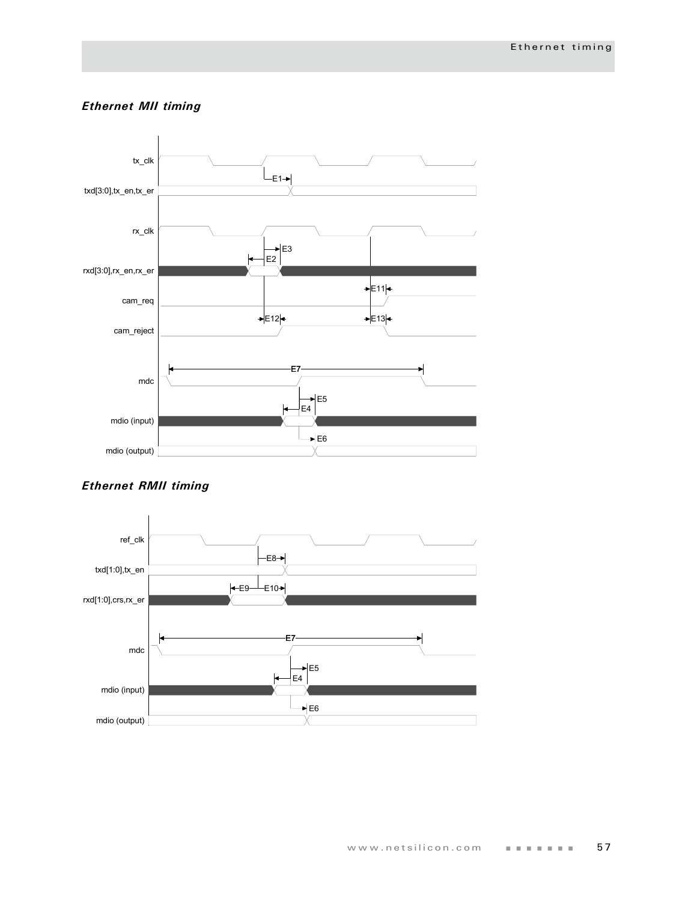### *Ethernet MII timing*

### *Ethernet RMII timing*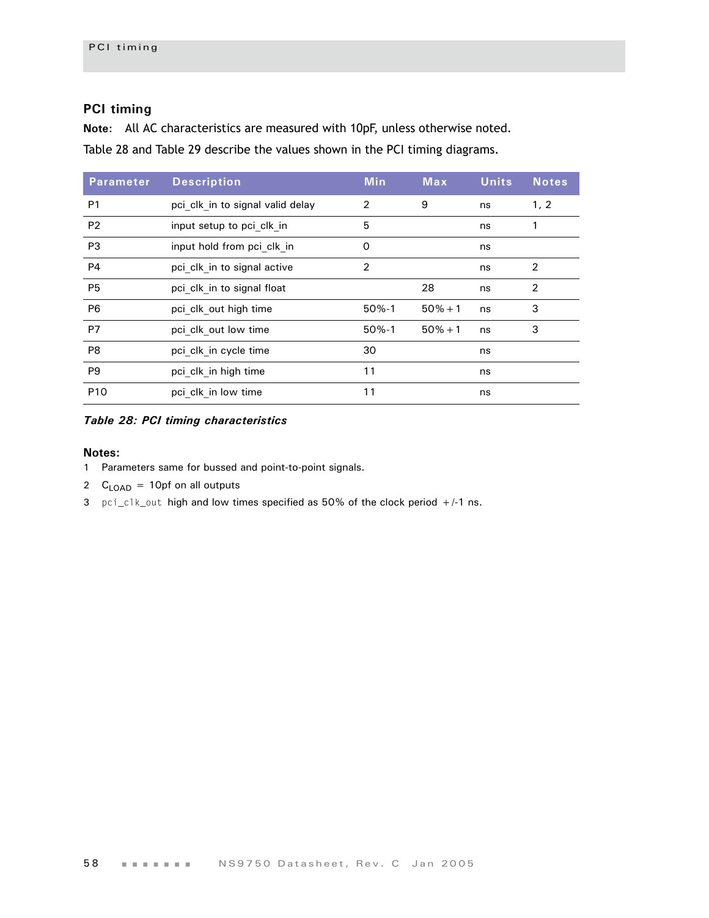## PCI timing

**Note:** All AC characteristics are measured with 10pF, unless otherwise noted.

Table 28 and Table 29 describe the values shown in the PCI timing diagrams.

| Parameter | Description | Min | Max | Units | Notes |
|---|---|---|---|---|---|
| P1 | pci_clk_in to signal valid delay | 2 | 9 | ns | 1, 2 |
| P2 | input setup to pci_clk_in | 5 | | ns | 1 |
| P3 | input hold from pci_clk_in | 0 | | ns | |
| P4 | pci_clk_in to signal active | 2 | | ns | 2 |
| P5 | pci_clk_in to signal float | | 28 | ns | 2 |
| P6 | pci_clk_out high time | 50%-1 | 50%+1 | ns | 3 |
| P7 | pci_clk_out low time | 50%-1 | 50%+1 | ns | 3 |
| P8 | pci_clk_in cycle time | 30 | | ns | |
| P9 | pci_clk_in high time | 11 | | ns | |
| P10 | pci_clk_in low time | 11 | | ns | |

*Table 28: PCI timing characteristics*

**Notes:**

1. Parameters same for bussed and point-to-point signals.
2. $C_{LOAD}$ = 10pf on all outputs
3. `pci_clk_out` high and low times specified as 50% of the clock period +/-1 ns.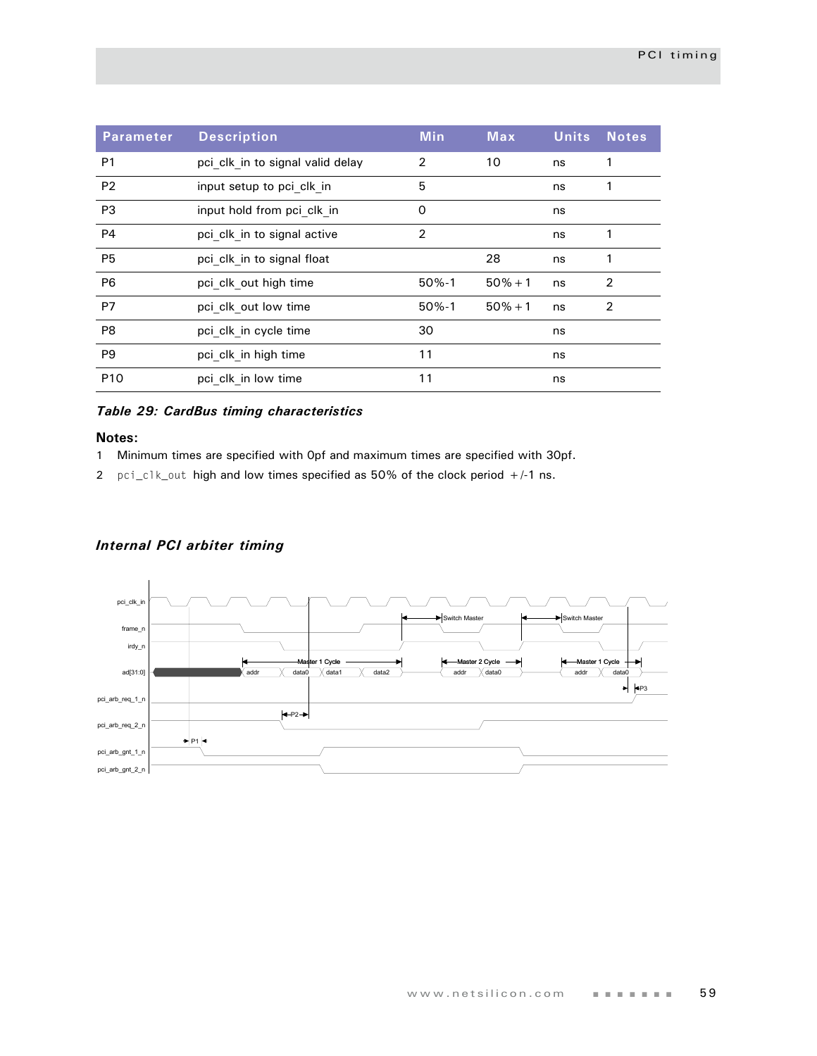| Parameter | Description | Min | Max | Units | Notes |
|---|---|---|---|---|---|
| P1 | pci_clk_in to signal valid delay | 2 | 10 | ns | 1 |
| P2 | input setup to pci_clk_in | 5 | | ns | 1 |
| P3 | input hold from pci_clk_in | 0 | | ns | |
| P4 | pci_clk_in to signal active | 2 | | ns | 1 |
| P5 | pci_clk_in to signal float | | 28 | ns | 1 |
| P6 | pci_clk_out high time | 50%-1 | 50%+1 | ns | 2 |
| P7 | pci_clk_out low time | 50%-1 | 50%+1 | ns | 2 |
| P8 | pci_clk_in cycle time | 30 | | ns | |
| P9 | pci_clk_in high time | 11 | | ns | |
| P10 | pci_clk_in low time | 11 | | ns | |

***Table 29: CardBus timing characteristics***

**Notes:**

1 Minimum times are specified with 0pf and maximum times are specified with 30pf.

2 pci_clk_out high and low times specified as 50% of the clock period +/-1 ns.

### *Internal PCI arbiter timing*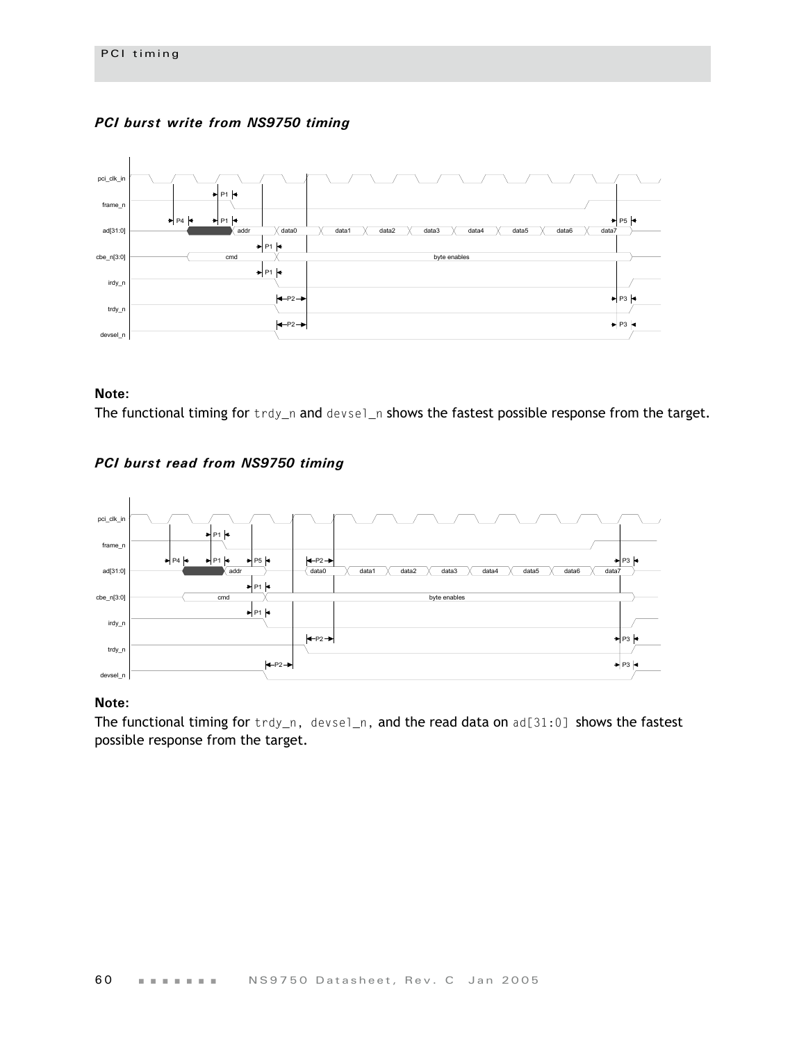### *PCI burst write from NS9750 timing*

**Note:**
The functional timing for trdy_n and devsel_n shows the fastest possible response from the target.

### *PCI burst read from NS9750 timing*

**Note:**
The functional timing for trdy_n, devsel_n, and the read data on ad[31:0] shows the fastest possible response from the target.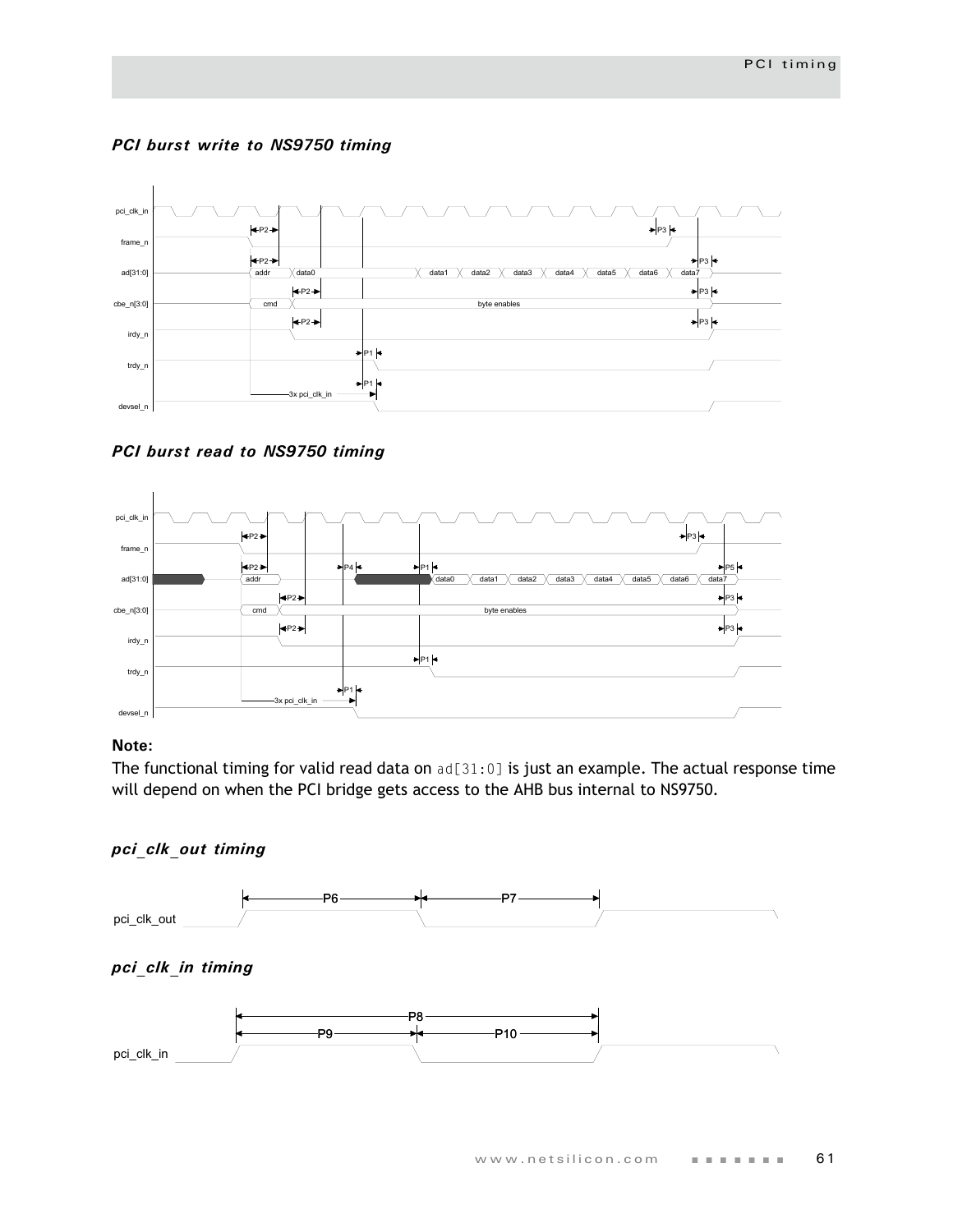### *PCI burst write to NS9750 timing*

### *PCI burst read to NS9750 timing*

**Note:**

The functional timing for valid read data on `ad[31:0]` is just an example. The actual response time will depend on when the PCI bridge gets access to the AHB bus internal to NS9750.

### *pci_clk_out timing*

### *pci_clk_in timing*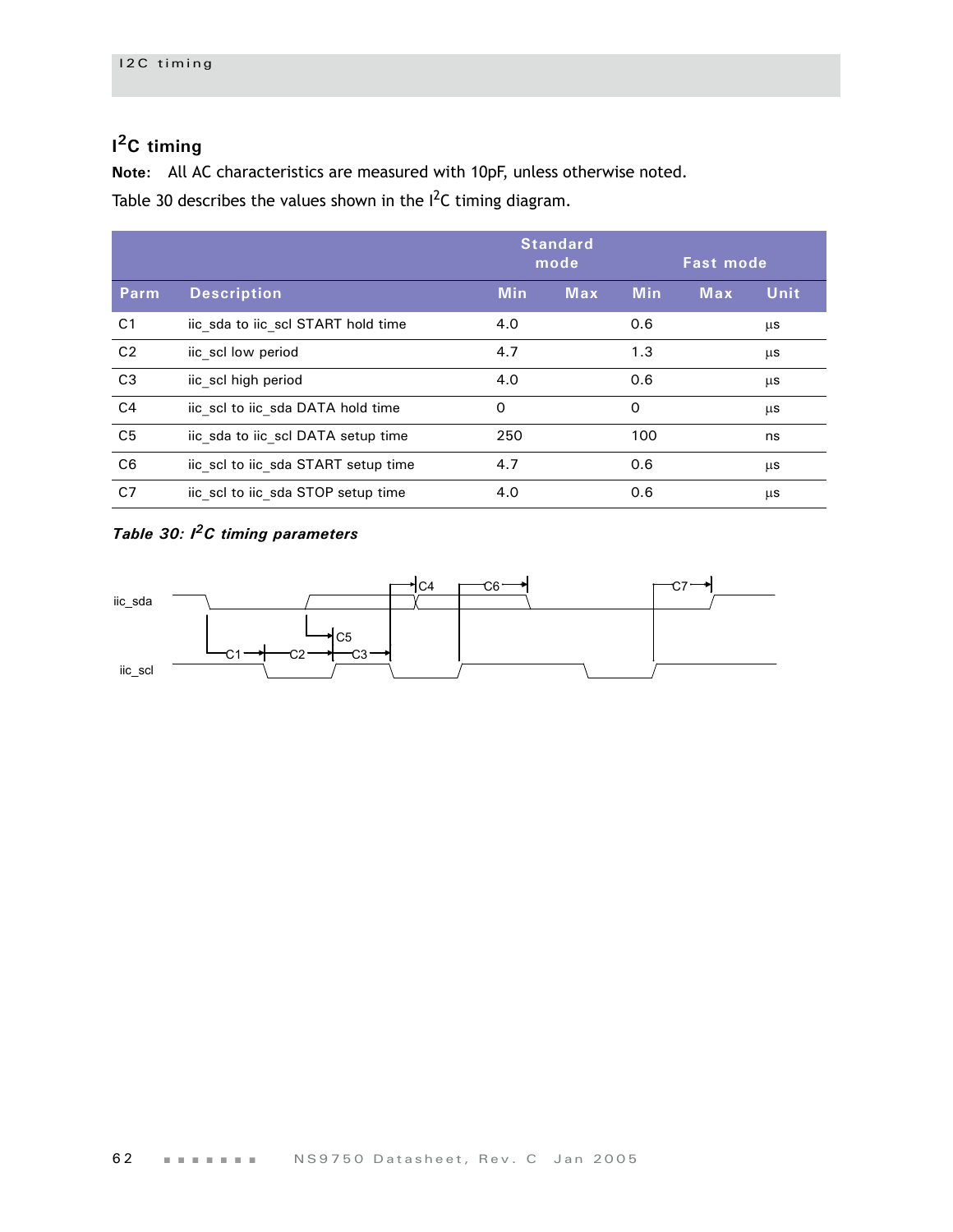## $I^2C$ timing

**Note:** All AC characteristics are measured with 10pF, unless otherwise noted.

Table 30 describes the values shown in the $I^2C$ timing diagram.

| | | Standard mode | | Fast mode | | |
|---|---|---|---|---|---|---|
| **Parm** | **Description** | **Min** | **Max** | **Min** | **Max** | **Unit** |
| C1 | iic_sda to iic_scl START hold time | 4.0 | | 0.6 | | µs |
| C2 | iic_scl low period | 4.7 | | 1.3 | | µs |
| C3 | iic_scl high period | 4.0 | | 0.6 | | µs |
| C4 | iic_scl to iic_sda DATA hold time | 0 | | 0 | | µs |
| C5 | iic_sda to iic_scl DATA setup time | 250 | | 100 | | ns |
| C6 | iic_scl to iic_sda START setup time | 4.7 | | 0.6 | | µs |
| C7 | iic_scl to iic_sda STOP setup time | 4.0 | | 0.6 | | µs |

***Table 30: $I^2C$ timing parameters***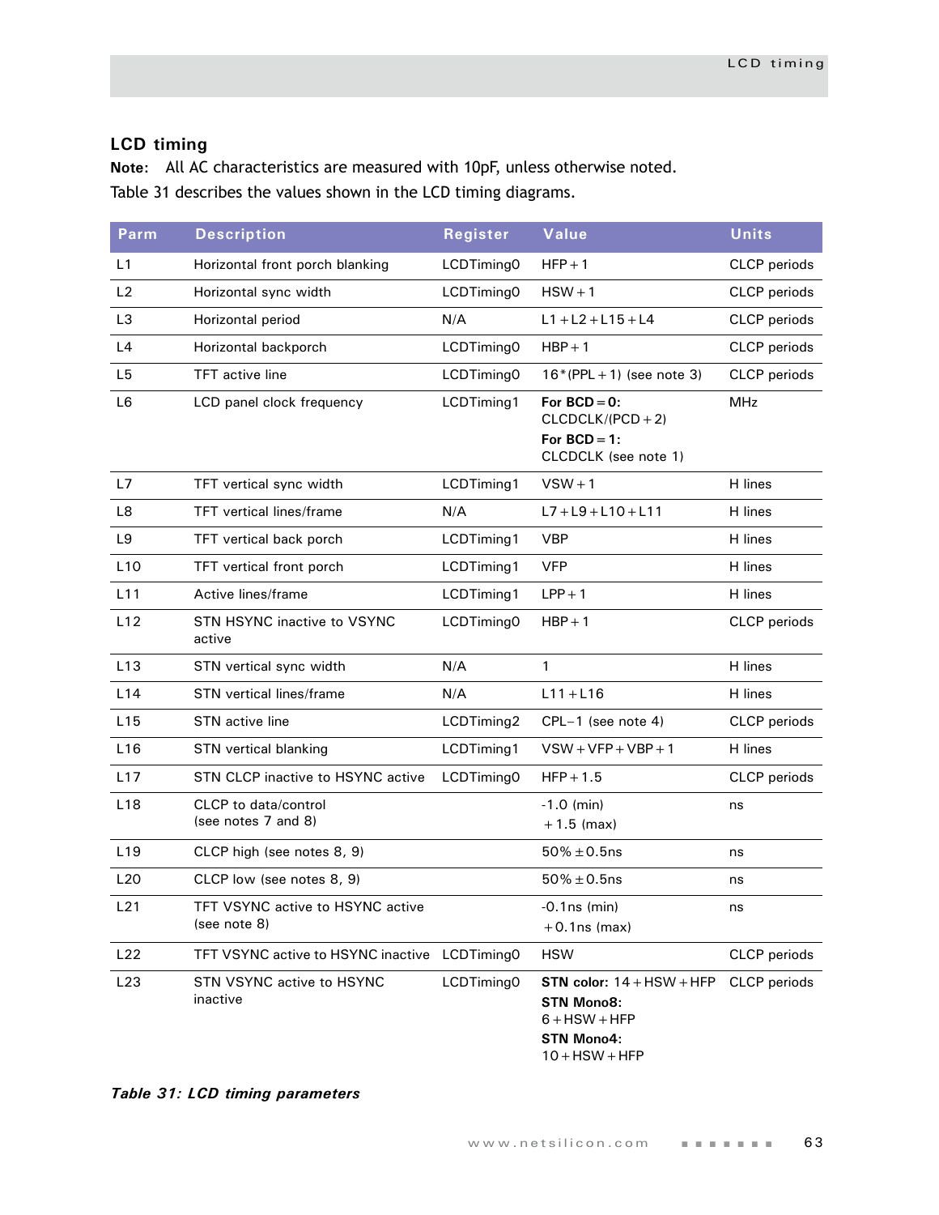## LCD timing

**Note:** All AC characteristics are measured with 10pF, unless otherwise noted.

Table 31 describes the values shown in the LCD timing diagrams.

| Parm | Description | Register | Value | Units |
|---|---|---|---|---|
| L1 | Horizontal front porch blanking | LCDTiming0 | HFP + 1 | CLCP periods |
| L2 | Horizontal sync width | LCDTiming0 | HSW + 1 | CLCP periods |
| L3 | Horizontal period | N/A | L1 + L2 + L15 + L4 | CLCP periods |
| L4 | Horizontal backporch | LCDTiming0 | HBP + 1 | CLCP periods |
| L5 | TFT active line | LCDTiming0 | 16*(PPL + 1) (see note 3) | CLCP periods |
| L6 | LCD panel clock frequency | LCDTiming1 | **For BCD = 0:** CLCDCLK/(PCD + 2) **For BCD = 1:** CLCDCLK (see note 1) | MHz |
| L7 | TFT vertical sync width | LCDTiming1 | VSW + 1 | H lines |
| L8 | TFT vertical lines/frame | N/A | L7 + L9 + L10 + L11 | H lines |
| L9 | TFT vertical back porch | LCDTiming1 | VBP | H lines |
| L10 | TFT vertical front porch | LCDTiming1 | VFP | H lines |
| L11 | Active lines/frame | LCDTiming1 | LPP + 1 | H lines |
| L12 | STN HSYNC inactive to VSYNC active | LCDTiming0 | HBP + 1 | CLCP periods |
| L13 | STN vertical sync width | N/A | 1 | H lines |
| L14 | STN vertical lines/frame | N/A | L11 + L16 | H lines |
| L15 | STN active line | LCDTiming2 | CPL−1 (see note 4) | CLCP periods |
| L16 | STN vertical blanking | LCDTiming1 | VSW + VFP + VBP + 1 | H lines |
| L17 | STN CLCP inactive to HSYNC active | LCDTiming0 | HFP + 1.5 | CLCP periods |
| L18 | CLCP to data/control (see notes 7 and 8) | | -1.0 (min) +1.5 (max) | ns |
| L19 | CLCP high (see notes 8, 9) | | 50% ± 0.5ns | ns |
| L20 | CLCP low (see notes 8, 9) | | 50% ± 0.5ns | ns |
| L21 | TFT VSYNC active to HSYNC active (see note 8) | | -0.1ns (min) +0.1ns (max) | ns |
| L22 | TFT VSYNC active to HSYNC inactive | LCDTiming0 | HSW | CLCP periods |
| L23 | STN VSYNC active to HSYNC inactive | LCDTiming0 | **STN color:** 14 + HSW + HFP **STN Mono8:** 6 + HSW + HFP **STN Mono4:** 10 + HSW + HFP | CLCP periods |

***Table 31: LCD timing parameters***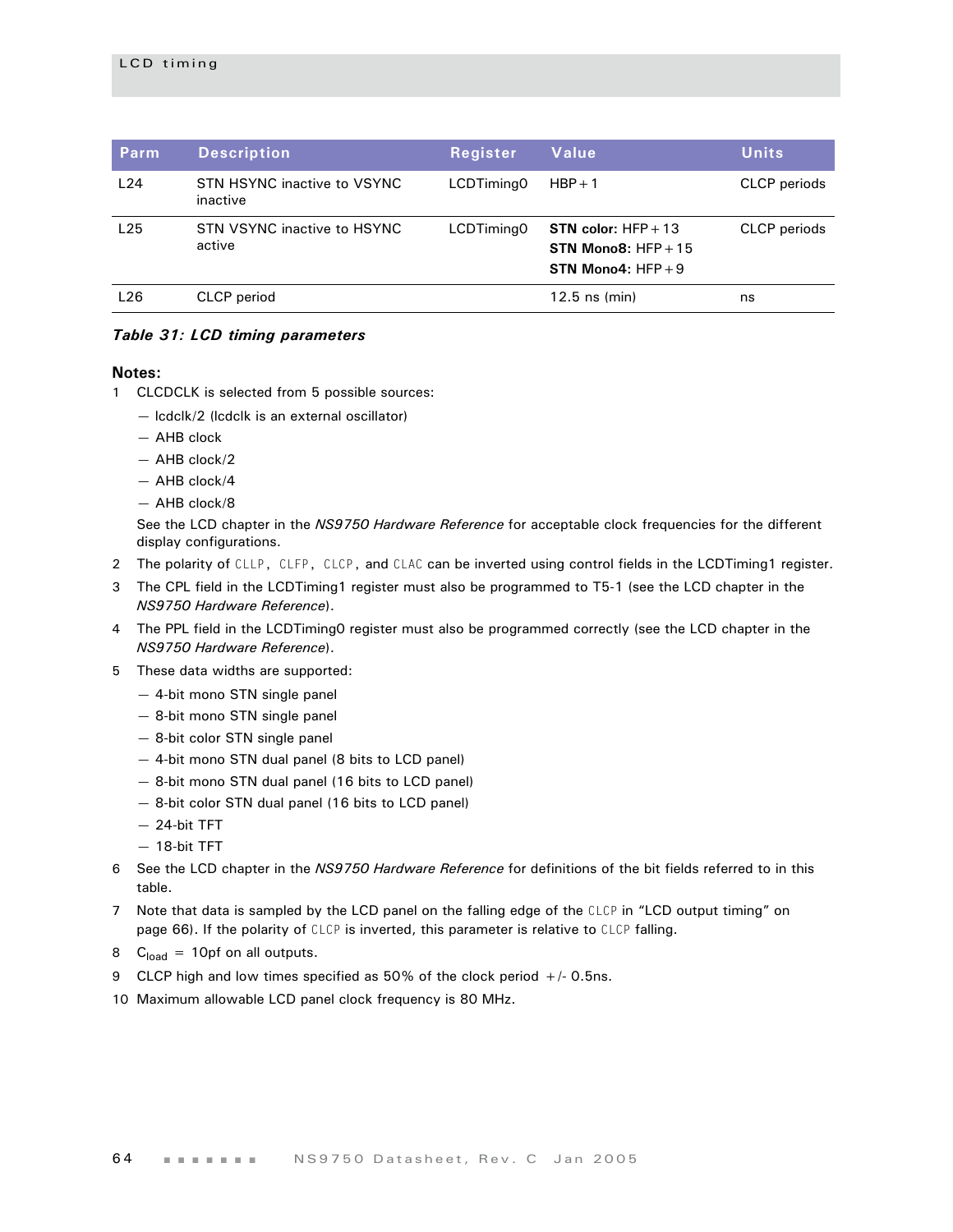| Parm | Description | Register | Value | Units |
|---|---|---|---|---|
| L24 | STN HSYNC inactive to VSYNC inactive | LCDTiming0 | HBP+1 | CLCP periods |
| L25 | STN VSYNC inactive to HSYNC active | LCDTiming0 | **STN color:** HFP+13<br>**STN Mono8:** HFP+15<br>**STN Mono4:** HFP+9 | CLCP periods |
| L26 | CLCP period | | 12.5 ns (min) | ns |

***Table 31: LCD timing parameters***

**Notes:**

1. CLCDCLK is selected from 5 possible sources:
   - lcdclk/2 (lcdclk is an external oscillator)
   - AHB clock
   - AHB clock/2
   - AHB clock/4
   - AHB clock/8

   See the LCD chapter in the *NS9750 Hardware Reference* for acceptable clock frequencies for the different display configurations.
2. The polarity of CLLP, CLFP, CLCP, and CLAC can be inverted using control fields in the LCDTiming1 register.
3. The CPL field in the LCDTiming1 register must also be programmed to T5-1 (see the LCD chapter in the *NS9750 Hardware Reference*).
4. The PPL field in the LCDTiming0 register must also be programmed correctly (see the LCD chapter in the *NS9750 Hardware Reference*).
5. These data widths are supported:
   - 4-bit mono STN single panel
   - 8-bit mono STN single panel
   - 8-bit color STN single panel
   - 4-bit mono STN dual panel (8 bits to LCD panel)
   - 8-bit mono STN dual panel (16 bits to LCD panel)
   - 8-bit color STN dual panel (16 bits to LCD panel)
   - 24-bit TFT
   - 18-bit TFT
6. See the LCD chapter in the *NS9750 Hardware Reference* for definitions of the bit fields referred to in this table.
7. Note that data is sampled by the LCD panel on the falling edge of the CLCP in "LCD output timing" on page 66). If the polarity of CLCP is inverted, this parameter is relative to CLCP falling.
8. $C_{load}$ = 10pf on all outputs.
9. CLCP high and low times specified as 50% of the clock period +/- 0.5ns.
10. Maximum allowable LCD panel clock frequency is 80 MHz.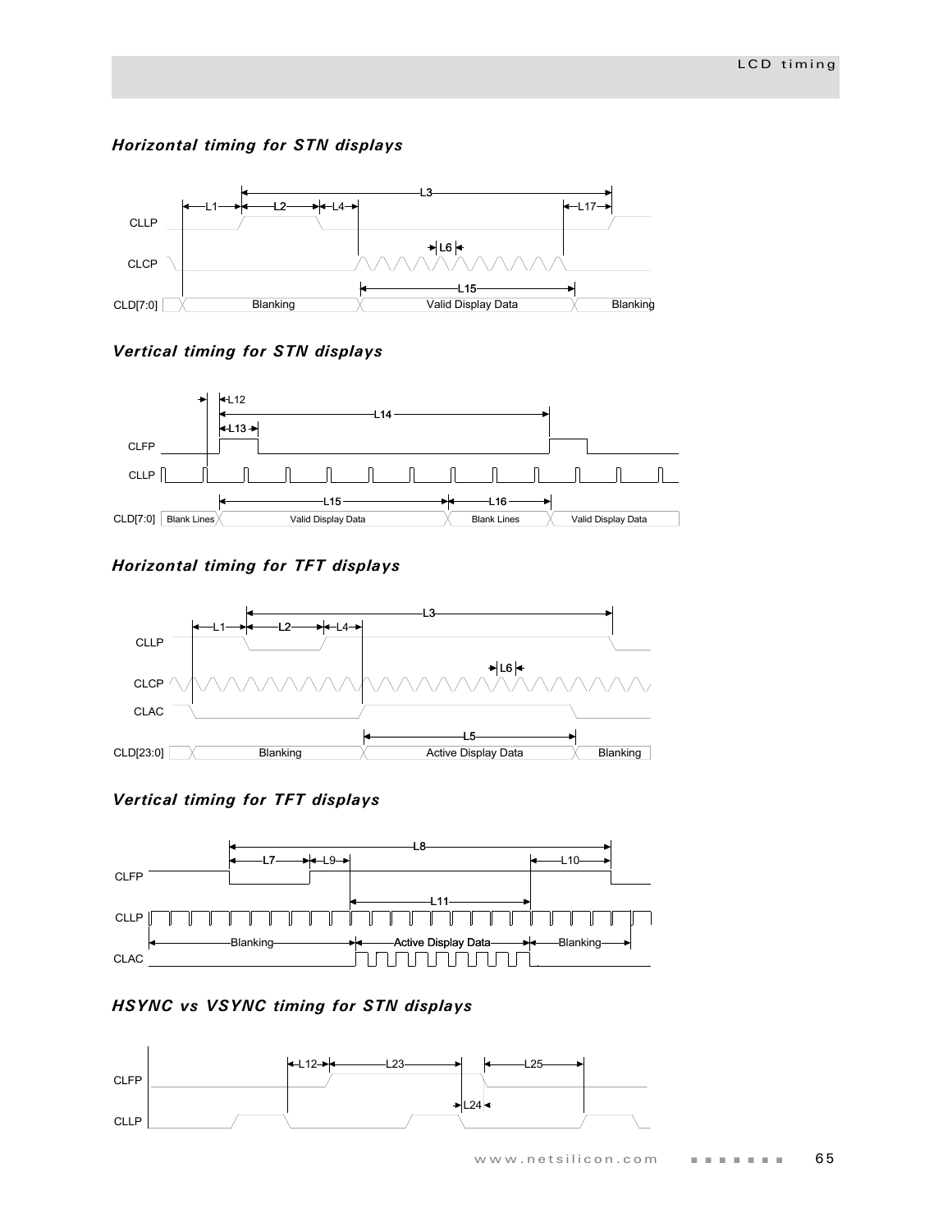### *Horizontal timing for STN displays*

CLLP

CLCP

CLD[7:0]

L1 L2 L4 L3 L17 L6 L15

Blanking | Valid Display Data | Blanking

### *Vertical timing for STN displays*

CLFP

CLLP

CLD[7:0]

L12 L14 L13 L15 L16

Blank Lines | Valid Display Data | Blank Lines | Valid Display Data

### *Horizontal timing for TFT displays*

CLLP

CLCP

CLAC

CLD[23:0]

L1 L2 L4 L3 L6 L5

Blanking | Active Display Data | Blanking

### *Vertical timing for TFT displays*

CLFP

CLLP

CLAC

L7 L9 L8 L10 L11

Blanking | Active Display Data | Blanking

### *HSYNC vs VSYNC timing for STN displays*

CLFP

CLLP

L12 L23 L25 L24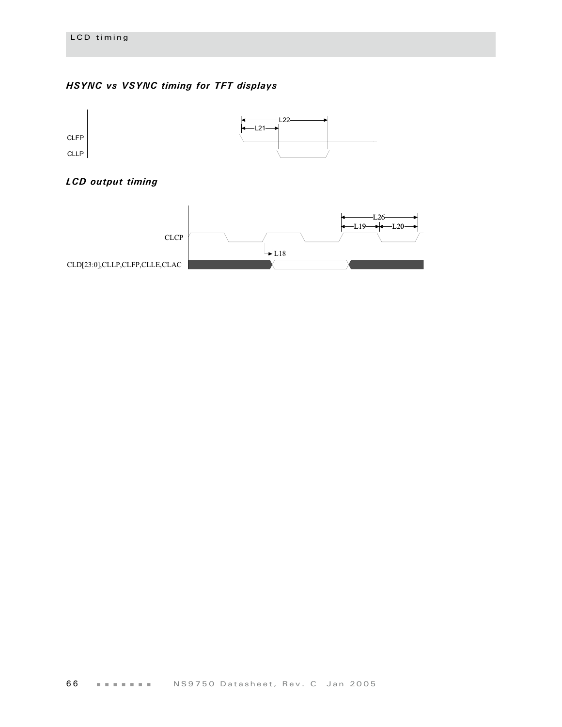### HSYNC vs VSYNC timing for TFT displays

CLFP

CLLP

L22

L21

### LCD output timing

CLCP

CLD[23:0],CLLP,CLFP,CLLE,CLAC

L26

L19

L20

L18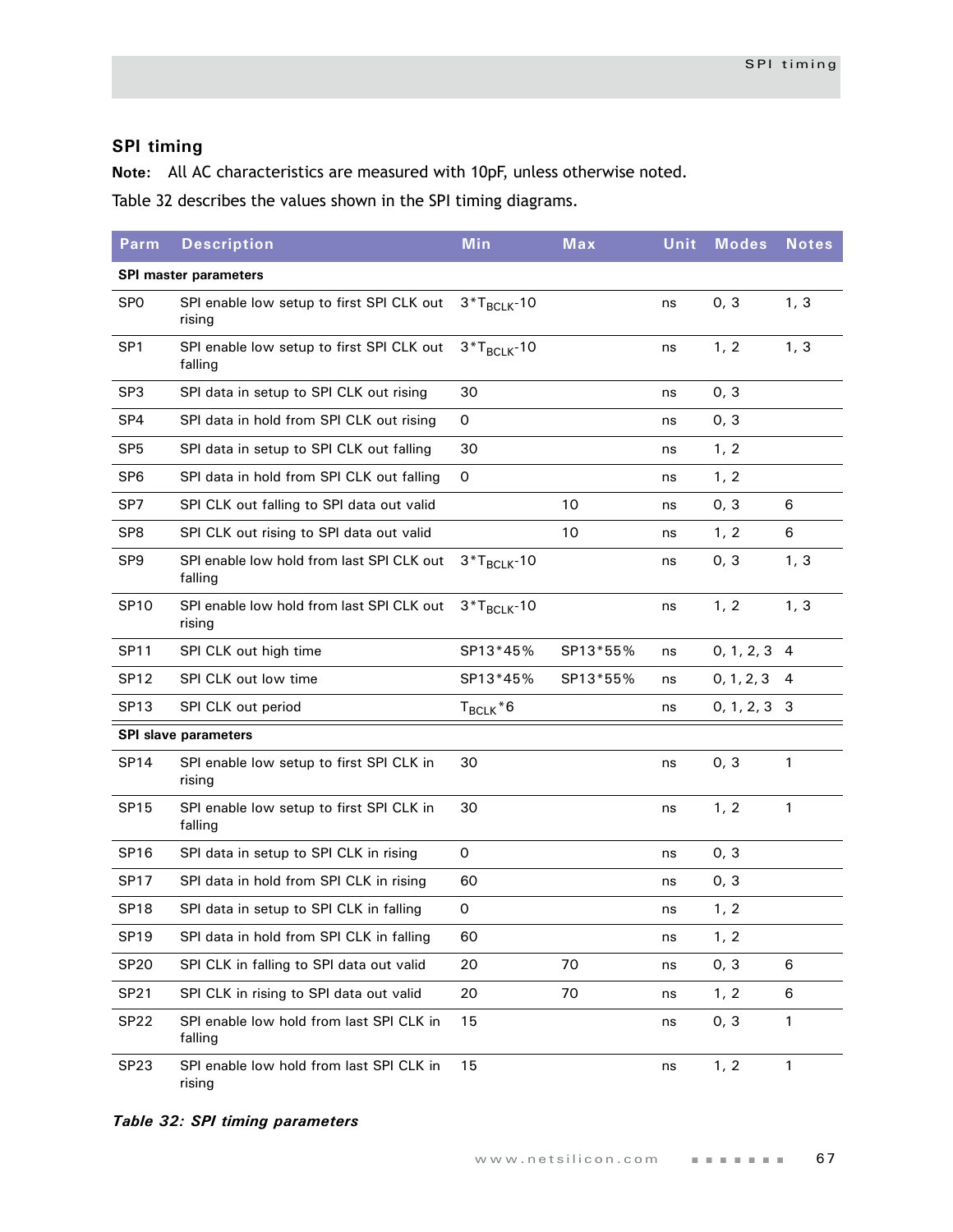## SPI timing

**Note:** All AC characteristics are measured with 10pF, unless otherwise noted.

Table 32 describes the values shown in the SPI timing diagrams.

| Parm | Description | Min | Max | Unit | Modes | Notes |
|---|---|---|---|---|---|---|
| **SPI master parameters** | | | | | | |
| SP0 | SPI enable low setup to first SPI CLK out rising | $3*T_{BCLK}$-10 | | ns | 0, 3 | 1, 3 |
| SP1 | SPI enable low setup to first SPI CLK out falling | $3*T_{BCLK}$-10 | | ns | 1, 2 | 1, 3 |
| SP3 | SPI data in setup to SPI CLK out rising | 30 | | ns | 0, 3 | |
| SP4 | SPI data in hold from SPI CLK out rising | 0 | | ns | 0, 3 | |
| SP5 | SPI data in setup to SPI CLK out falling | 30 | | ns | 1, 2 | |
| SP6 | SPI data in hold from SPI CLK out falling | 0 | | ns | 1, 2 | |
| SP7 | SPI CLK out falling to SPI data out valid | | 10 | ns | 0, 3 | 6 |
| SP8 | SPI CLK out rising to SPI data out valid | | 10 | ns | 1, 2 | 6 |
| SP9 | SPI enable low hold from last SPI CLK out falling | $3*T_{BCLK}$-10 | | ns | 0, 3 | 1, 3 |
| SP10 | SPI enable low hold from last SPI CLK out rising | $3*T_{BCLK}$-10 | | ns | 1, 2 | 1, 3 |
| SP11 | SPI CLK out high time | SP13*45% | SP13*55% | ns | 0, 1, 2, 3 | 4 |
| SP12 | SPI CLK out low time | SP13*45% | SP13*55% | ns | 0, 1, 2, 3 | 4 |
| SP13 | SPI CLK out period | $T_{BCLK}$*6 | | ns | 0, 1, 2, 3 | 3 |
| **SPI slave parameters** | | | | | | |
| SP14 | SPI enable low setup to first SPI CLK in rising | 30 | | ns | 0, 3 | 1 |
| SP15 | SPI enable low setup to first SPI CLK in falling | 30 | | ns | 1, 2 | 1 |
| SP16 | SPI data in setup to SPI CLK in rising | 0 | | ns | 0, 3 | |
| SP17 | SPI data in hold from SPI CLK in rising | 60 | | ns | 0, 3 | |
| SP18 | SPI data in setup to SPI CLK in falling | 0 | | ns | 1, 2 | |
| SP19 | SPI data in hold from SPI CLK in falling | 60 | | ns | 1, 2 | |
| SP20 | SPI CLK in falling to SPI data out valid | 20 | 70 | ns | 0, 3 | 6 |
| SP21 | SPI CLK in rising to SPI data out valid | 20 | 70 | ns | 1, 2 | 6 |
| SP22 | SPI enable low hold from last SPI CLK in falling | 15 | | ns | 0, 3 | 1 |
| SP23 | SPI enable low hold from last SPI CLK in rising | 15 | | ns | 1, 2 | 1 |

***Table 32: SPI timing parameters***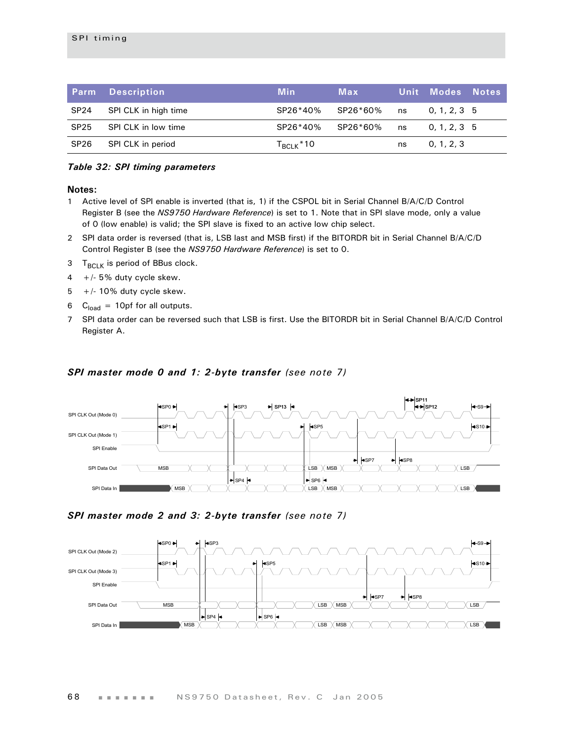## SPI timing

| Parm | Description | Min | Max | Unit | Modes | Notes |
|---|---|---|---|---|---|---|
| SP24 | SPI CLK in high time | SP26*40% | SP26*60% | ns | 0, 1, 2, 3 | 5 |
| SP25 | SPI CLK in low time | SP26*40% | SP26*60% | ns | 0, 1, 2, 3 | 5 |
| SP26 | SPI CLK in period | $T_{BCLK}$*10 | | ns | 0, 1, 2, 3 | |

***Table 32: SPI timing parameters***

**Notes:**

1. Active level of SPI enable is inverted (that is, 1) if the CSPOL bit in Serial Channel B/A/C/D Control Register B (see the *NS9750 Hardware Reference*) is set to 1. Note that in SPI slave mode, only a value of 0 (low enable) is valid; the SPI slave is fixed to an active low chip select.
2. SPI data order is reversed (that is, LSB last and MSB first) if the BITORDR bit in Serial Channel B/A/C/D Control Register B (see the *NS9750 Hardware Reference*) is set to 0.
3. $T_{BCLK}$ is period of BBus clock.
4. +/- 5% duty cycle skew.
5. +/- 10% duty cycle skew.
6. $C_{load}$ = 10pf for all outputs.
7. SPI data order can be reversed such that LSB is first. Use the BITORDR bit in Serial Channel B/A/C/D Control Register A.

***SPI master mode 0 and 1: 2-byte transfer*** *(see note 7)*

***SPI master mode 2 and 3: 2-byte transfer*** *(see note 7)*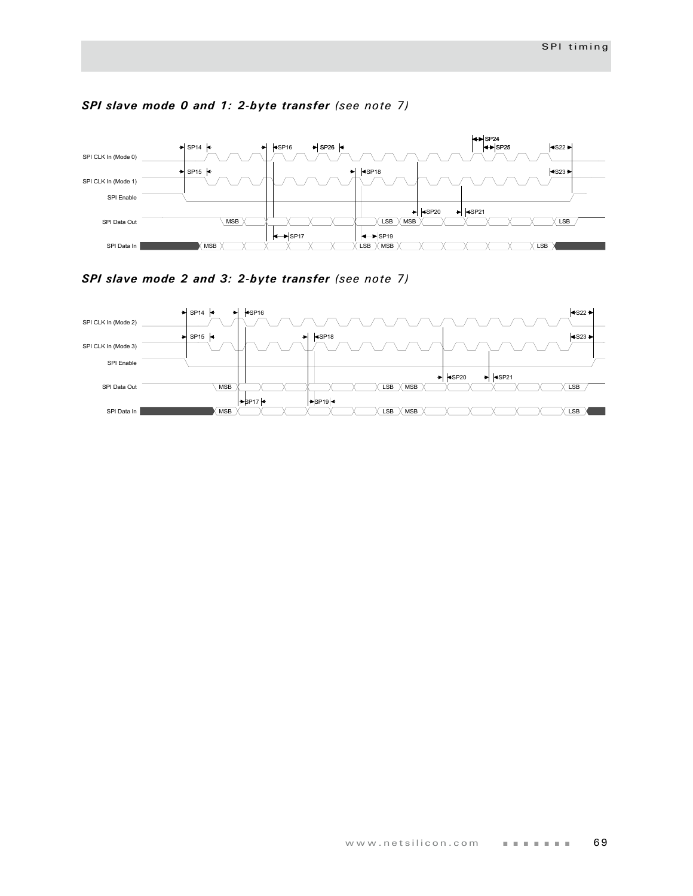## *SPI slave mode 0 and 1: 2-byte transfer* (see note 7)

SP14 SP16 SP26 SP24 SP25 S22

SPI CLK In (Mode 0)

SP15 SP18 S23

SPI CLK In (Mode 1)

SPI Enable

SP20 SP21

SPI Data Out MSB LSB MSB LSB

SP17 SP19

SPI Data In MSB LSB MSB LSB

## *SPI slave mode 2 and 3: 2-byte transfer* (see note 7)

SP14 SP16 S22

SPI CLK In (Mode 2)

SP15 SP18 S23

SPI CLK In (Mode 3)

SPI Enable

SP20 SP21

SPI Data Out MSB LSB MSB LSB

SP17 SP19

SPI Data In MSB LSB MSB LSB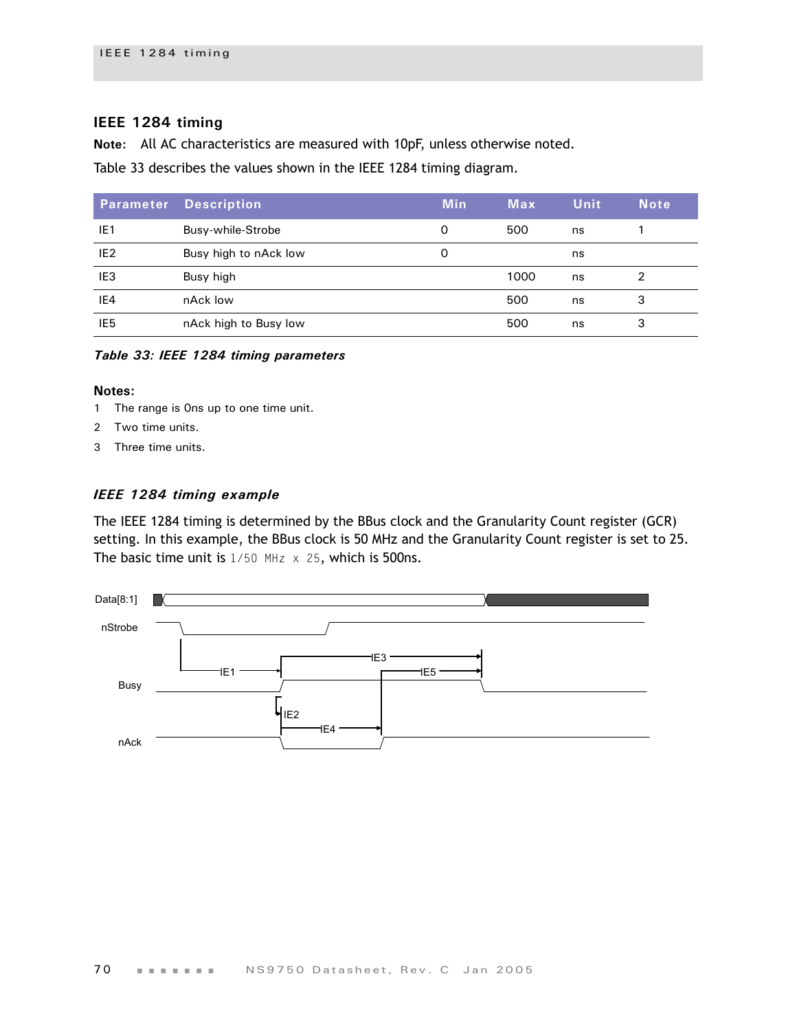## IEEE 1284 timing

**Note:** All AC characteristics are measured with 10pF, unless otherwise noted.

Table 33 describes the values shown in the IEEE 1284 timing diagram.

| Parameter | Description | Min | Max | Unit | Note |
|---|---|---|---|---|---|
| IE1 | Busy-while-Strobe | 0 | 500 | ns | 1 |
| IE2 | Busy high to nAck low | 0 | | ns | |
| IE3 | Busy high | | 1000 | ns | 2 |
| IE4 | nAck low | | 500 | ns | 3 |
| IE5 | nAck high to Busy low | | 500 | ns | 3 |

*Table 33: IEEE 1284 timing parameters*

**Notes:**

1. The range is 0ns up to one time unit.
2. Two time units.
3. Three time units.

### *IEEE 1284 timing example*

The IEEE 1284 timing is determined by the BBus clock and the Granularity Count register (GCR) setting. In this example, the BBus clock is 50 MHz and the Granularity Count register is set to 25. The basic time unit is `1/50 MHz x 25`, which is 500ns.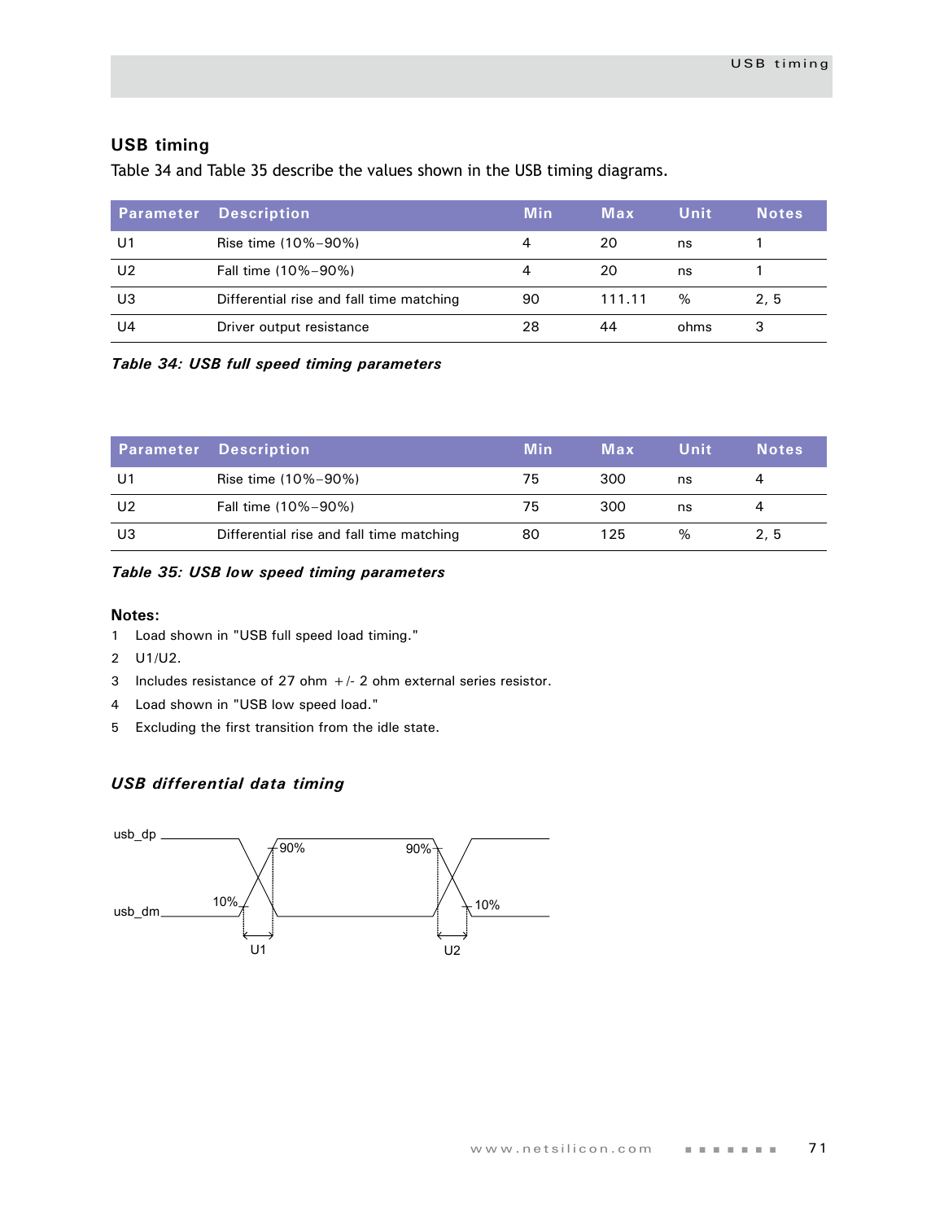## USB timing

Table 34 and Table 35 describe the values shown in the USB timing diagrams.

| Parameter | Description | Min | Max | Unit | Notes |
|---|---|---|---|---|---|
| U1 | Rise time (10%–90%) | 4 | 20 | ns | 1 |
| U2 | Fall time (10%–90%) | 4 | 20 | ns | 1 |
| U3 | Differential rise and fall time matching | 90 | 111.11 | % | 2, 5 |
| U4 | Driver output resistance | 28 | 44 | ohms | 3 |

***Table 34: USB full speed timing parameters***

| Parameter | Description | Min | Max | Unit | Notes |
|---|---|---|---|---|---|
| U1 | Rise time (10%–90%) | 75 | 300 | ns | 4 |
| U2 | Fall time (10%–90%) | 75 | 300 | ns | 4 |
| U3 | Differential rise and fall time matching | 80 | 125 | % | 2, 5 |

***Table 35: USB low speed timing parameters***

**Notes:**

1 Load shown in "USB full speed load timing."

2 U1/U2.

3 Includes resistance of 27 ohm +/- 2 ohm external series resistor.

4 Load shown in "USB low speed load."

5 Excluding the first transition from the idle state.

### *USB differential data timing*

usb_dp

usb_dm

10%

90%

90%

10%

U1

U2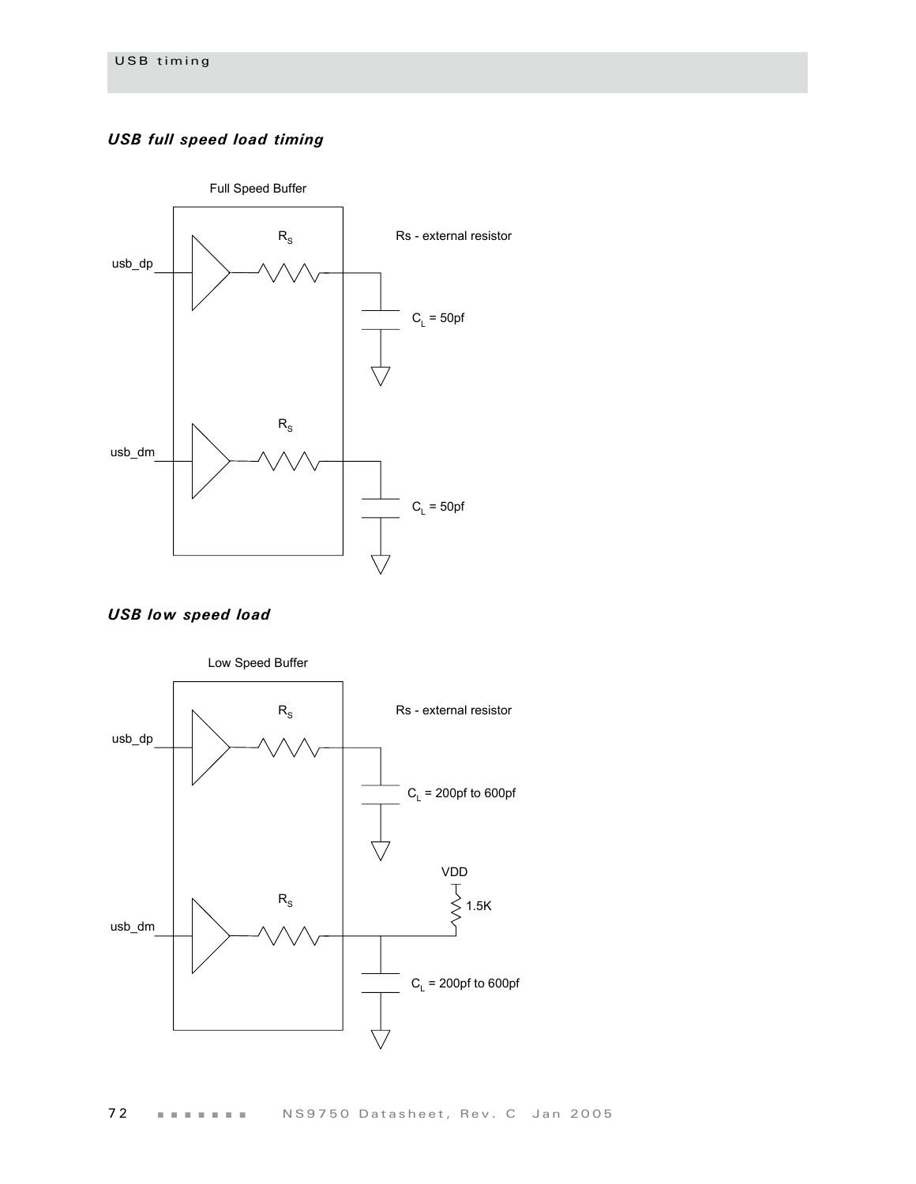### *USB full speed load timing*

Full Speed Buffer

$R_S$

Rs - external resistor

usb_dp

$C_L$ = 50pf

$R_S$

usb_dm

$C_L$ = 50pf

### *USB low speed load*

Low Speed Buffer

$R_S$

Rs - external resistor

usb_dp

$C_L$ = 200pf to 600pf

VDD

1.5K

$R_S$

usb_dm

$C_L$ = 200pf to 600pf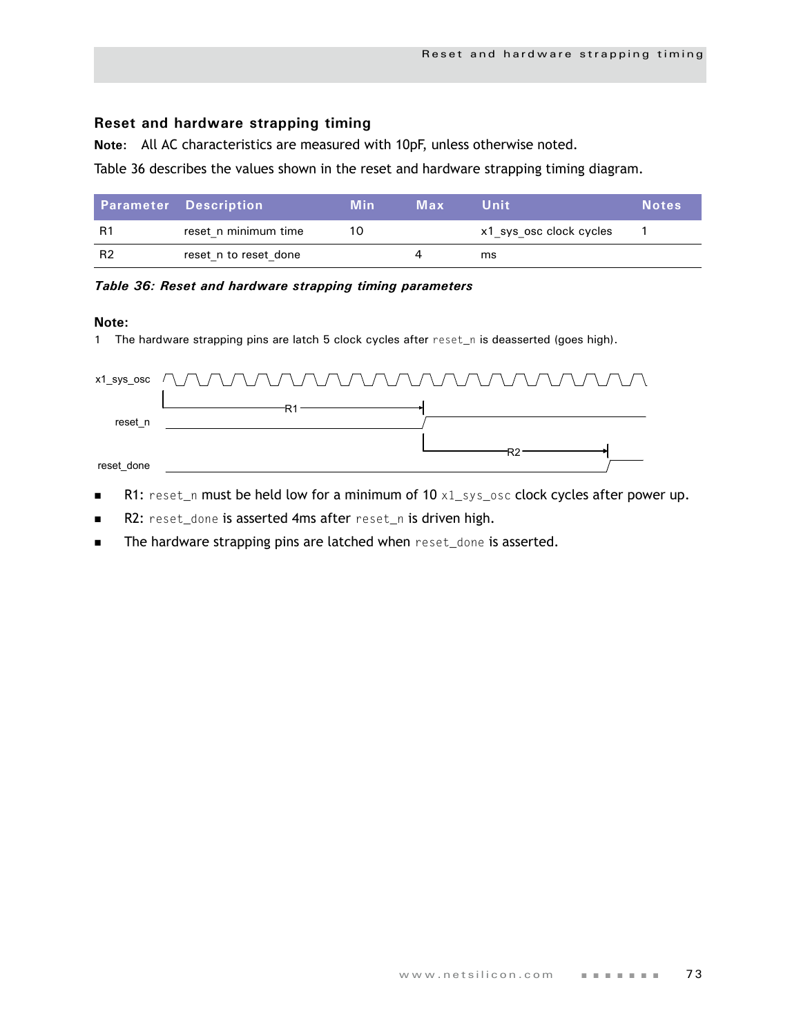## Reset and hardware strapping timing

**Note:** All AC characteristics are measured with 10pF, unless otherwise noted.

Table 36 describes the values shown in the reset and hardware strapping timing diagram.

| Parameter | Description | Min | Max | Unit | Notes |
|---|---|---|---|---|---|
| R1 | reset_n minimum time | 10 | | x1_sys_osc clock cycles | 1 |
| R2 | reset_n to reset_done | | 4 | ms | |

***Table 36: Reset and hardware strapping timing parameters***

**Note:**

1 The hardware strapping pins are latch 5 clock cycles after reset_n is deasserted (goes high).

- R1: reset_n must be held low for a minimum of 10 x1_sys_osc clock cycles after power up.
- R2: reset_done is asserted 4ms after reset_n is driven high.
- The hardware strapping pins are latched when reset_done is asserted.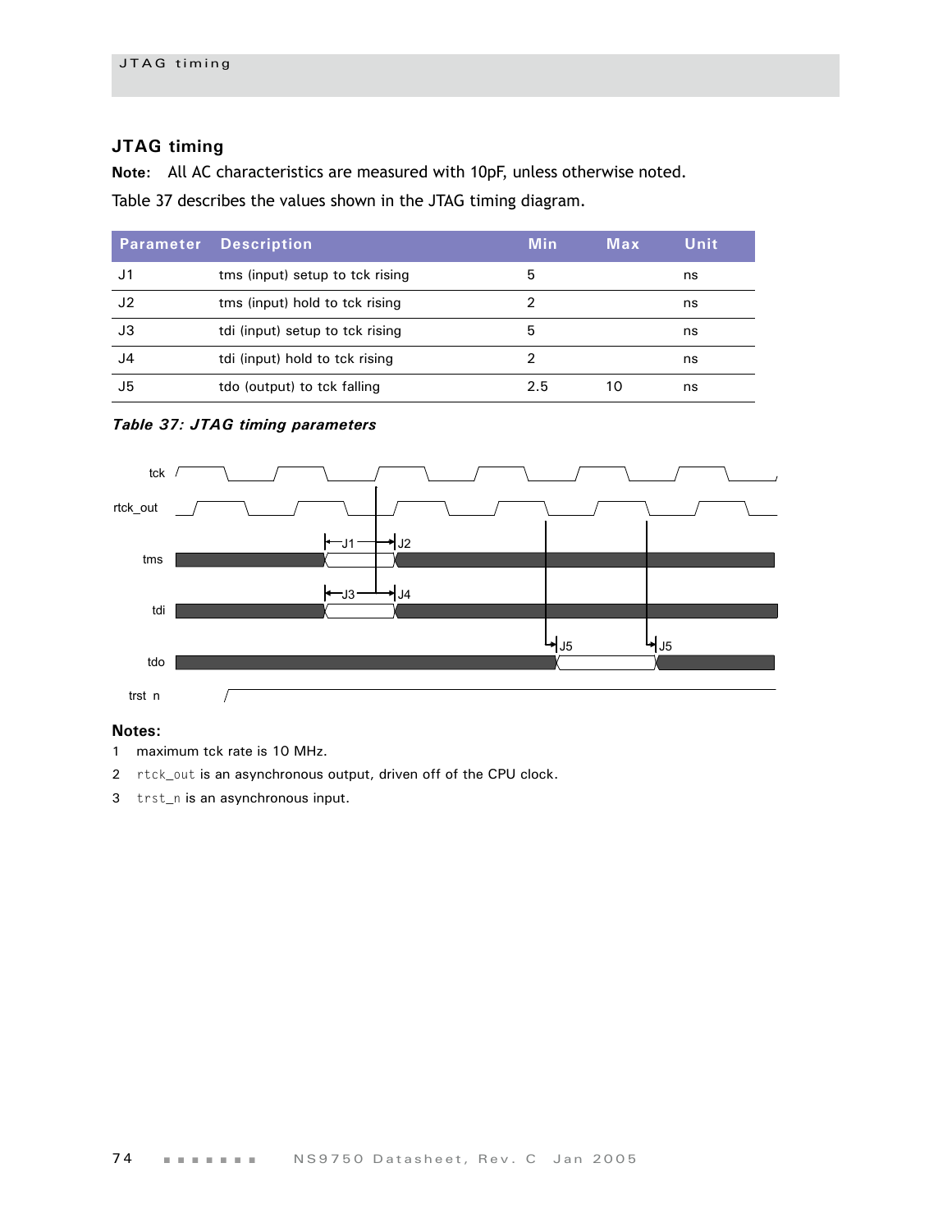## JTAG timing

**Note:** All AC characteristics are measured with 10pF, unless otherwise noted.

Table 37 describes the values shown in the JTAG timing diagram.

| Parameter | Description | Min | Max | Unit |
|---|---|---|---|---|
| J1 | tms (input) setup to tck rising | 5 | | ns |
| J2 | tms (input) hold to tck rising | 2 | | ns |
| J3 | tdi (input) setup to tck rising | 5 | | ns |
| J4 | tdi (input) hold to tck rising | 2 | | ns |
| J5 | tdo (output) to tck falling | 2.5 | 10 | ns |

*Table 37: JTAG timing parameters*

**Notes:**

1. maximum tck rate is 10 MHz.
2. `rtck_out` is an asynchronous output, driven off of the CPU clock.
3. `trst_n` is an asynchronous input.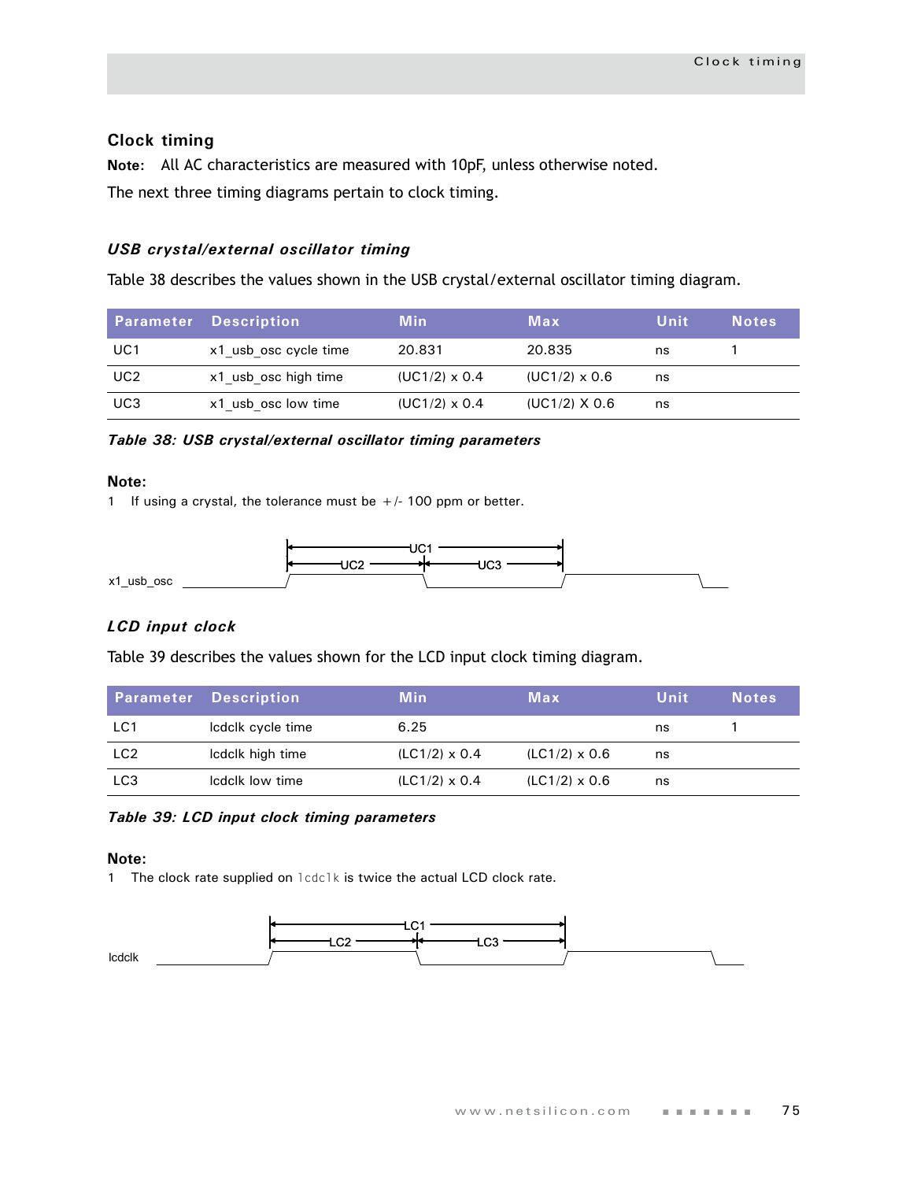## Clock timing

**Note:** All AC characteristics are measured with 10pF, unless otherwise noted.

The next three timing diagrams pertain to clock timing.

### *USB crystal/external oscillator timing*

Table 38 describes the values shown in the USB crystal/external oscillator timing diagram.

| Parameter | Description | Min | Max | Unit | Notes |
|---|---|---|---|---|---|
| UC1 | x1_usb_osc cycle time | 20.831 | 20.835 | ns | 1 |
| UC2 | x1_usb_osc high time | (UC1/2) x 0.4 | (UC1/2) x 0.6 | ns | |
| UC3 | x1_usb_osc low time | (UC1/2) x 0.4 | (UC1/2) X 0.6 | ns | |

*Table 38: USB crystal/external oscillator timing parameters*

**Note:**

1 If using a crystal, the tolerance must be +/- 100 ppm or better.

### *LCD input clock*

Table 39 describes the values shown for the LCD input clock timing diagram.

| Parameter | Description | Min | Max | Unit | Notes |
|---|---|---|---|---|---|
| LC1 | lcdclk cycle time | 6.25 | | ns | 1 |
| LC2 | lcdclk high time | (LC1/2) x 0.4 | (LC1/2) x 0.6 | ns | |
| LC3 | lcdclk low time | (LC1/2) x 0.4 | (LC1/2) x 0.6 | ns | |

*Table 39: LCD input clock timing parameters*

**Note:**

1 The clock rate supplied on `lcdclk` is twice the actual LCD clock rate.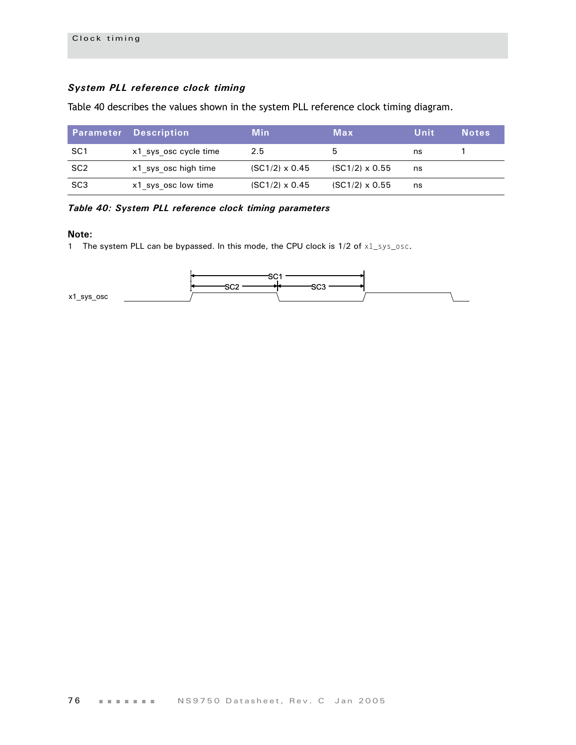### System PLL reference clock timing

Table 40 describes the values shown in the system PLL reference clock timing diagram.

| Parameter | Description | Min | Max | Unit | Notes |
|---|---|---|---|---|---|
| SC1 | x1_sys_osc cycle time | 2.5 | 5 | ns | 1 |
| SC2 | x1_sys_osc high time | (SC1/2) x 0.45 | (SC1/2) x 0.55 | ns | |
| SC3 | x1_sys_osc low time | (SC1/2) x 0.45 | (SC1/2) x 0.55 | ns | |

*Table 40: System PLL reference clock timing parameters*

**Note:**

1 The system PLL can be bypassed. In this mode, the CPU clock is 1/2 of x1_sys_osc.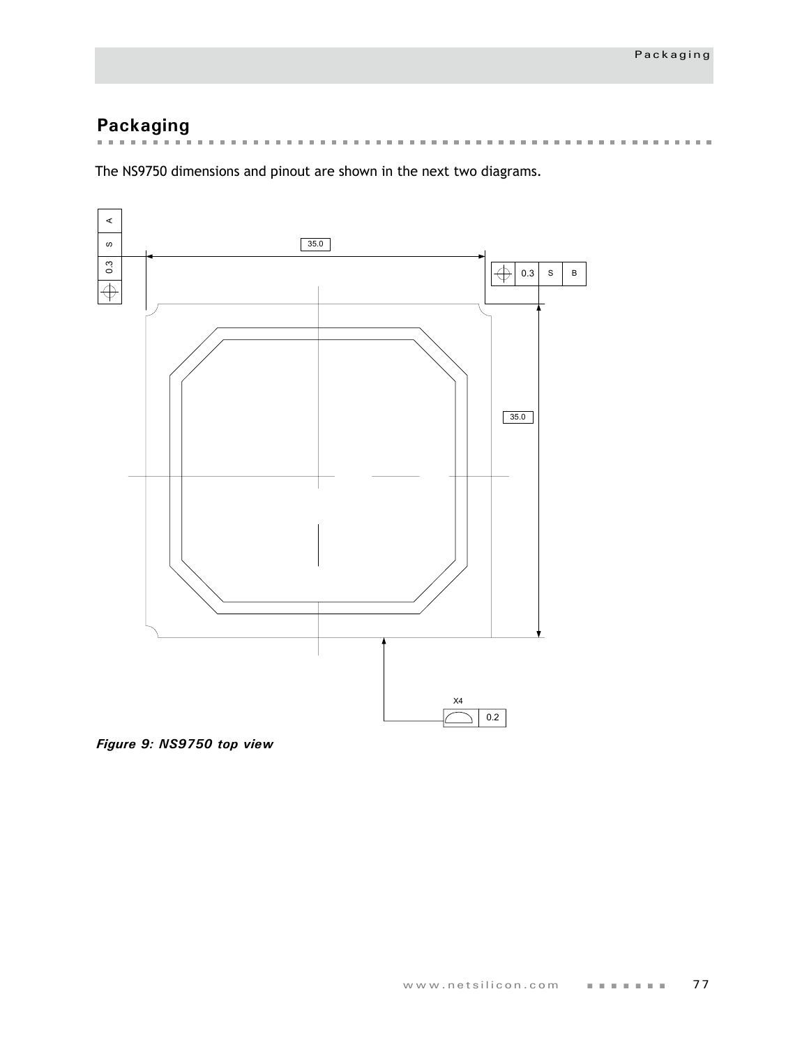## Packaging

The NS9750 dimensions and pinout are shown in the next two diagrams.

*Figure 9: NS9750 top view*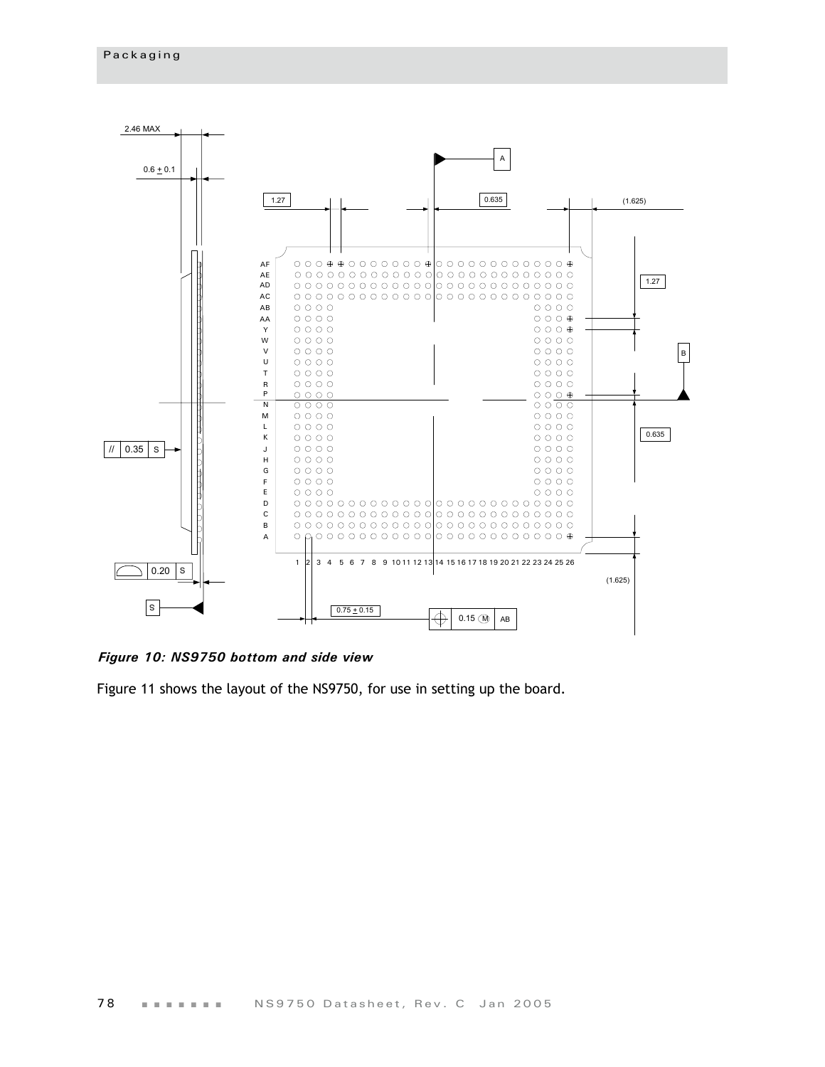2.46 MAX

0.6 ± 0.1

1.27

0.635

(1.625)

A

B

1.27

0.635

(1.625)

// 0.35 S

0.20 S

S

0.75 ± 0.15

0.15 M AB

AF AE AD AC AB AA Y W V U T R P N M L K J H G F E D C B A

1 2 3 4 5 6 7 8 9 10 11 12 13 14 15 16 17 18 19 20 21 22 23 24 25 26

***Figure 10: NS9750 bottom and side view***

Figure 11 shows the layout of the NS9750, for use in setting up the board.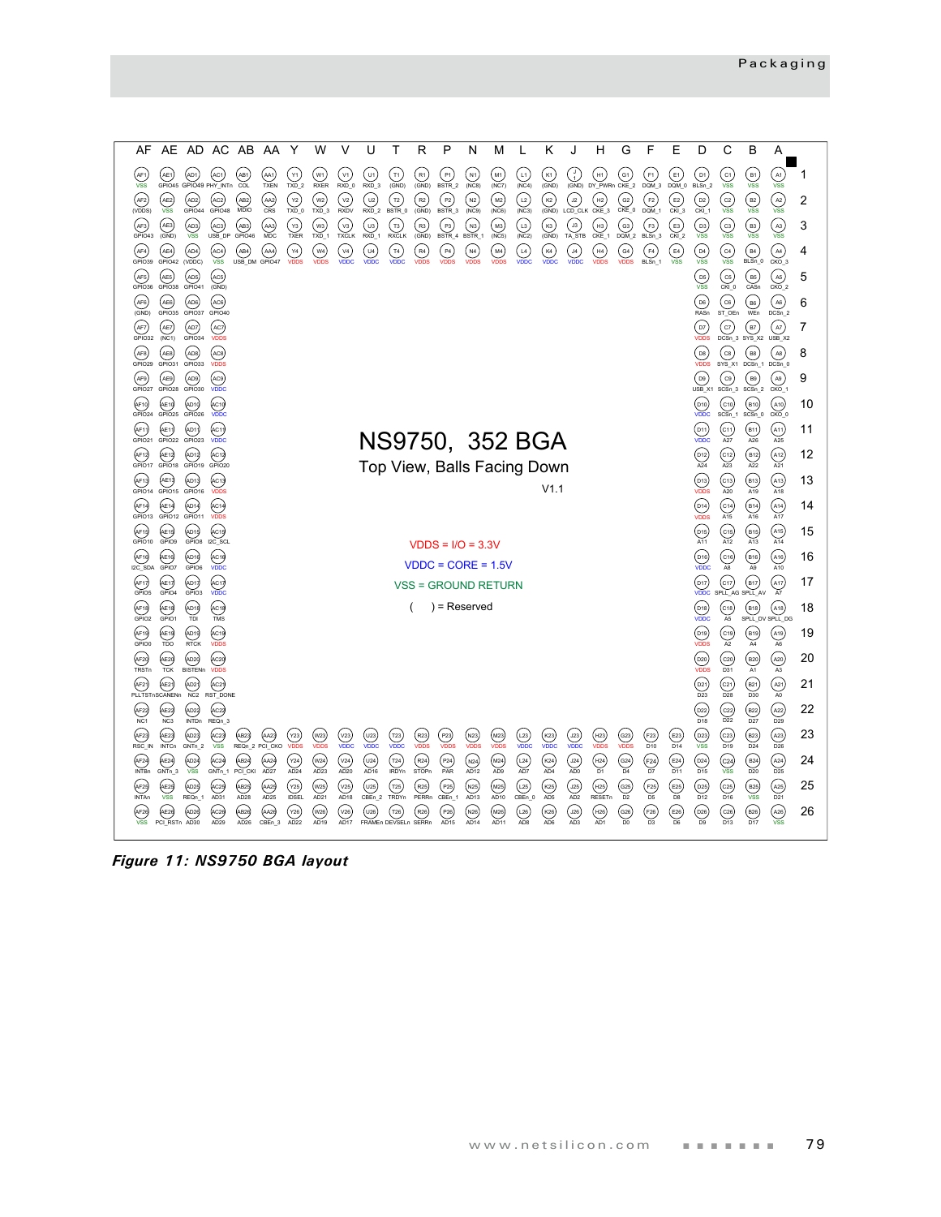# NS9750, 352 BGA

Top View, Balls Facing Down

V1.1

| | AF | AE | AD | AC | AB | AA | Y | W | V | U | T | R | P | N | M | L | K | J | H | G | F | E | D | C | B | A |
|---|---|---|---|---|---|---|---|---|---|---|---|---|---|---|---|---|---|---|---|---|---|---|---|---|---|---|
| 1 | VSS | GPIO45 | GPIO49 | PHY_INTn | COL | TXEN | TXD_2 | RXER | RXD_0 | RXD_3 | (GND) | (GND) | BSTR_2 | (NC8) | (NC7) | (NC4) | (GND) | (GND) | DY_PWRn | CKE_2 | DQM_3 | DQM_0 | BLSn_2 | VSS | VSS | VSS |
| 2 | (VDDS) | VSS | GPIO44 | GPIO48 | MDIO | CRS | TXD_0 | TXD_3 | RXDV | RXD_2 | BSTR_0 | (GND) | BSTR_3 | (NC9) | (NC6) | (NC3) | (GND) | LCD_CLK | CKE_3 | CKE_0 | DQM_1 | CKI_3 | CKI_1 | VSS | VSS | VSS |
| 3 | GPIO43 | (GND) | VSS | USB_DP | GPIO46 | MDC | TXER | TXD_1 | TXCLK | RXD_1 | RXCLK | (GND) | BSTR_4 | BSTR_1 | (NC5) | (NC2) | (GND) | TA_STB | CKE_1 | DQM_2 | BLSn_3 | CKI_2 | VSS | VSS | VSS | VSS |
| 4 | GPIO39 | GPIO42 | (VDDC) | VSS | USB_DM | GPIO47 | VDDS | VDDS | VDDC | VDDC | VDDC | VDDS | VDDS | VDDS | VDDS | VDDC | VDDC | VDDC | VDDS | VDDS | BLSn_1 | VSS | VSS | VSS | BLSn_0 | CKO_3 |
| 5 | GPIO36 | GPIO38 | GPIO41 | (GND) | | | | | | | | | | | | | | | | | | | VSS | CKI_0 | CASn | CKO_2 |
| 6 | (GND) | GPIO35 | GPIO37 | GPIO40 | | | | | | | | | | | | | | | | | | | RASn | ST_OEn | WEn | DCSn_2 |
| 7 | GPIO32 | (NC1) | GPIO34 | VDDS | | | | | | | | | | | | | | | | | | | VDDS | DCSn_3 | SYS_X2 | USB_X2 |
| 8 | GPIO29 | GPIO31 | GPIO33 | VDDS | | | | | | | | | | | | | | | | | | | VDDS | SYS_X1 | DCSn_1 | DCSn_0 |
| 9 | GPIO27 | GPIO28 | GPIO30 | VDDC | | | | | | | | | | | | | | | | | | | USB_X1 | SCSn_3 | SCSn_2 | CKO_1 |
| 10 | GPIO24 | GPIO25 | GPIO26 | VDDC | | | | | | | | | | | | | | | | | | | VDDC | SCSn_1 | SCSn_0 | CKO_0 |
| 11 | GPIO21 | GPIO22 | GPIO23 | VDDC | | | | | | | | | | | | | | | | | | | VDDC | A27 | A26 | A25 |
| 12 | GPIO17 | GPIO18 | GPIO19 | GPIO20 | | | | | | | | | | | | | | | | | | | A24 | A23 | A22 | A21 |
| 13 | GPIO14 | GPIO15 | GPIO16 | VDDS | | | | | | | | | | | | | | | | | | | VDDS | A20 | A19 | A18 |
| 14 | GPIO13 | GPIO12 | GPIO11 | VDDS | | | | | | | | | | | | | | | | | | | VDDS | A15 | A16 | A17 |
| 15 | GPIO10 | GPIO9 | GPIO8 | I2C_SCL | | | | | | | | | | | | | | | | | | | A11 | A12 | A13 | A14 |
| 16 | I2C_SDA | GPIO7 | GPIO6 | VDDC | | | | | | | | | | | | | | | | | | | VDDC | A8 | A9 | A10 |
| 17 | GPIO5 | GPIO4 | GPIO3 | VDDC | | | | | | | | | | | | | | | | | | | VDDC | SPLL_AG | SPLL_AV | A7 |
| 18 | GPIO2 | GPIO1 | TDI | TMS | | | | | | | | | | | | | | | | | | | VDDC | A5 | SPLL_DV | SPLL_DG |
| 19 | GPIO0 | TDO | RTCK | VDDS | | | | | | | | | | | | | | | | | | | VDDS | A2 | A4 | A6 |
| 20 | TRSTn | TCK | BISTENn | VDDS | | | | | | | | | | | | | | | | | | | VDDS | D31 | A1 | A3 |
| 21 | PLLTSTn | SCANENn | NC2 | RST_DONE | | | | | | | | | | | | | | | | | | | D23 | D28 | D30 | A0 |
| 22 | NC1 | NC3 | INTDn | REQn_3 | | | | | | | | | | | | | | | | | | | D18 | D22 | D27 | D29 |
| 23 | RSC_IN | INTCn | GNTn_2 | VSS | REQn_2 | PCI_CKO | VDDS | VDDS | VDDC | VDDC | VDDC | VDDS | VDDS | VDDS | VDDS | VDDC | VDDC | VDDC | VDDS | VDDS | D10 | D14 | VSS | D19 | D24 | D26 |
| 24 | INTBn | GNTn_3 | VSS | GNTn_1 | PCI_CKI | AD27 | AD24 | AD23 | AD20 | AD16 | IRDYn | STOPn | PAR | AD12 | AD9 | AD7 | AD4 | AD0 | D1 | D4 | D7 | D11 | D15 | VSS | D20 | D25 |
| 25 | INTAn | VSS | REQn_1 | AD31 | AD28 | AD25 | IDSEL | AD21 | AD18 | CBEn_2 | TRDYn | PERRn | CBEn_1 | AD13 | AD10 | CBEn_0 | AD5 | AD2 | RESETn | D2 | D5 | D8 | D12 | D16 | VSS | D21 |
| 26 | VSS | PCI_RSTn | AD30 | AD29 | AD26 | CBEn_3 | AD22 | AD19 | AD17 | FRAMEn | DEVSELn | SERRn | AD15 | AD14 | AD11 | AD8 | AD6 | AD3 | AD1 | D0 | D3 | D6 | D9 | D13 | D17 | VSS |

VDDS = I/O = 3.3V

VDDC = CORE = 1.5V

VSS = GROUND RETURN

( ) = Reserved

*Figure 11: NS9750 BGA layout*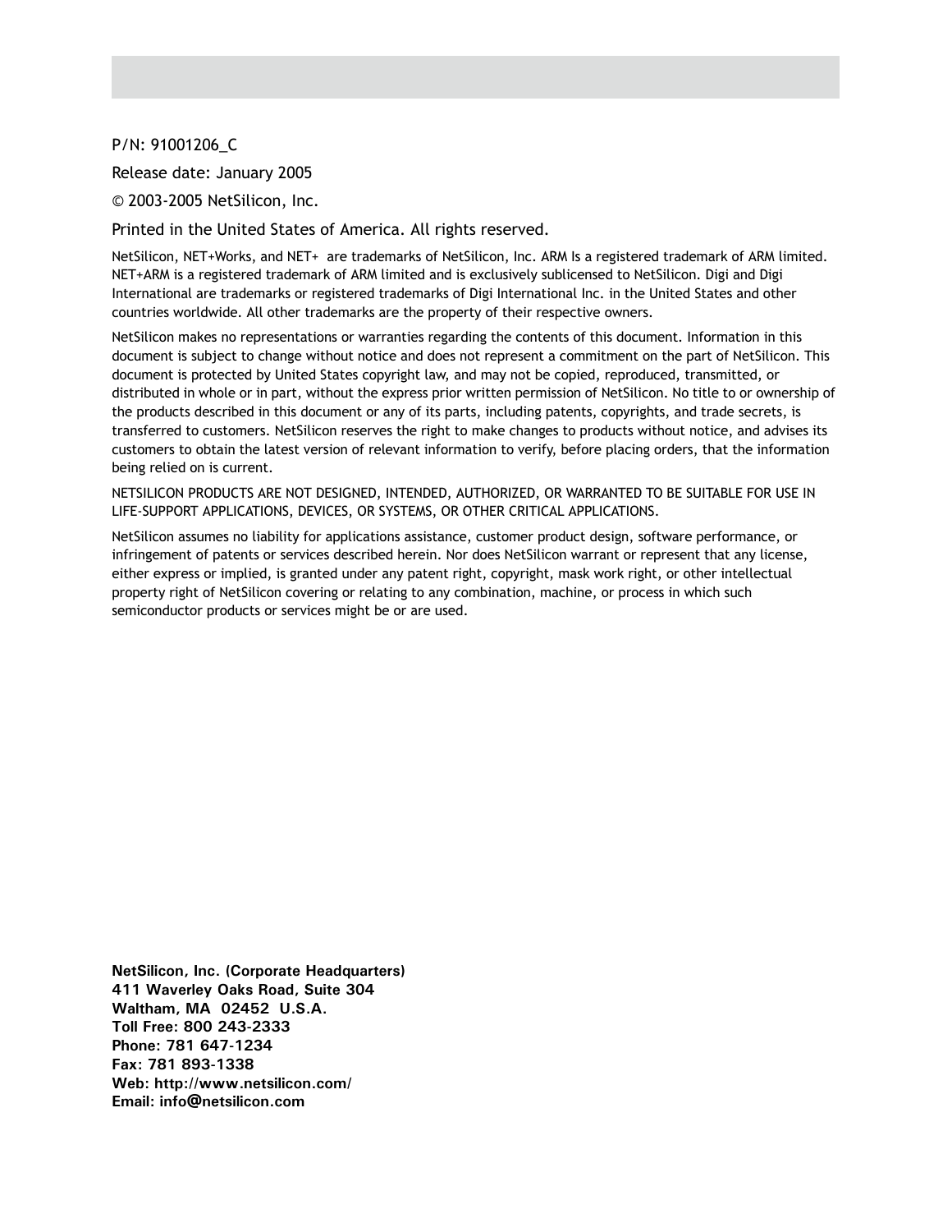P/N: 91001206_C

Release date: January 2005

© 2003-2005 NetSilicon, Inc.

Printed in the United States of America. All rights reserved.

NetSilicon, NET+Works, and NET+ are trademarks of NetSilicon, Inc. ARM Is a registered trademark of ARM limited. NET+ARM is a registered trademark of ARM limited and is exclusively sublicensed to NetSilicon. Digi and Digi International are trademarks or registered trademarks of Digi International Inc. in the United States and other countries worldwide. All other trademarks are the property of their respective owners.

NetSilicon makes no representations or warranties regarding the contents of this document. Information in this document is subject to change without notice and does not represent a commitment on the part of NetSilicon. This document is protected by United States copyright law, and may not be copied, reproduced, transmitted, or distributed in whole or in part, without the express prior written permission of NetSilicon. No title to or ownership of the products described in this document or any of its parts, including patents, copyrights, and trade secrets, is transferred to customers. NetSilicon reserves the right to make changes to products without notice, and advises its customers to obtain the latest version of relevant information to verify, before placing orders, that the information being relied on is current.

NETSILICON PRODUCTS ARE NOT DESIGNED, INTENDED, AUTHORIZED, OR WARRANTED TO BE SUITABLE FOR USE IN LIFE-SUPPORT APPLICATIONS, DEVICES, OR SYSTEMS, OR OTHER CRITICAL APPLICATIONS.

NetSilicon assumes no liability for applications assistance, customer product design, software performance, or infringement of patents or services described herein. Nor does NetSilicon warrant or represent that any license, either express or implied, is granted under any patent right, copyright, mask work right, or other intellectual property right of NetSilicon covering or relating to any combination, machine, or process in which such semiconductor products or services might be or are used.

**NetSilicon, Inc. (Corporate Headquarters)**
**411 Waverley Oaks Road, Suite 304**
**Waltham, MA 02452 U.S.A.**
**Toll Free: 800 243-2333**
**Phone: 781 647-1234**
**Fax: 781 893-1338**
**Web: http://www.netsilicon.com/**
**Email: info@netsilicon.com**